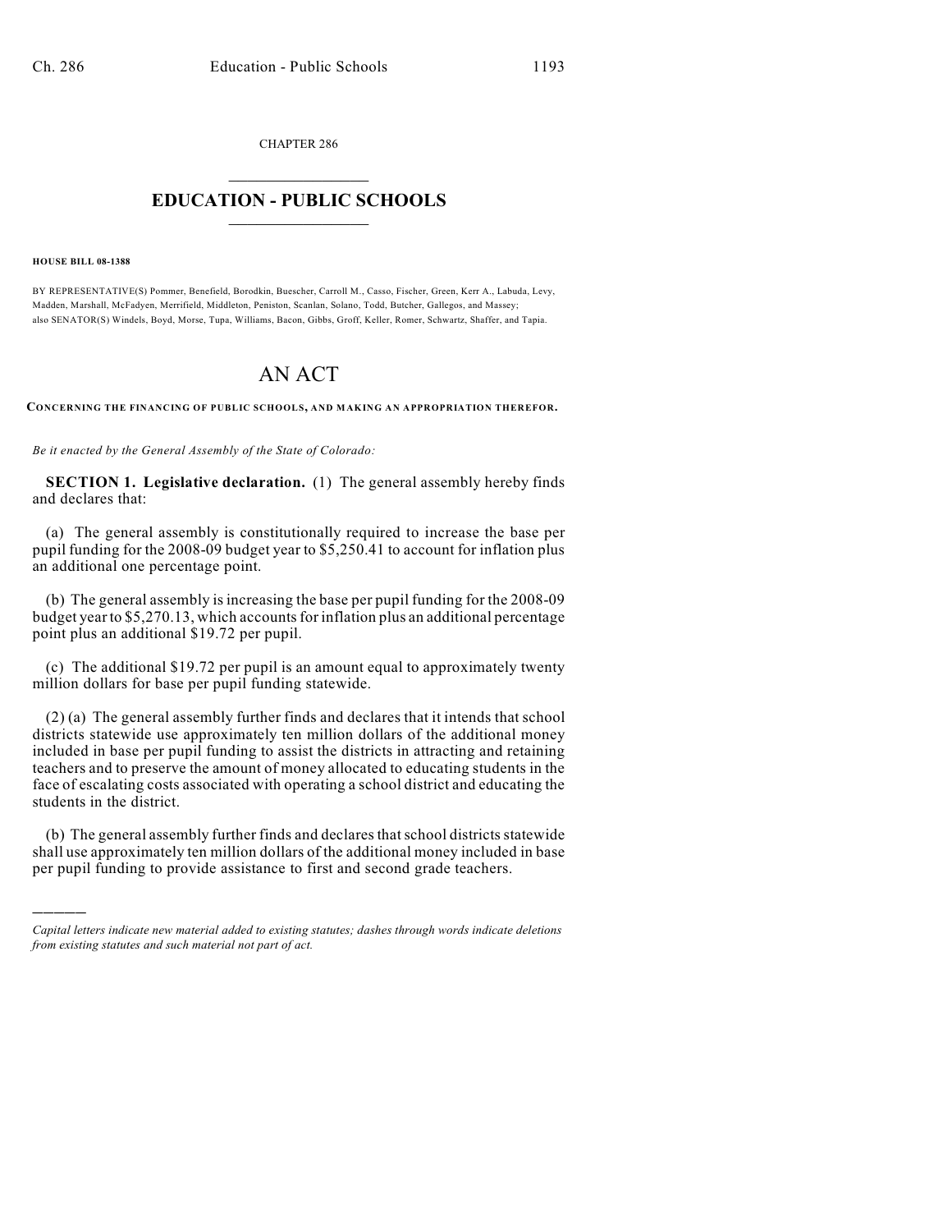CHAPTER 286

# EDUCATION - PUBLIC SCHOOLS

**HOUSE BILL 08-1388**

BY REPRESENTATIVE(S) Pommer, Benefield, Borodkin, Buescher, Carroll M., Casso, Fischer, Green, Kerr A., Labuda, Levy, Madden, Marshall, McFadyen, Merrifield, Middleton, Peniston, Scanlan, Solano, Todd, Butcher, Gallegos, and Massey; also SENATOR(S) Windels, Boyd, Morse, Tupa, Williams, Bacon, Gibbs, Groff, Keller, Romer, Schwartz, Shaffer, and Tapia.

# AN ACT

**CONCERNING THE FINANCING OF PUBLIC SCHOOLS, AND MAKING AN APPROPRIATION THEREFOR.**

*Be it enacted by the General Assembly of the State of Colorado:*

**SECTION 1. Legislative declaration.** (1) The general assembly hereby finds and declares that:

(a) The general assembly is constitutionally required to increase the base per pupil funding for the 2008-09 budget year to $5,250.41 to account for inflation plus an additional one percentage point.

(b) The general assembly is increasing the base per pupil funding for the 2008-09 budget year to $5,270.13, which accounts for inflation plus an additional percentage point plus an additional $19.72 per pupil.

(c) The additional $19.72 per pupil is an amount equal to approximately twenty million dollars for base per pupil funding statewide.

(2) (a) The general assembly further finds and declares that it intends that school districts statewide use approximately ten million dollars of the additional money included in base per pupil funding to assist the districts in attracting and retaining teachers and to preserve the amount of money allocated to educating students in the face of escalating costs associated with operating a school district and educating the students in the district.

(b) The general assembly further finds and declares that school districts statewide shall use approximately ten million dollars of the additional money included in base per pupil funding to provide assistance to first and second grade teachers.

---

*Capital letters indicate new material added to existing statutes; dashes through words indicate deletions from existing statutes and such material not part of act.*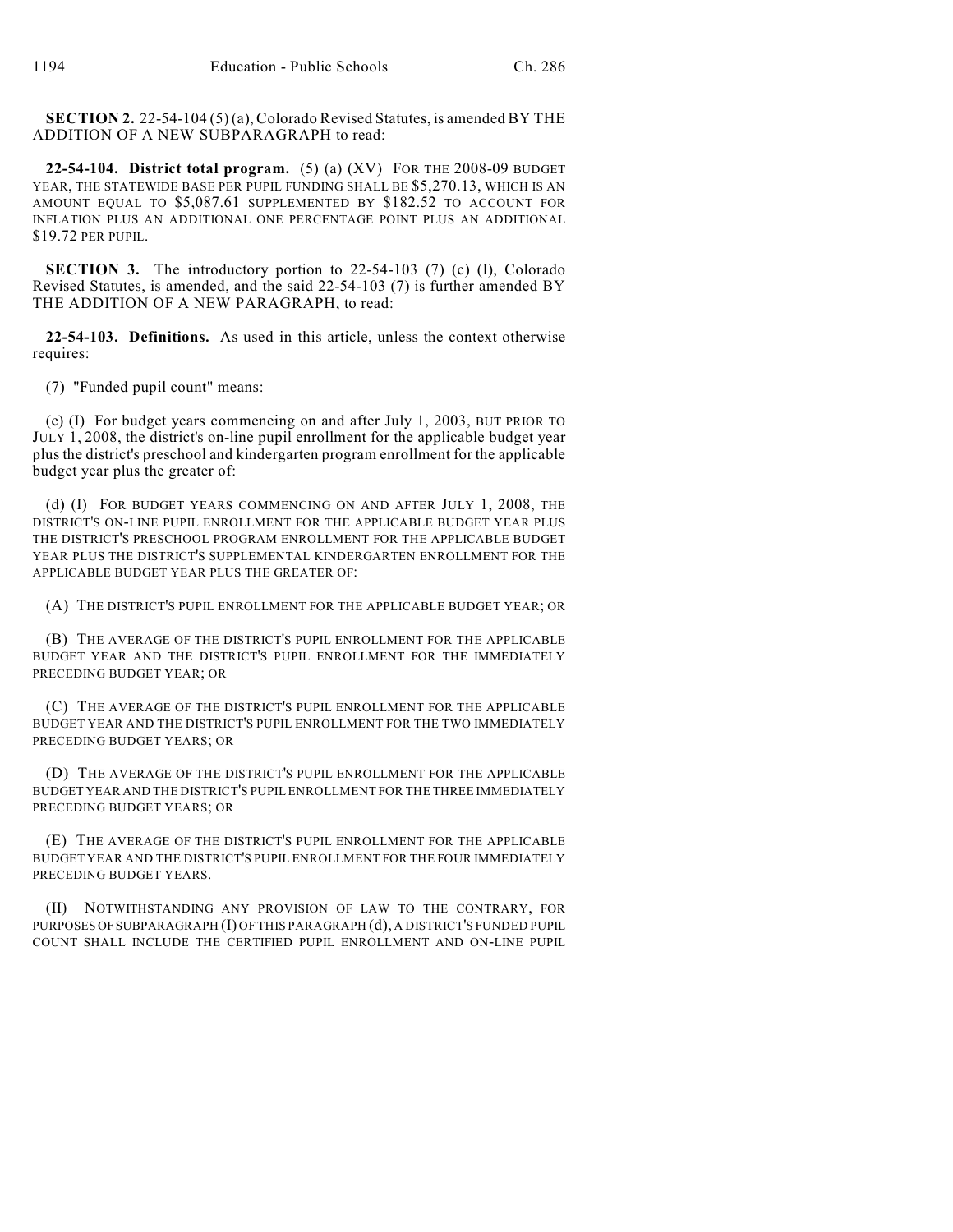**SECTION 2.** 22-54-104 (5) (a), Colorado Revised Statutes, is amended BY THE ADDITION OF A NEW SUBPARAGRAPH to read:

**22-54-104. District total program.** (5) (a) (XV) FOR THE 2008-09 BUDGET YEAR, THE STATEWIDE BASE PER PUPIL FUNDING SHALL BE $5,270.13, WHICH IS AN AMOUNT EQUAL TO $5,087.61 SUPPLEMENTED BY $182.52 TO ACCOUNT FOR INFLATION PLUS AN ADDITIONAL ONE PERCENTAGE POINT PLUS AN ADDITIONAL $19.72 PER PUPIL.

**SECTION 3.** The introductory portion to 22-54-103 (7) (c) (I), Colorado Revised Statutes, is amended, and the said 22-54-103 (7) is further amended BY THE ADDITION OF A NEW PARAGRAPH, to read:

**22-54-103. Definitions.** As used in this article, unless the context otherwise requires:

(7) "Funded pupil count" means:

(c) (I) For budget years commencing on and after July 1, 2003, BUT PRIOR TO JULY 1, 2008, the district's on-line pupil enrollment for the applicable budget year plus the district's preschool and kindergarten program enrollment for the applicable budget year plus the greater of:

(d) (I) FOR BUDGET YEARS COMMENCING ON AND AFTER JULY 1, 2008, THE DISTRICT'S ON-LINE PUPIL ENROLLMENT FOR THE APPLICABLE BUDGET YEAR PLUS THE DISTRICT'S PRESCHOOL PROGRAM ENROLLMENT FOR THE APPLICABLE BUDGET YEAR PLUS THE DISTRICT'S SUPPLEMENTAL KINDERGARTEN ENROLLMENT FOR THE APPLICABLE BUDGET YEAR PLUS THE GREATER OF:

(A) THE DISTRICT'S PUPIL ENROLLMENT FOR THE APPLICABLE BUDGET YEAR; OR

(B) THE AVERAGE OF THE DISTRICT'S PUPIL ENROLLMENT FOR THE APPLICABLE BUDGET YEAR AND THE DISTRICT'S PUPIL ENROLLMENT FOR THE IMMEDIATELY PRECEDING BUDGET YEAR; OR

(C) THE AVERAGE OF THE DISTRICT'S PUPIL ENROLLMENT FOR THE APPLICABLE BUDGET YEAR AND THE DISTRICT'S PUPIL ENROLLMENT FOR THE TWO IMMEDIATELY PRECEDING BUDGET YEARS; OR

(D) THE AVERAGE OF THE DISTRICT'S PUPIL ENROLLMENT FOR THE APPLICABLE BUDGET YEAR AND THE DISTRICT'S PUPIL ENROLLMENT FOR THE THREE IMMEDIATELY PRECEDING BUDGET YEARS; OR

(E) THE AVERAGE OF THE DISTRICT'S PUPIL ENROLLMENT FOR THE APPLICABLE BUDGET YEAR AND THE DISTRICT'S PUPIL ENROLLMENT FOR THE FOUR IMMEDIATELY PRECEDING BUDGET YEARS.

(II) NOTWITHSTANDING ANY PROVISION OF LAW TO THE CONTRARY, FOR PURPOSES OF SUBPARAGRAPH (I) OF THIS PARAGRAPH (d), A DISTRICT'S FUNDED PUPIL COUNT SHALL INCLUDE THE CERTIFIED PUPIL ENROLLMENT AND ON-LINE PUPIL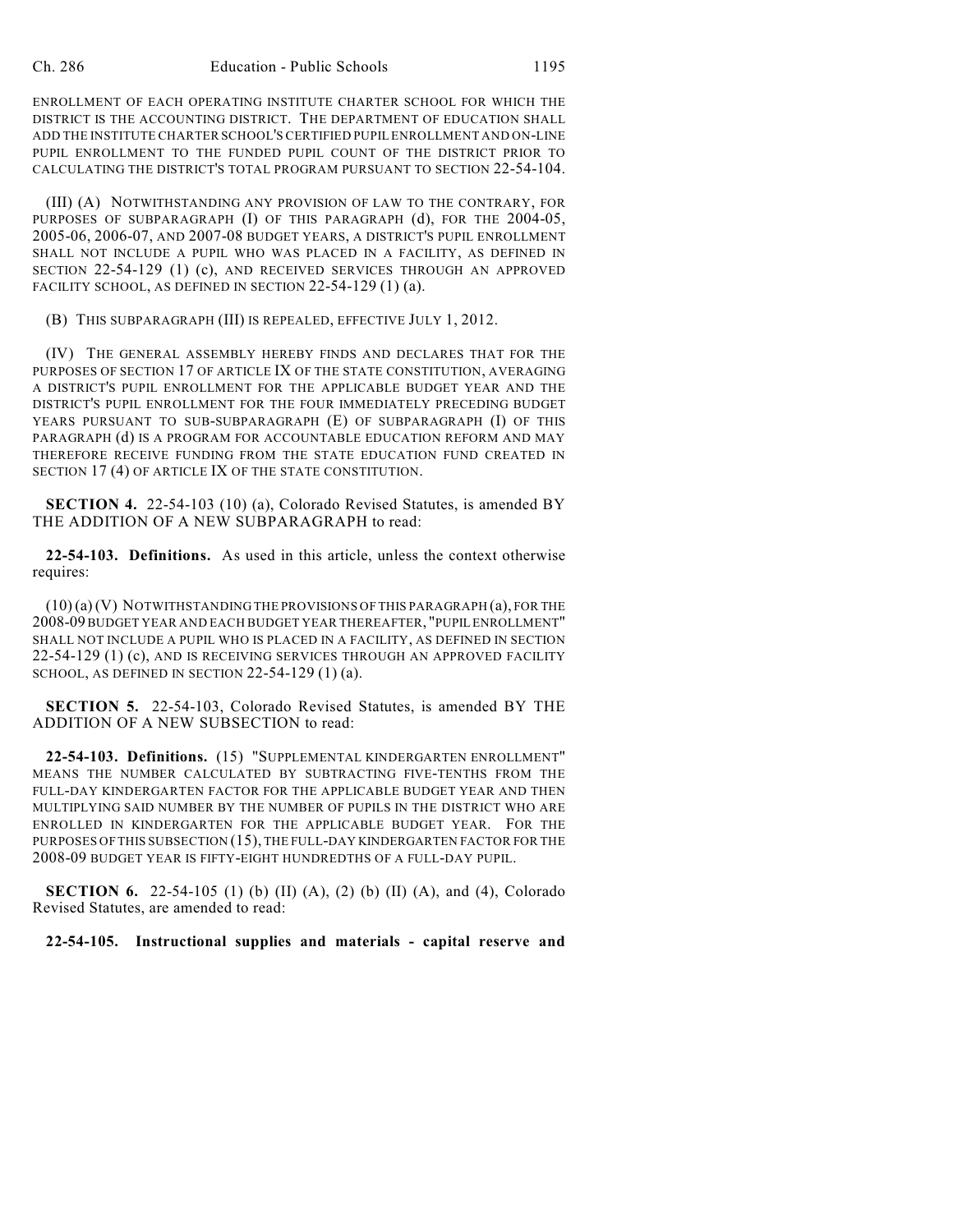ENROLLMENT OF EACH OPERATING INSTITUTE CHARTER SCHOOL FOR WHICH THE DISTRICT IS THE ACCOUNTING DISTRICT. THE DEPARTMENT OF EDUCATION SHALL ADD THE INSTITUTE CHARTER SCHOOL'S CERTIFIED PUPIL ENROLLMENT AND ON-LINE PUPIL ENROLLMENT TO THE FUNDED PUPIL COUNT OF THE DISTRICT PRIOR TO CALCULATING THE DISTRICT'S TOTAL PROGRAM PURSUANT TO SECTION 22-54-104.

(III) (A) NOTWITHSTANDING ANY PROVISION OF LAW TO THE CONTRARY, FOR PURPOSES OF SUBPARAGRAPH (I) OF THIS PARAGRAPH (d), FOR THE 2004-05, 2005-06, 2006-07, AND 2007-08 BUDGET YEARS, A DISTRICT'S PUPIL ENROLLMENT SHALL NOT INCLUDE A PUPIL WHO WAS PLACED IN A FACILITY, AS DEFINED IN SECTION 22-54-129 (1) (c), AND RECEIVED SERVICES THROUGH AN APPROVED FACILITY SCHOOL, AS DEFINED IN SECTION 22-54-129 (1) (a).

(B) THIS SUBPARAGRAPH (III) IS REPEALED, EFFECTIVE JULY 1, 2012.

(IV) THE GENERAL ASSEMBLY HEREBY FINDS AND DECLARES THAT FOR THE PURPOSES OF SECTION 17 OF ARTICLE IX OF THE STATE CONSTITUTION, AVERAGING A DISTRICT'S PUPIL ENROLLMENT FOR THE APPLICABLE BUDGET YEAR AND THE DISTRICT'S PUPIL ENROLLMENT FOR THE FOUR IMMEDIATELY PRECEDING BUDGET YEARS PURSUANT TO SUB-SUBPARAGRAPH (E) OF SUBPARAGRAPH (I) OF THIS PARAGRAPH (d) IS A PROGRAM FOR ACCOUNTABLE EDUCATION REFORM AND MAY THEREFORE RECEIVE FUNDING FROM THE STATE EDUCATION FUND CREATED IN SECTION 17 (4) OF ARTICLE IX OF THE STATE CONSTITUTION.

**SECTION 4.** 22-54-103 (10) (a), Colorado Revised Statutes, is amended BY THE ADDITION OF A NEW SUBPARAGRAPH to read:

**22-54-103. Definitions.** As used in this article, unless the context otherwise requires:

(10) (a) (V) NOTWITHSTANDING THE PROVISIONS OF THIS PARAGRAPH (a), FOR THE 2008-09 BUDGET YEAR AND EACH BUDGET YEAR THEREAFTER, "PUPIL ENROLLMENT" SHALL NOT INCLUDE A PUPIL WHO IS PLACED IN A FACILITY, AS DEFINED IN SECTION 22-54-129 (1) (c), AND IS RECEIVING SERVICES THROUGH AN APPROVED FACILITY SCHOOL, AS DEFINED IN SECTION 22-54-129 (1) (a).

**SECTION 5.** 22-54-103, Colorado Revised Statutes, is amended BY THE ADDITION OF A NEW SUBSECTION to read:

**22-54-103. Definitions.** (15) "SUPPLEMENTAL KINDERGARTEN ENROLLMENT" MEANS THE NUMBER CALCULATED BY SUBTRACTING FIVE-TENTHS FROM THE FULL-DAY KINDERGARTEN FACTOR FOR THE APPLICABLE BUDGET YEAR AND THEN MULTIPLYING SAID NUMBER BY THE NUMBER OF PUPILS IN THE DISTRICT WHO ARE ENROLLED IN KINDERGARTEN FOR THE APPLICABLE BUDGET YEAR. FOR THE PURPOSES OF THIS SUBSECTION (15), THE FULL-DAY KINDERGARTEN FACTOR FOR THE 2008-09 BUDGET YEAR IS FIFTY-EIGHT HUNDREDTHS OF A FULL-DAY PUPIL.

**SECTION 6.** 22-54-105 (1) (b) (II) (A), (2) (b) (II) (A), and (4), Colorado Revised Statutes, are amended to read:

**22-54-105. Instructional supplies and materials - capital reserve and**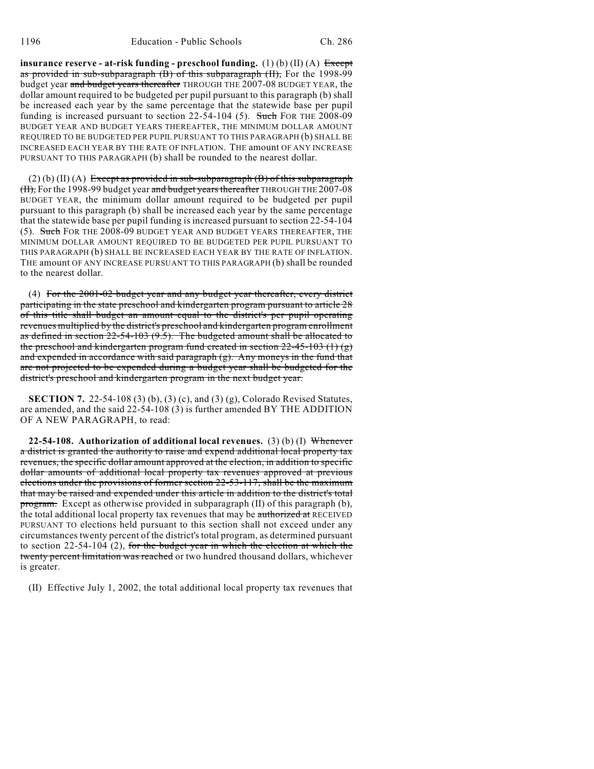**insurance reserve - at-risk funding - preschool funding.** (1) (b) (II) (A) ~~Except as provided in sub-subparagraph (B) of this subparagraph (II),~~ For the 1998-99 budget year ~~and budget years thereafter~~ THROUGH THE 2007-08 BUDGET YEAR, the dollar amount required to be budgeted per pupil pursuant to this paragraph (b) shall be increased each year by the same percentage that the statewide base per pupil funding is increased pursuant to section 22-54-104 (5). ~~Such~~ FOR THE 2008-09 BUDGET YEAR AND BUDGET YEARS THEREAFTER, THE MINIMUM DOLLAR AMOUNT REQUIRED TO BE BUDGETED PER PUPIL PURSUANT TO THIS PARAGRAPH (b) SHALL BE INCREASED EACH YEAR BY THE RATE OF INFLATION. THE amount OF ANY INCREASE PURSUANT TO THIS PARAGRAPH (b) shall be rounded to the nearest dollar.

(2) (b) (II) (A) ~~Except as provided in sub-subparagraph (B) of this subparagraph (II),~~ For the 1998-99 budget year ~~and budget years thereafter~~ THROUGH THE 2007-08 BUDGET YEAR, the minimum dollar amount required to be budgeted per pupil pursuant to this paragraph (b) shall be increased each year by the same percentage that the statewide base per pupil funding is increased pursuant to section 22-54-104 (5). ~~Such~~ FOR THE 2008-09 BUDGET YEAR AND BUDGET YEARS THEREAFTER, THE MINIMUM DOLLAR AMOUNT REQUIRED TO BE BUDGETED PER PUPIL PURSUANT TO THIS PARAGRAPH (b) SHALL BE INCREASED EACH YEAR BY THE RATE OF INFLATION. THE amount OF ANY INCREASE PURSUANT TO THIS PARAGRAPH (b) shall be rounded to the nearest dollar.

(4) ~~For the 2001-02 budget year and any budget year thereafter, every district participating in the state preschool and kindergarten program pursuant to article 28 of this title shall budget an amount equal to the district's per pupil operating revenues multiplied by the district's preschool and kindergarten program enrollment as defined in section 22-54-103 (9.5). The budgeted amount shall be allocated to the preschool and kindergarten program fund created in section 22-45-103 (1) (g) and expended in accordance with said paragraph (g). Any moneys in the fund that are not projected to be expended during a budget year shall be budgeted for the district's preschool and kindergarten program in the next budget year.~~

**SECTION 7.** 22-54-108 (3) (b), (3) (c), and (3) (g), Colorado Revised Statutes, are amended, and the said 22-54-108 (3) is further amended BY THE ADDITION OF A NEW PARAGRAPH, to read:

**22-54-108. Authorization of additional local revenues.** (3) (b) (I) ~~Whenever a district is granted the authority to raise and expend additional local property tax revenues, the specific dollar amount approved at the election, in addition to specific dollar amounts of additional local property tax revenues approved at previous elections under the provisions of former section 22-53-117, shall be the maximum that may be raised and expended under this article in addition to the district's total program.~~ Except as otherwise provided in subparagraph (II) of this paragraph (b), the total additional local property tax revenues that may be ~~authorized at~~ RECEIVED PURSUANT TO elections held pursuant to this section shall not exceed under any circumstances twenty percent of the district's total program, as determined pursuant to section 22-54-104 (2), ~~for the budget year in which the election at which the twenty percent limitation was reached~~ or two hundred thousand dollars, whichever is greater.

(II) Effective July 1, 2002, the total additional local property tax revenues that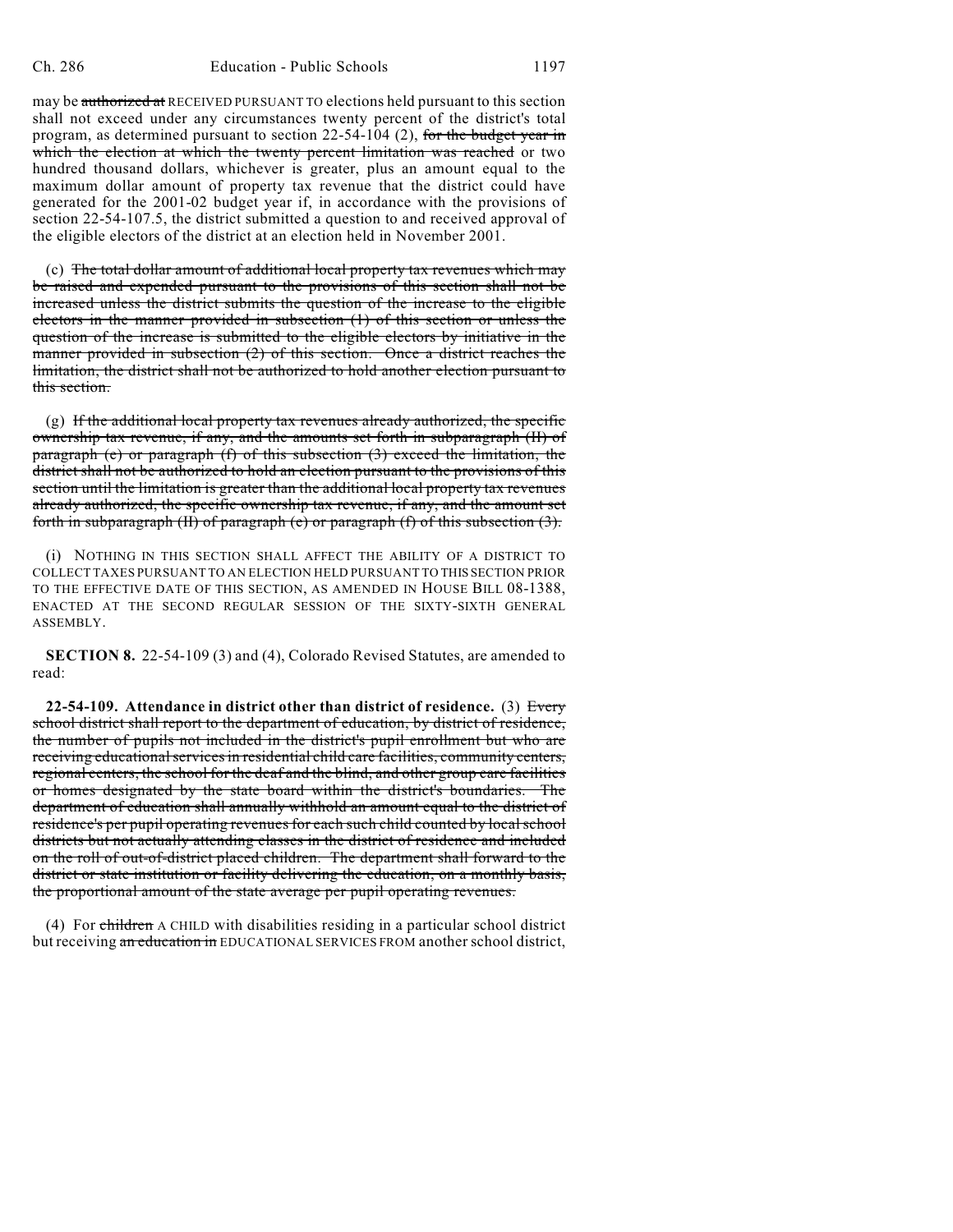may be ~~authorized at~~ RECEIVED PURSUANT TO elections held pursuant to this section shall not exceed under any circumstances twenty percent of the district's total program, as determined pursuant to section 22-54-104 (2), ~~for the budget year in which the election at which the twenty percent limitation was reached~~ or two hundred thousand dollars, whichever is greater, plus an amount equal to the maximum dollar amount of property tax revenue that the district could have generated for the 2001-02 budget year if, in accordance with the provisions of section 22-54-107.5, the district submitted a question to and received approval of the eligible electors of the district at an election held in November 2001.

(c) ~~The total dollar amount of additional local property tax revenues which may be raised and expended pursuant to the provisions of this section shall not be increased unless the district submits the question of the increase to the eligible electors in the manner provided in subsection (1) of this section or unless the question of the increase is submitted to the eligible electors by initiative in the manner provided in subsection (2) of this section. Once a district reaches the limitation, the district shall not be authorized to hold another election pursuant to this section.~~

(g) ~~If the additional local property tax revenues already authorized, the specific ownership tax revenue, if any, and the amounts set forth in subparagraph (II) of paragraph (e) or paragraph (f) of this subsection (3) exceed the limitation, the district shall not be authorized to hold an election pursuant to the provisions of this section until the limitation is greater than the additional local property tax revenues already authorized, the specific ownership tax revenue, if any, and the amount set forth in subparagraph (II) of paragraph (e) or paragraph (f) of this subsection (3).~~

(i) NOTHING IN THIS SECTION SHALL AFFECT THE ABILITY OF A DISTRICT TO COLLECT TAXES PURSUANT TO AN ELECTION HELD PURSUANT TO THIS SECTION PRIOR TO THE EFFECTIVE DATE OF THIS SECTION, AS AMENDED IN HOUSE BILL 08-1388, ENACTED AT THE SECOND REGULAR SESSION OF THE SIXTY-SIXTH GENERAL ASSEMBLY.

**SECTION 8.** 22-54-109 (3) and (4), Colorado Revised Statutes, are amended to read:

**22-54-109. Attendance in district other than district of residence.** (3) ~~Every school district shall report to the department of education, by district of residence, the number of pupils not included in the district's pupil enrollment but who are receiving educational services in residential child care facilities, community centers, regional centers, the school for the deaf and the blind, and other group care facilities or homes designated by the state board within the district's boundaries. The department of education shall annually withhold an amount equal to the district of residence's per pupil operating revenues for each such child counted by local school districts but not actually attending classes in the district of residence and included on the roll of out-of-district placed children. The department shall forward to the district or state institution or facility delivering the education, on a monthly basis, the proportional amount of the state average per pupil operating revenues.~~

(4) For ~~children~~ A CHILD with disabilities residing in a particular school district but receiving ~~an education in~~ EDUCATIONAL SERVICES FROM another school district,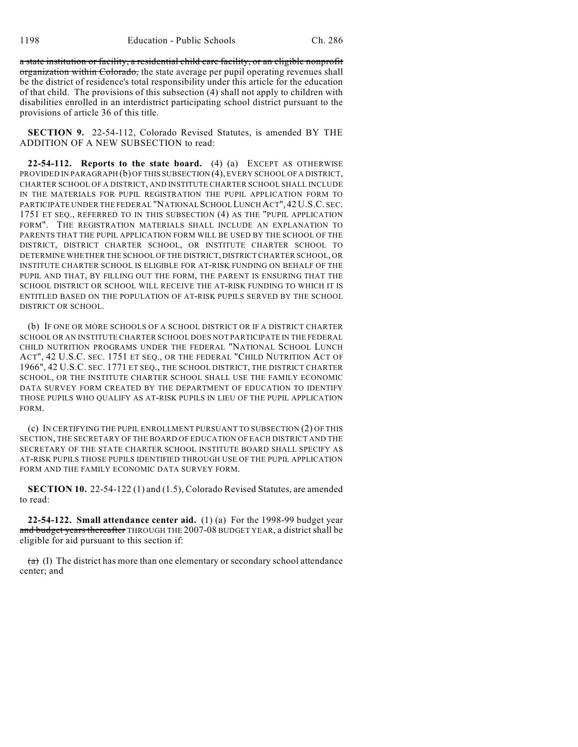~~a state institution or facility, a residential child care facility, or an eligible nonprofit organization within Colorado,~~ the state average per pupil operating revenues shall be the district of residence's total responsibility under this article for the education of that child. The provisions of this subsection (4) shall not apply to children with disabilities enrolled in an interdistrict participating school district pursuant to the provisions of article 36 of this title.

**SECTION 9.** 22-54-112, Colorado Revised Statutes, is amended BY THE ADDITION OF A NEW SUBSECTION to read:

**22-54-112. Reports to the state board.** (4) (a) EXCEPT AS OTHERWISE PROVIDED IN PARAGRAPH (b) OF THIS SUBSECTION (4), EVERY SCHOOL OF A DISTRICT, CHARTER SCHOOL OF A DISTRICT, AND INSTITUTE CHARTER SCHOOL SHALL INCLUDE IN THE MATERIALS FOR PUPIL REGISTRATION THE PUPIL APPLICATION FORM TO PARTICIPATE UNDER THE FEDERAL "NATIONAL SCHOOL LUNCH ACT", 42 U.S.C. SEC. 1751 ET SEQ., REFERRED TO IN THIS SUBSECTION (4) AS THE "PUPIL APPLICATION FORM". THE REGISTRATION MATERIALS SHALL INCLUDE AN EXPLANATION TO PARENTS THAT THE PUPIL APPLICATION FORM WILL BE USED BY THE SCHOOL OF THE DISTRICT, DISTRICT CHARTER SCHOOL, OR INSTITUTE CHARTER SCHOOL TO DETERMINE WHETHER THE SCHOOL OF THE DISTRICT, DISTRICT CHARTER SCHOOL, OR INSTITUTE CHARTER SCHOOL IS ELIGIBLE FOR AT-RISK FUNDING ON BEHALF OF THE PUPIL AND THAT, BY FILLING OUT THE FORM, THE PARENT IS ENSURING THAT THE SCHOOL DISTRICT OR SCHOOL WILL RECEIVE THE AT-RISK FUNDING TO WHICH IT IS ENTITLED BASED ON THE POPULATION OF AT-RISK PUPILS SERVED BY THE SCHOOL DISTRICT OR SCHOOL.

(b) IF ONE OR MORE SCHOOLS OF A SCHOOL DISTRICT OR IF A DISTRICT CHARTER SCHOOL OR AN INSTITUTE CHARTER SCHOOL DOES NOT PARTICIPATE IN THE FEDERAL CHILD NUTRITION PROGRAMS UNDER THE FEDERAL "NATIONAL SCHOOL LUNCH ACT", 42 U.S.C. SEC. 1751 ET SEQ., OR THE FEDERAL "CHILD NUTRITION ACT OF 1966", 42 U.S.C. SEC. 1771 ET SEQ., THE SCHOOL DISTRICT, THE DISTRICT CHARTER SCHOOL, OR THE INSTITUTE CHARTER SCHOOL SHALL USE THE FAMILY ECONOMIC DATA SURVEY FORM CREATED BY THE DEPARTMENT OF EDUCATION TO IDENTIFY THOSE PUPILS WHO QUALIFY AS AT-RISK PUPILS IN LIEU OF THE PUPIL APPLICATION FORM.

(c) IN CERTIFYING THE PUPIL ENROLLMENT PURSUANT TO SUBSECTION (2) OF THIS SECTION, THE SECRETARY OF THE BOARD OF EDUCATION OF EACH DISTRICT AND THE SECRETARY OF THE STATE CHARTER SCHOOL INSTITUTE BOARD SHALL SPECIFY AS AT-RISK PUPILS THOSE PUPILS IDENTIFIED THROUGH USE OF THE PUPIL APPLICATION FORM AND THE FAMILY ECONOMIC DATA SURVEY FORM.

**SECTION 10.** 22-54-122 (1) and (1.5), Colorado Revised Statutes, are amended to read:

**22-54-122. Small attendance center aid.** (1) (a) For the 1998-99 budget year ~~and budget years thereafter~~ THROUGH THE 2007-08 BUDGET YEAR, a district shall be eligible for aid pursuant to this section if:

~~(a)~~ (I) The district has more than one elementary or secondary school attendance center; and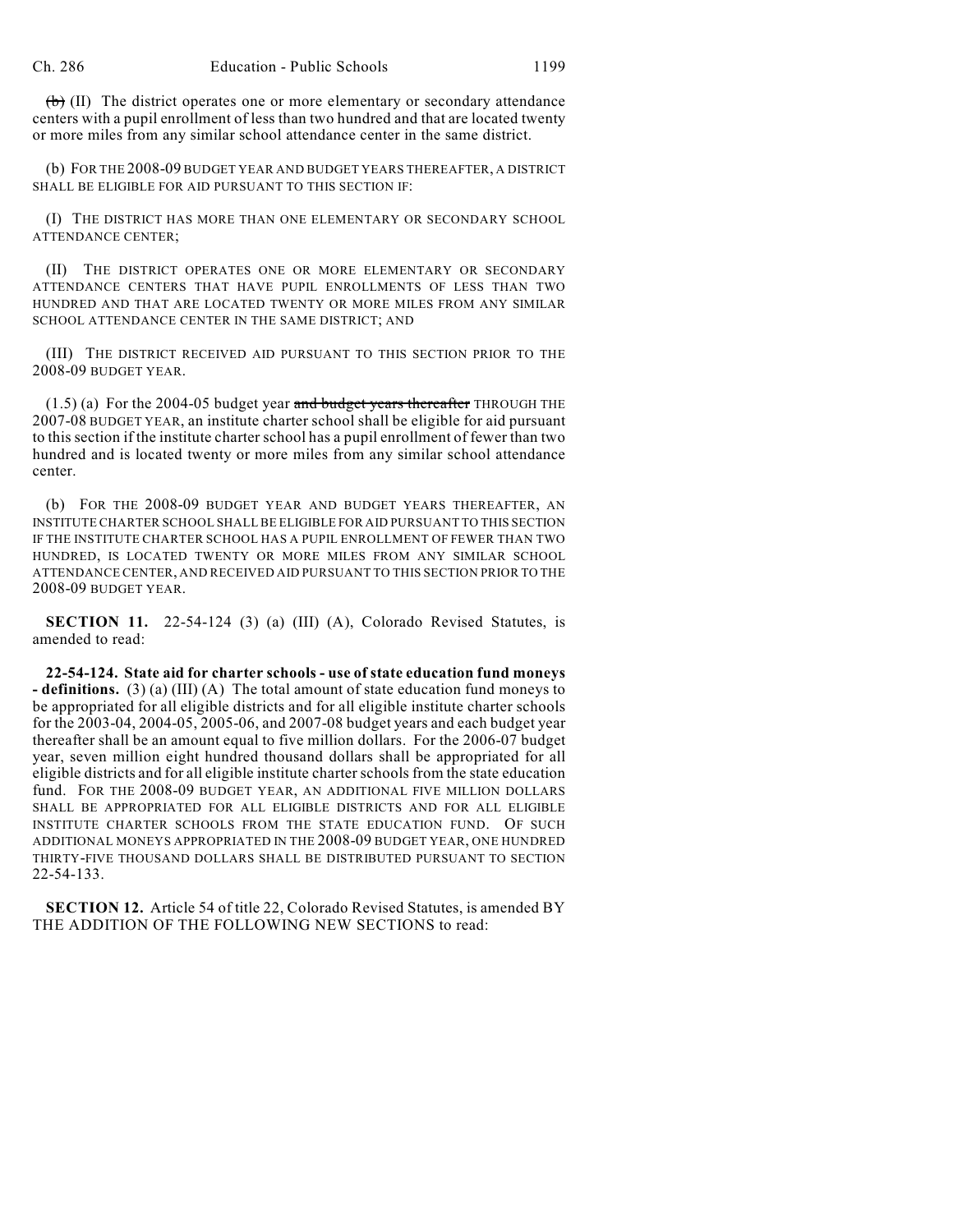~~(b)~~ (II) The district operates one or more elementary or secondary attendance centers with a pupil enrollment of less than two hundred and that are located twenty or more miles from any similar school attendance center in the same district.

(b) FOR THE 2008-09 BUDGET YEAR AND BUDGET YEARS THEREAFTER, A DISTRICT SHALL BE ELIGIBLE FOR AID PURSUANT TO THIS SECTION IF:

(I) THE DISTRICT HAS MORE THAN ONE ELEMENTARY OR SECONDARY SCHOOL ATTENDANCE CENTER;

(II) THE DISTRICT OPERATES ONE OR MORE ELEMENTARY OR SECONDARY ATTENDANCE CENTERS THAT HAVE PUPIL ENROLLMENTS OF LESS THAN TWO HUNDRED AND THAT ARE LOCATED TWENTY OR MORE MILES FROM ANY SIMILAR SCHOOL ATTENDANCE CENTER IN THE SAME DISTRICT; AND

(III) THE DISTRICT RECEIVED AID PURSUANT TO THIS SECTION PRIOR TO THE 2008-09 BUDGET YEAR.

(1.5) (a) For the 2004-05 budget year ~~and budget years thereafter~~ THROUGH THE 2007-08 BUDGET YEAR, an institute charter school shall be eligible for aid pursuant to this section if the institute charter school has a pupil enrollment of fewer than two hundred and is located twenty or more miles from any similar school attendance center.

(b) FOR THE 2008-09 BUDGET YEAR AND BUDGET YEARS THEREAFTER, AN INSTITUTE CHARTER SCHOOL SHALL BE ELIGIBLE FOR AID PURSUANT TO THIS SECTION IF THE INSTITUTE CHARTER SCHOOL HAS A PUPIL ENROLLMENT OF FEWER THAN TWO HUNDRED, IS LOCATED TWENTY OR MORE MILES FROM ANY SIMILAR SCHOOL ATTENDANCE CENTER, AND RECEIVED AID PURSUANT TO THIS SECTION PRIOR TO THE 2008-09 BUDGET YEAR.

**SECTION 11.** 22-54-124 (3) (a) (III) (A), Colorado Revised Statutes, is amended to read:

**22-54-124. State aid for charter schools - use of state education fund moneys - definitions.** (3) (a) (III) (A) The total amount of state education fund moneys to be appropriated for all eligible districts and for all eligible institute charter schools for the 2003-04, 2004-05, 2005-06, and 2007-08 budget years and each budget year thereafter shall be an amount equal to five million dollars. For the 2006-07 budget year, seven million eight hundred thousand dollars shall be appropriated for all eligible districts and for all eligible institute charter schools from the state education fund. FOR THE 2008-09 BUDGET YEAR, AN ADDITIONAL FIVE MILLION DOLLARS SHALL BE APPROPRIATED FOR ALL ELIGIBLE DISTRICTS AND FOR ALL ELIGIBLE INSTITUTE CHARTER SCHOOLS FROM THE STATE EDUCATION FUND. OF SUCH ADDITIONAL MONEYS APPROPRIATED IN THE 2008-09 BUDGET YEAR, ONE HUNDRED THIRTY-FIVE THOUSAND DOLLARS SHALL BE DISTRIBUTED PURSUANT TO SECTION 22-54-133.

**SECTION 12.** Article 54 of title 22, Colorado Revised Statutes, is amended BY THE ADDITION OF THE FOLLOWING NEW SECTIONS to read: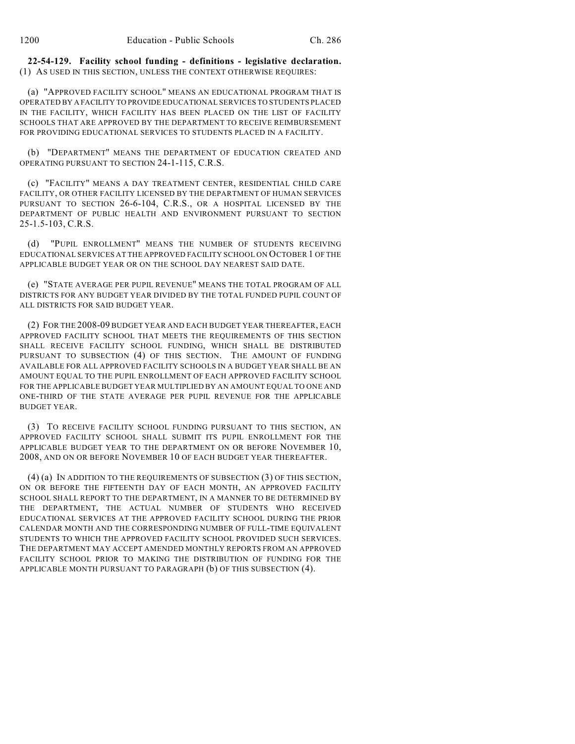**22-54-129. Facility school funding - definitions - legislative declaration.** (1) AS USED IN THIS SECTION, UNLESS THE CONTEXT OTHERWISE REQUIRES:

(a) "APPROVED FACILITY SCHOOL" MEANS AN EDUCATIONAL PROGRAM THAT IS OPERATED BY A FACILITY TO PROVIDE EDUCATIONAL SERVICES TO STUDENTS PLACED IN THE FACILITY, WHICH FACILITY HAS BEEN PLACED ON THE LIST OF FACILITY SCHOOLS THAT ARE APPROVED BY THE DEPARTMENT TO RECEIVE REIMBURSEMENT FOR PROVIDING EDUCATIONAL SERVICES TO STUDENTS PLACED IN A FACILITY.

(b) "DEPARTMENT" MEANS THE DEPARTMENT OF EDUCATION CREATED AND OPERATING PURSUANT TO SECTION 24-1-115, C.R.S.

(c) "FACILITY" MEANS A DAY TREATMENT CENTER, RESIDENTIAL CHILD CARE FACILITY, OR OTHER FACILITY LICENSED BY THE DEPARTMENT OF HUMAN SERVICES PURSUANT TO SECTION 26-6-104, C.R.S., OR A HOSPITAL LICENSED BY THE DEPARTMENT OF PUBLIC HEALTH AND ENVIRONMENT PURSUANT TO SECTION 25-1.5-103, C.R.S.

(d) "PUPIL ENROLLMENT" MEANS THE NUMBER OF STUDENTS RECEIVING EDUCATIONAL SERVICES AT THE APPROVED FACILITY SCHOOL ON OCTOBER 1 OF THE APPLICABLE BUDGET YEAR OR ON THE SCHOOL DAY NEAREST SAID DATE.

(e) "STATE AVERAGE PER PUPIL REVENUE" MEANS THE TOTAL PROGRAM OF ALL DISTRICTS FOR ANY BUDGET YEAR DIVIDED BY THE TOTAL FUNDED PUPIL COUNT OF ALL DISTRICTS FOR SAID BUDGET YEAR.

(2) FOR THE 2008-09 BUDGET YEAR AND EACH BUDGET YEAR THEREAFTER, EACH APPROVED FACILITY SCHOOL THAT MEETS THE REQUIREMENTS OF THIS SECTION SHALL RECEIVE FACILITY SCHOOL FUNDING, WHICH SHALL BE DISTRIBUTED PURSUANT TO SUBSECTION (4) OF THIS SECTION. THE AMOUNT OF FUNDING AVAILABLE FOR ALL APPROVED FACILITY SCHOOLS IN A BUDGET YEAR SHALL BE AN AMOUNT EQUAL TO THE PUPIL ENROLLMENT OF EACH APPROVED FACILITY SCHOOL FOR THE APPLICABLE BUDGET YEAR MULTIPLIED BY AN AMOUNT EQUAL TO ONE AND ONE-THIRD OF THE STATE AVERAGE PER PUPIL REVENUE FOR THE APPLICABLE BUDGET YEAR.

(3) TO RECEIVE FACILITY SCHOOL FUNDING PURSUANT TO THIS SECTION, AN APPROVED FACILITY SCHOOL SHALL SUBMIT ITS PUPIL ENROLLMENT FOR THE APPLICABLE BUDGET YEAR TO THE DEPARTMENT ON OR BEFORE NOVEMBER 10, 2008, AND ON OR BEFORE NOVEMBER 10 OF EACH BUDGET YEAR THEREAFTER.

(4) (a) IN ADDITION TO THE REQUIREMENTS OF SUBSECTION (3) OF THIS SECTION, ON OR BEFORE THE FIFTEENTH DAY OF EACH MONTH, AN APPROVED FACILITY SCHOOL SHALL REPORT TO THE DEPARTMENT, IN A MANNER TO BE DETERMINED BY THE DEPARTMENT, THE ACTUAL NUMBER OF STUDENTS WHO RECEIVED EDUCATIONAL SERVICES AT THE APPROVED FACILITY SCHOOL DURING THE PRIOR CALENDAR MONTH AND THE CORRESPONDING NUMBER OF FULL-TIME EQUIVALENT STUDENTS TO WHICH THE APPROVED FACILITY SCHOOL PROVIDED SUCH SERVICES. THE DEPARTMENT MAY ACCEPT AMENDED MONTHLY REPORTS FROM AN APPROVED FACILITY SCHOOL PRIOR TO MAKING THE DISTRIBUTION OF FUNDING FOR THE APPLICABLE MONTH PURSUANT TO PARAGRAPH (b) OF THIS SUBSECTION (4).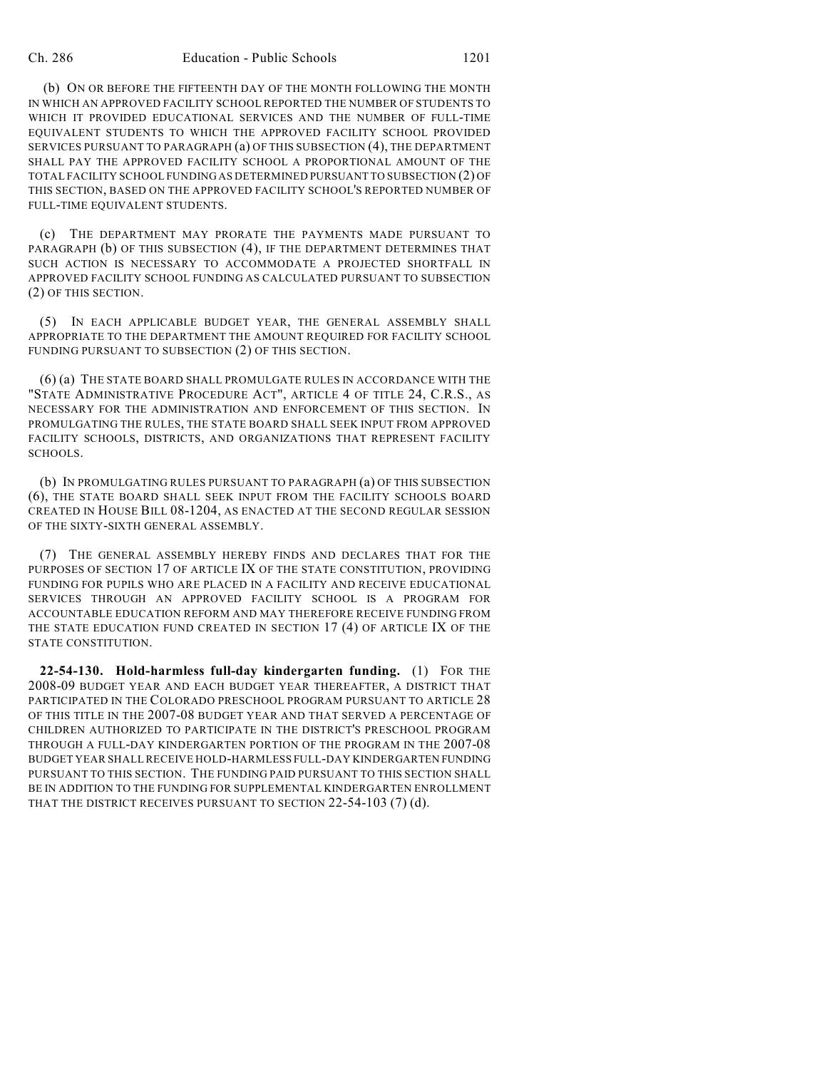(b) ON OR BEFORE THE FIFTEENTH DAY OF THE MONTH FOLLOWING THE MONTH IN WHICH AN APPROVED FACILITY SCHOOL REPORTED THE NUMBER OF STUDENTS TO WHICH IT PROVIDED EDUCATIONAL SERVICES AND THE NUMBER OF FULL-TIME EQUIVALENT STUDENTS TO WHICH THE APPROVED FACILITY SCHOOL PROVIDED SERVICES PURSUANT TO PARAGRAPH (a) OF THIS SUBSECTION (4), THE DEPARTMENT SHALL PAY THE APPROVED FACILITY SCHOOL A PROPORTIONAL AMOUNT OF THE TOTAL FACILITY SCHOOL FUNDING AS DETERMINED PURSUANT TO SUBSECTION (2) OF THIS SECTION, BASED ON THE APPROVED FACILITY SCHOOL'S REPORTED NUMBER OF FULL-TIME EQUIVALENT STUDENTS.

(c) THE DEPARTMENT MAY PRORATE THE PAYMENTS MADE PURSUANT TO PARAGRAPH (b) OF THIS SUBSECTION (4), IF THE DEPARTMENT DETERMINES THAT SUCH ACTION IS NECESSARY TO ACCOMMODATE A PROJECTED SHORTFALL IN APPROVED FACILITY SCHOOL FUNDING AS CALCULATED PURSUANT TO SUBSECTION (2) OF THIS SECTION.

(5) IN EACH APPLICABLE BUDGET YEAR, THE GENERAL ASSEMBLY SHALL APPROPRIATE TO THE DEPARTMENT THE AMOUNT REQUIRED FOR FACILITY SCHOOL FUNDING PURSUANT TO SUBSECTION (2) OF THIS SECTION.

(6) (a) THE STATE BOARD SHALL PROMULGATE RULES IN ACCORDANCE WITH THE "STATE ADMINISTRATIVE PROCEDURE ACT", ARTICLE 4 OF TITLE 24, C.R.S., AS NECESSARY FOR THE ADMINISTRATION AND ENFORCEMENT OF THIS SECTION. IN PROMULGATING THE RULES, THE STATE BOARD SHALL SEEK INPUT FROM APPROVED FACILITY SCHOOLS, DISTRICTS, AND ORGANIZATIONS THAT REPRESENT FACILITY SCHOOLS.

(b) IN PROMULGATING RULES PURSUANT TO PARAGRAPH (a) OF THIS SUBSECTION (6), THE STATE BOARD SHALL SEEK INPUT FROM THE FACILITY SCHOOLS BOARD CREATED IN HOUSE BILL 08-1204, AS ENACTED AT THE SECOND REGULAR SESSION OF THE SIXTY-SIXTH GENERAL ASSEMBLY.

(7) THE GENERAL ASSEMBLY HEREBY FINDS AND DECLARES THAT FOR THE PURPOSES OF SECTION 17 OF ARTICLE IX OF THE STATE CONSTITUTION, PROVIDING FUNDING FOR PUPILS WHO ARE PLACED IN A FACILITY AND RECEIVE EDUCATIONAL SERVICES THROUGH AN APPROVED FACILITY SCHOOL IS A PROGRAM FOR ACCOUNTABLE EDUCATION REFORM AND MAY THEREFORE RECEIVE FUNDING FROM THE STATE EDUCATION FUND CREATED IN SECTION 17 (4) OF ARTICLE IX OF THE STATE CONSTITUTION.

**22-54-130. Hold-harmless full-day kindergarten funding.** (1) FOR THE 2008-09 BUDGET YEAR AND EACH BUDGET YEAR THEREAFTER, A DISTRICT THAT PARTICIPATED IN THE COLORADO PRESCHOOL PROGRAM PURSUANT TO ARTICLE 28 OF THIS TITLE IN THE 2007-08 BUDGET YEAR AND THAT SERVED A PERCENTAGE OF CHILDREN AUTHORIZED TO PARTICIPATE IN THE DISTRICT'S PRESCHOOL PROGRAM THROUGH A FULL-DAY KINDERGARTEN PORTION OF THE PROGRAM IN THE 2007-08 BUDGET YEAR SHALL RECEIVE HOLD-HARMLESS FULL-DAY KINDERGARTEN FUNDING PURSUANT TO THIS SECTION. THE FUNDING PAID PURSUANT TO THIS SECTION SHALL BE IN ADDITION TO THE FUNDING FOR SUPPLEMENTAL KINDERGARTEN ENROLLMENT THAT THE DISTRICT RECEIVES PURSUANT TO SECTION 22-54-103 (7) (d).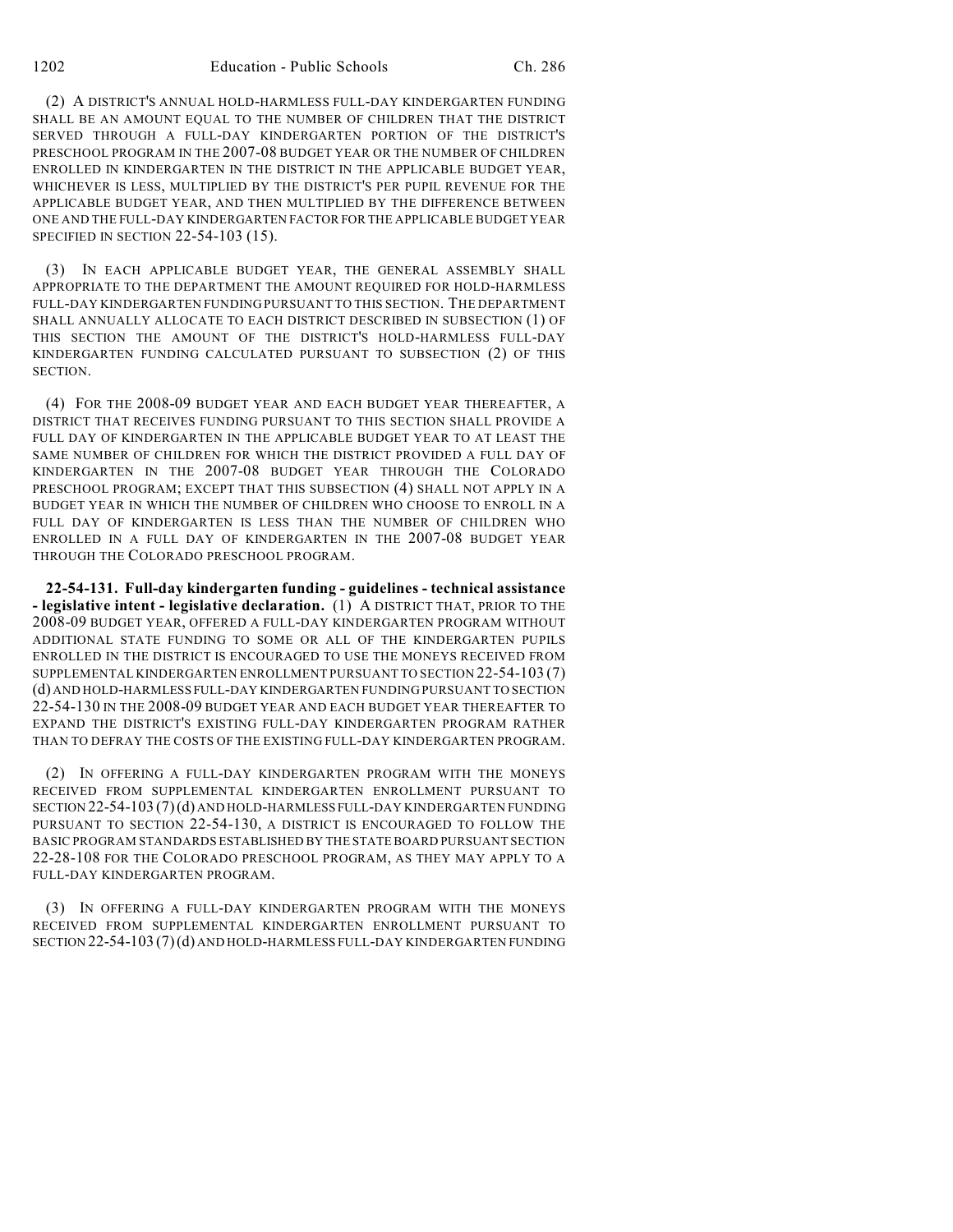(2) A DISTRICT'S ANNUAL HOLD-HARMLESS FULL-DAY KINDERGARTEN FUNDING SHALL BE AN AMOUNT EQUAL TO THE NUMBER OF CHILDREN THAT THE DISTRICT SERVED THROUGH A FULL-DAY KINDERGARTEN PORTION OF THE DISTRICT'S PRESCHOOL PROGRAM IN THE 2007-08 BUDGET YEAR OR THE NUMBER OF CHILDREN ENROLLED IN KINDERGARTEN IN THE DISTRICT IN THE APPLICABLE BUDGET YEAR, WHICHEVER IS LESS, MULTIPLIED BY THE DISTRICT'S PER PUPIL REVENUE FOR THE APPLICABLE BUDGET YEAR, AND THEN MULTIPLIED BY THE DIFFERENCE BETWEEN ONE AND THE FULL-DAY KINDERGARTEN FACTOR FOR THE APPLICABLE BUDGET YEAR SPECIFIED IN SECTION 22-54-103 (15).

(3) IN EACH APPLICABLE BUDGET YEAR, THE GENERAL ASSEMBLY SHALL APPROPRIATE TO THE DEPARTMENT THE AMOUNT REQUIRED FOR HOLD-HARMLESS FULL-DAY KINDERGARTEN FUNDING PURSUANT TO THIS SECTION. THE DEPARTMENT SHALL ANNUALLY ALLOCATE TO EACH DISTRICT DESCRIBED IN SUBSECTION (1) OF THIS SECTION THE AMOUNT OF THE DISTRICT'S HOLD-HARMLESS FULL-DAY KINDERGARTEN FUNDING CALCULATED PURSUANT TO SUBSECTION (2) OF THIS SECTION.

(4) FOR THE 2008-09 BUDGET YEAR AND EACH BUDGET YEAR THEREAFTER, A DISTRICT THAT RECEIVES FUNDING PURSUANT TO THIS SECTION SHALL PROVIDE A FULL DAY OF KINDERGARTEN IN THE APPLICABLE BUDGET YEAR TO AT LEAST THE SAME NUMBER OF CHILDREN FOR WHICH THE DISTRICT PROVIDED A FULL DAY OF KINDERGARTEN IN THE 2007-08 BUDGET YEAR THROUGH THE COLORADO PRESCHOOL PROGRAM; EXCEPT THAT THIS SUBSECTION (4) SHALL NOT APPLY IN A BUDGET YEAR IN WHICH THE NUMBER OF CHILDREN WHO CHOOSE TO ENROLL IN A FULL DAY OF KINDERGARTEN IS LESS THAN THE NUMBER OF CHILDREN WHO ENROLLED IN A FULL DAY OF KINDERGARTEN IN THE 2007-08 BUDGET YEAR THROUGH THE COLORADO PRESCHOOL PROGRAM.

**22-54-131. Full-day kindergarten funding - guidelines - technical assistance - legislative intent - legislative declaration.** (1) A DISTRICT THAT, PRIOR TO THE 2008-09 BUDGET YEAR, OFFERED A FULL-DAY KINDERGARTEN PROGRAM WITHOUT ADDITIONAL STATE FUNDING TO SOME OR ALL OF THE KINDERGARTEN PUPILS ENROLLED IN THE DISTRICT IS ENCOURAGED TO USE THE MONEYS RECEIVED FROM SUPPLEMENTAL KINDERGARTEN ENROLLMENT PURSUANT TO SECTION 22-54-103 (7) (d) AND HOLD-HARMLESS FULL-DAY KINDERGARTEN FUNDING PURSUANT TO SECTION 22-54-130 IN THE 2008-09 BUDGET YEAR AND EACH BUDGET YEAR THEREAFTER TO EXPAND THE DISTRICT'S EXISTING FULL-DAY KINDERGARTEN PROGRAM RATHER THAN TO DEFRAY THE COSTS OF THE EXISTING FULL-DAY KINDERGARTEN PROGRAM.

(2) IN OFFERING A FULL-DAY KINDERGARTEN PROGRAM WITH THE MONEYS RECEIVED FROM SUPPLEMENTAL KINDERGARTEN ENROLLMENT PURSUANT TO SECTION 22-54-103 (7) (d) AND HOLD-HARMLESS FULL-DAY KINDERGARTEN FUNDING PURSUANT TO SECTION 22-54-130, A DISTRICT IS ENCOURAGED TO FOLLOW THE BASIC PROGRAM STANDARDS ESTABLISHED BY THE STATE BOARD PURSUANT SECTION 22-28-108 FOR THE COLORADO PRESCHOOL PROGRAM, AS THEY MAY APPLY TO A FULL-DAY KINDERGARTEN PROGRAM.

(3) IN OFFERING A FULL-DAY KINDERGARTEN PROGRAM WITH THE MONEYS RECEIVED FROM SUPPLEMENTAL KINDERGARTEN ENROLLMENT PURSUANT TO SECTION 22-54-103 (7) (d) AND HOLD-HARMLESS FULL-DAY KINDERGARTEN FUNDING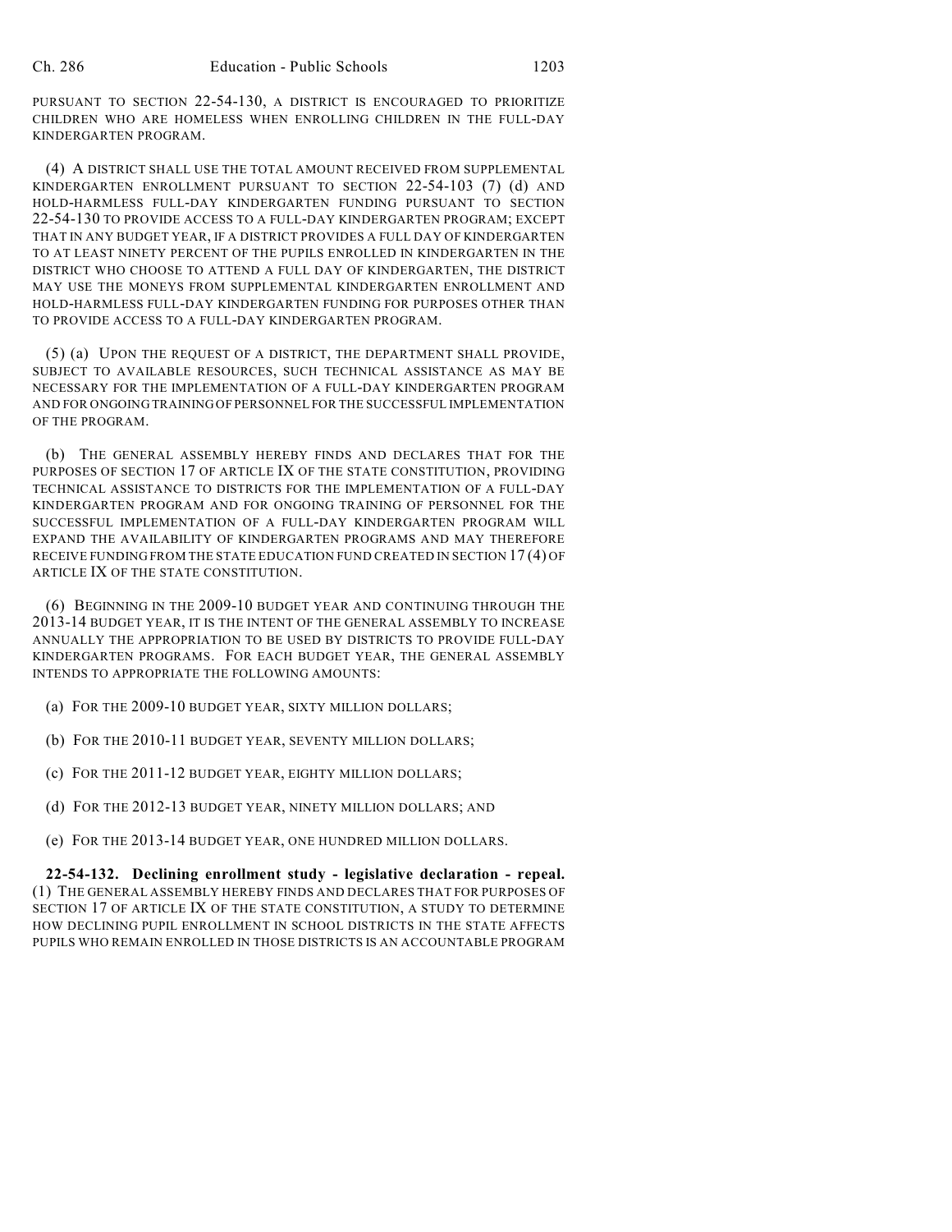PURSUANT TO SECTION 22-54-130, A DISTRICT IS ENCOURAGED TO PRIORITIZE CHILDREN WHO ARE HOMELESS WHEN ENROLLING CHILDREN IN THE FULL-DAY KINDERGARTEN PROGRAM.

(4) A DISTRICT SHALL USE THE TOTAL AMOUNT RECEIVED FROM SUPPLEMENTAL KINDERGARTEN ENROLLMENT PURSUANT TO SECTION 22-54-103 (7) (d) AND HOLD-HARMLESS FULL-DAY KINDERGARTEN FUNDING PURSUANT TO SECTION 22-54-130 TO PROVIDE ACCESS TO A FULL-DAY KINDERGARTEN PROGRAM; EXCEPT THAT IN ANY BUDGET YEAR, IF A DISTRICT PROVIDES A FULL DAY OF KINDERGARTEN TO AT LEAST NINETY PERCENT OF THE PUPILS ENROLLED IN KINDERGARTEN IN THE DISTRICT WHO CHOOSE TO ATTEND A FULL DAY OF KINDERGARTEN, THE DISTRICT MAY USE THE MONEYS FROM SUPPLEMENTAL KINDERGARTEN ENROLLMENT AND HOLD-HARMLESS FULL-DAY KINDERGARTEN FUNDING FOR PURPOSES OTHER THAN TO PROVIDE ACCESS TO A FULL-DAY KINDERGARTEN PROGRAM.

(5) (a) UPON THE REQUEST OF A DISTRICT, THE DEPARTMENT SHALL PROVIDE, SUBJECT TO AVAILABLE RESOURCES, SUCH TECHNICAL ASSISTANCE AS MAY BE NECESSARY FOR THE IMPLEMENTATION OF A FULL-DAY KINDERGARTEN PROGRAM AND FOR ONGOING TRAINING OF PERSONNEL FOR THE SUCCESSFUL IMPLEMENTATION OF THE PROGRAM.

(b) THE GENERAL ASSEMBLY HEREBY FINDS AND DECLARES THAT FOR THE PURPOSES OF SECTION 17 OF ARTICLE IX OF THE STATE CONSTITUTION, PROVIDING TECHNICAL ASSISTANCE TO DISTRICTS FOR THE IMPLEMENTATION OF A FULL-DAY KINDERGARTEN PROGRAM AND FOR ONGOING TRAINING OF PERSONNEL FOR THE SUCCESSFUL IMPLEMENTATION OF A FULL-DAY KINDERGARTEN PROGRAM WILL EXPAND THE AVAILABILITY OF KINDERGARTEN PROGRAMS AND MAY THEREFORE RECEIVE FUNDING FROM THE STATE EDUCATION FUND CREATED IN SECTION 17 (4) OF ARTICLE IX OF THE STATE CONSTITUTION.

(6) BEGINNING IN THE 2009-10 BUDGET YEAR AND CONTINUING THROUGH THE 2013-14 BUDGET YEAR, IT IS THE INTENT OF THE GENERAL ASSEMBLY TO INCREASE ANNUALLY THE APPROPRIATION TO BE USED BY DISTRICTS TO PROVIDE FULL-DAY KINDERGARTEN PROGRAMS. FOR EACH BUDGET YEAR, THE GENERAL ASSEMBLY INTENDS TO APPROPRIATE THE FOLLOWING AMOUNTS:

(a) FOR THE 2009-10 BUDGET YEAR, SIXTY MILLION DOLLARS;

(b) FOR THE 2010-11 BUDGET YEAR, SEVENTY MILLION DOLLARS;

(c) FOR THE 2011-12 BUDGET YEAR, EIGHTY MILLION DOLLARS;

(d) FOR THE 2012-13 BUDGET YEAR, NINETY MILLION DOLLARS; AND

(e) FOR THE 2013-14 BUDGET YEAR, ONE HUNDRED MILLION DOLLARS.

**22-54-132. Declining enrollment study - legislative declaration - repeal.** (1) THE GENERAL ASSEMBLY HEREBY FINDS AND DECLARES THAT FOR PURPOSES OF SECTION 17 OF ARTICLE IX OF THE STATE CONSTITUTION, A STUDY TO DETERMINE HOW DECLINING PUPIL ENROLLMENT IN SCHOOL DISTRICTS IN THE STATE AFFECTS PUPILS WHO REMAIN ENROLLED IN THOSE DISTRICTS IS AN ACCOUNTABLE PROGRAM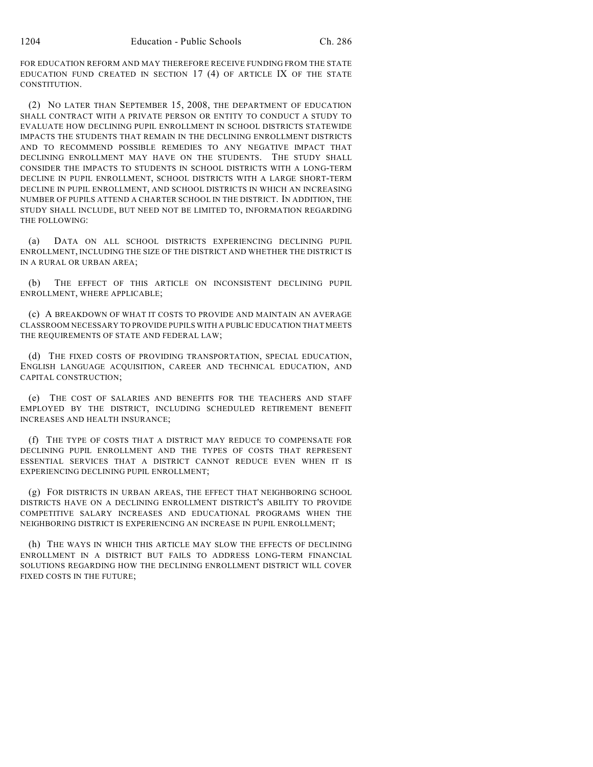FOR EDUCATION REFORM AND MAY THEREFORE RECEIVE FUNDING FROM THE STATE EDUCATION FUND CREATED IN SECTION 17 (4) OF ARTICLE IX OF THE STATE CONSTITUTION.

(2) NO LATER THAN SEPTEMBER 15, 2008, THE DEPARTMENT OF EDUCATION SHALL CONTRACT WITH A PRIVATE PERSON OR ENTITY TO CONDUCT A STUDY TO EVALUATE HOW DECLINING PUPIL ENROLLMENT IN SCHOOL DISTRICTS STATEWIDE IMPACTS THE STUDENTS THAT REMAIN IN THE DECLINING ENROLLMENT DISTRICTS AND TO RECOMMEND POSSIBLE REMEDIES TO ANY NEGATIVE IMPACT THAT DECLINING ENROLLMENT MAY HAVE ON THE STUDENTS. THE STUDY SHALL CONSIDER THE IMPACTS TO STUDENTS IN SCHOOL DISTRICTS WITH A LONG-TERM DECLINE IN PUPIL ENROLLMENT, SCHOOL DISTRICTS WITH A LARGE SHORT-TERM DECLINE IN PUPIL ENROLLMENT, AND SCHOOL DISTRICTS IN WHICH AN INCREASING NUMBER OF PUPILS ATTEND A CHARTER SCHOOL IN THE DISTRICT. IN ADDITION, THE STUDY SHALL INCLUDE, BUT NEED NOT BE LIMITED TO, INFORMATION REGARDING THE FOLLOWING:

(a) DATA ON ALL SCHOOL DISTRICTS EXPERIENCING DECLINING PUPIL ENROLLMENT, INCLUDING THE SIZE OF THE DISTRICT AND WHETHER THE DISTRICT IS IN A RURAL OR URBAN AREA;

(b) THE EFFECT OF THIS ARTICLE ON INCONSISTENT DECLINING PUPIL ENROLLMENT, WHERE APPLICABLE;

(c) A BREAKDOWN OF WHAT IT COSTS TO PROVIDE AND MAINTAIN AN AVERAGE CLASSROOM NECESSARY TO PROVIDE PUPILS WITH A PUBLIC EDUCATION THAT MEETS THE REQUIREMENTS OF STATE AND FEDERAL LAW;

(d) THE FIXED COSTS OF PROVIDING TRANSPORTATION, SPECIAL EDUCATION, ENGLISH LANGUAGE ACQUISITION, CAREER AND TECHNICAL EDUCATION, AND CAPITAL CONSTRUCTION;

(e) THE COST OF SALARIES AND BENEFITS FOR THE TEACHERS AND STAFF EMPLOYED BY THE DISTRICT, INCLUDING SCHEDULED RETIREMENT BENEFIT INCREASES AND HEALTH INSURANCE;

(f) THE TYPE OF COSTS THAT A DISTRICT MAY REDUCE TO COMPENSATE FOR DECLINING PUPIL ENROLLMENT AND THE TYPES OF COSTS THAT REPRESENT ESSENTIAL SERVICES THAT A DISTRICT CANNOT REDUCE EVEN WHEN IT IS EXPERIENCING DECLINING PUPIL ENROLLMENT;

(g) FOR DISTRICTS IN URBAN AREAS, THE EFFECT THAT NEIGHBORING SCHOOL DISTRICTS HAVE ON A DECLINING ENROLLMENT DISTRICT'S ABILITY TO PROVIDE COMPETITIVE SALARY INCREASES AND EDUCATIONAL PROGRAMS WHEN THE NEIGHBORING DISTRICT IS EXPERIENCING AN INCREASE IN PUPIL ENROLLMENT;

(h) THE WAYS IN WHICH THIS ARTICLE MAY SLOW THE EFFECTS OF DECLINING ENROLLMENT IN A DISTRICT BUT FAILS TO ADDRESS LONG-TERM FINANCIAL SOLUTIONS REGARDING HOW THE DECLINING ENROLLMENT DISTRICT WILL COVER FIXED COSTS IN THE FUTURE;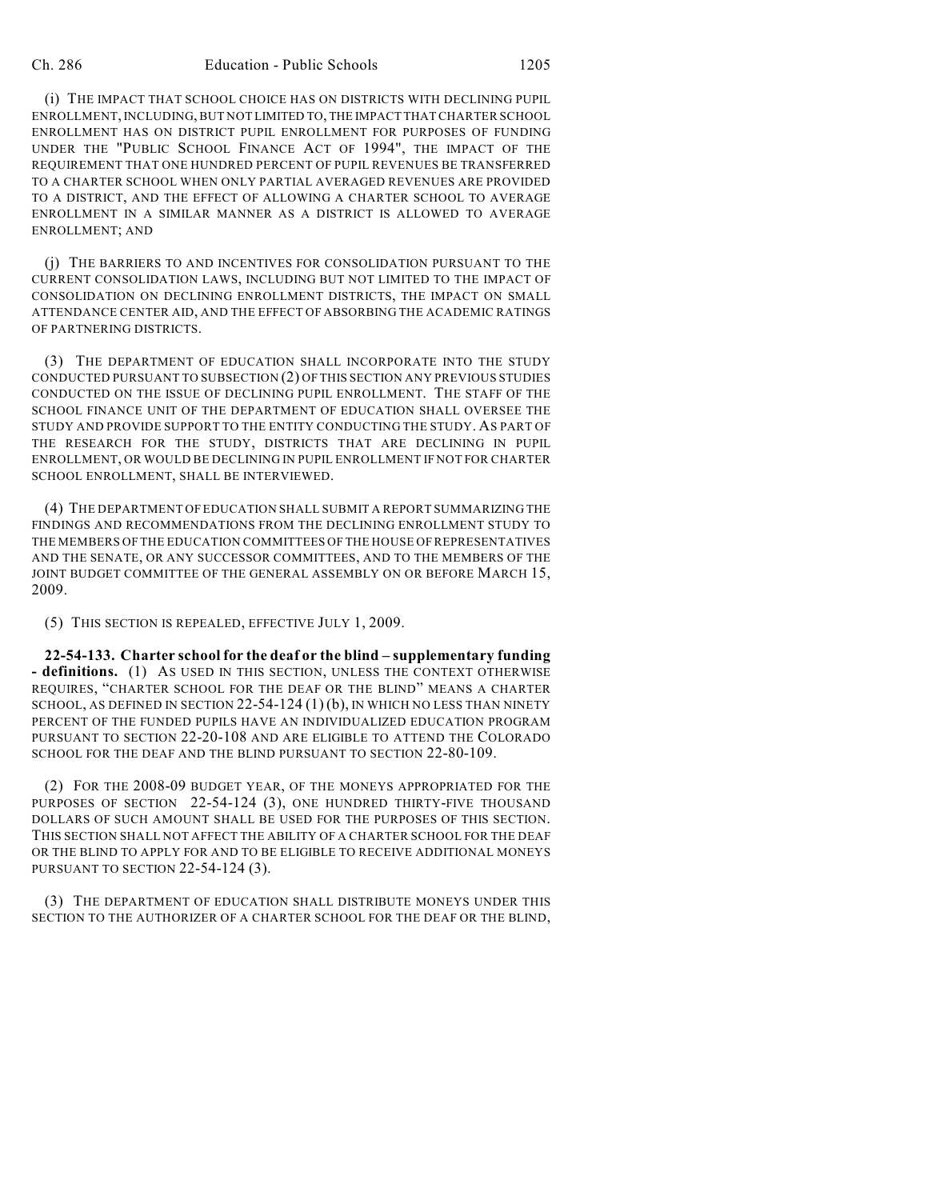(i) THE IMPACT THAT SCHOOL CHOICE HAS ON DISTRICTS WITH DECLINING PUPIL ENROLLMENT, INCLUDING, BUT NOT LIMITED TO, THE IMPACT THAT CHARTER SCHOOL ENROLLMENT HAS ON DISTRICT PUPIL ENROLLMENT FOR PURPOSES OF FUNDING UNDER THE "PUBLIC SCHOOL FINANCE ACT OF 1994", THE IMPACT OF THE REQUIREMENT THAT ONE HUNDRED PERCENT OF PUPIL REVENUES BE TRANSFERRED TO A CHARTER SCHOOL WHEN ONLY PARTIAL AVERAGED REVENUES ARE PROVIDED TO A DISTRICT, AND THE EFFECT OF ALLOWING A CHARTER SCHOOL TO AVERAGE ENROLLMENT IN A SIMILAR MANNER AS A DISTRICT IS ALLOWED TO AVERAGE ENROLLMENT; AND

(j) THE BARRIERS TO AND INCENTIVES FOR CONSOLIDATION PURSUANT TO THE CURRENT CONSOLIDATION LAWS, INCLUDING BUT NOT LIMITED TO THE IMPACT OF CONSOLIDATION ON DECLINING ENROLLMENT DISTRICTS, THE IMPACT ON SMALL ATTENDANCE CENTER AID, AND THE EFFECT OF ABSORBING THE ACADEMIC RATINGS OF PARTNERING DISTRICTS.

(3) THE DEPARTMENT OF EDUCATION SHALL INCORPORATE INTO THE STUDY CONDUCTED PURSUANT TO SUBSECTION (2) OF THIS SECTION ANY PREVIOUS STUDIES CONDUCTED ON THE ISSUE OF DECLINING PUPIL ENROLLMENT. THE STAFF OF THE SCHOOL FINANCE UNIT OF THE DEPARTMENT OF EDUCATION SHALL OVERSEE THE STUDY AND PROVIDE SUPPORT TO THE ENTITY CONDUCTING THE STUDY. AS PART OF THE RESEARCH FOR THE STUDY, DISTRICTS THAT ARE DECLINING IN PUPIL ENROLLMENT, OR WOULD BE DECLINING IN PUPIL ENROLLMENT IF NOT FOR CHARTER SCHOOL ENROLLMENT, SHALL BE INTERVIEWED.

(4) THE DEPARTMENT OF EDUCATION SHALL SUBMIT A REPORT SUMMARIZING THE FINDINGS AND RECOMMENDATIONS FROM THE DECLINING ENROLLMENT STUDY TO THE MEMBERS OF THE EDUCATION COMMITTEES OF THE HOUSE OF REPRESENTATIVES AND THE SENATE, OR ANY SUCCESSOR COMMITTEES, AND TO THE MEMBERS OF THE JOINT BUDGET COMMITTEE OF THE GENERAL ASSEMBLY ON OR BEFORE MARCH 15, 2009.

(5) THIS SECTION IS REPEALED, EFFECTIVE JULY 1, 2009.

**22-54-133. Charter school for the deaf or the blind – supplementary funding - definitions.** (1) AS USED IN THIS SECTION, UNLESS THE CONTEXT OTHERWISE REQUIRES, "CHARTER SCHOOL FOR THE DEAF OR THE BLIND" MEANS A CHARTER SCHOOL, AS DEFINED IN SECTION 22-54-124 (1) (b), IN WHICH NO LESS THAN NINETY PERCENT OF THE FUNDED PUPILS HAVE AN INDIVIDUALIZED EDUCATION PROGRAM PURSUANT TO SECTION 22-20-108 AND ARE ELIGIBLE TO ATTEND THE COLORADO SCHOOL FOR THE DEAF AND THE BLIND PURSUANT TO SECTION 22-80-109.

(2) FOR THE 2008-09 BUDGET YEAR, OF THE MONEYS APPROPRIATED FOR THE PURPOSES OF SECTION 22-54-124 (3), ONE HUNDRED THIRTY-FIVE THOUSAND DOLLARS OF SUCH AMOUNT SHALL BE USED FOR THE PURPOSES OF THIS SECTION. THIS SECTION SHALL NOT AFFECT THE ABILITY OF A CHARTER SCHOOL FOR THE DEAF OR THE BLIND TO APPLY FOR AND TO BE ELIGIBLE TO RECEIVE ADDITIONAL MONEYS PURSUANT TO SECTION 22-54-124 (3).

(3) THE DEPARTMENT OF EDUCATION SHALL DISTRIBUTE MONEYS UNDER THIS SECTION TO THE AUTHORIZER OF A CHARTER SCHOOL FOR THE DEAF OR THE BLIND,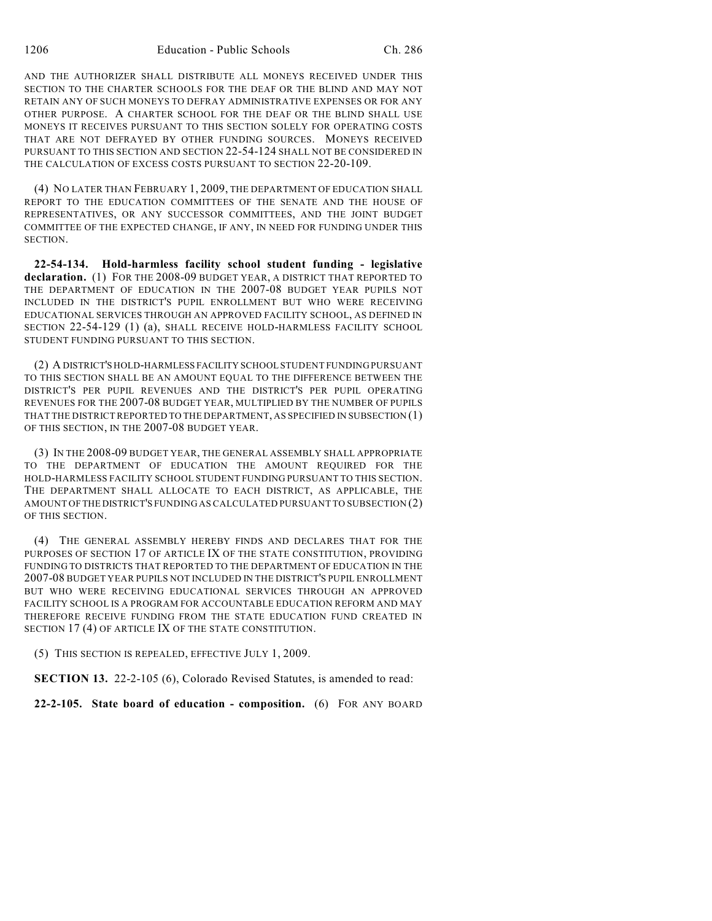AND THE AUTHORIZER SHALL DISTRIBUTE ALL MONEYS RECEIVED UNDER THIS SECTION TO THE CHARTER SCHOOLS FOR THE DEAF OR THE BLIND AND MAY NOT RETAIN ANY OF SUCH MONEYS TO DEFRAY ADMINISTRATIVE EXPENSES OR FOR ANY OTHER PURPOSE. A CHARTER SCHOOL FOR THE DEAF OR THE BLIND SHALL USE MONEYS IT RECEIVES PURSUANT TO THIS SECTION SOLELY FOR OPERATING COSTS THAT ARE NOT DEFRAYED BY OTHER FUNDING SOURCES. MONEYS RECEIVED PURSUANT TO THIS SECTION AND SECTION 22-54-124 SHALL NOT BE CONSIDERED IN THE CALCULATION OF EXCESS COSTS PURSUANT TO SECTION 22-20-109.

(4) NO LATER THAN FEBRUARY 1, 2009, THE DEPARTMENT OF EDUCATION SHALL REPORT TO THE EDUCATION COMMITTEES OF THE SENATE AND THE HOUSE OF REPRESENTATIVES, OR ANY SUCCESSOR COMMITTEES, AND THE JOINT BUDGET COMMITTEE OF THE EXPECTED CHANGE, IF ANY, IN NEED FOR FUNDING UNDER THIS SECTION.

**22-54-134. Hold-harmless facility school student funding - legislative declaration.** (1) FOR THE 2008-09 BUDGET YEAR, A DISTRICT THAT REPORTED TO THE DEPARTMENT OF EDUCATION IN THE 2007-08 BUDGET YEAR PUPILS NOT INCLUDED IN THE DISTRICT'S PUPIL ENROLLMENT BUT WHO WERE RECEIVING EDUCATIONAL SERVICES THROUGH AN APPROVED FACILITY SCHOOL, AS DEFINED IN SECTION 22-54-129 (1) (a), SHALL RECEIVE HOLD-HARMLESS FACILITY SCHOOL STUDENT FUNDING PURSUANT TO THIS SECTION.

(2) A DISTRICT'S HOLD-HARMLESS FACILITY SCHOOL STUDENT FUNDING PURSUANT TO THIS SECTION SHALL BE AN AMOUNT EQUAL TO THE DIFFERENCE BETWEEN THE DISTRICT'S PER PUPIL REVENUES AND THE DISTRICT'S PER PUPIL OPERATING REVENUES FOR THE 2007-08 BUDGET YEAR, MULTIPLIED BY THE NUMBER OF PUPILS THAT THE DISTRICT REPORTED TO THE DEPARTMENT, AS SPECIFIED IN SUBSECTION (1) OF THIS SECTION, IN THE 2007-08 BUDGET YEAR.

(3) IN THE 2008-09 BUDGET YEAR, THE GENERAL ASSEMBLY SHALL APPROPRIATE TO THE DEPARTMENT OF EDUCATION THE AMOUNT REQUIRED FOR THE HOLD-HARMLESS FACILITY SCHOOL STUDENT FUNDING PURSUANT TO THIS SECTION. THE DEPARTMENT SHALL ALLOCATE TO EACH DISTRICT, AS APPLICABLE, THE AMOUNT OF THE DISTRICT'S FUNDING AS CALCULATED PURSUANT TO SUBSECTION (2) OF THIS SECTION.

(4) THE GENERAL ASSEMBLY HEREBY FINDS AND DECLARES THAT FOR THE PURPOSES OF SECTION 17 OF ARTICLE IX OF THE STATE CONSTITUTION, PROVIDING FUNDING TO DISTRICTS THAT REPORTED TO THE DEPARTMENT OF EDUCATION IN THE 2007-08 BUDGET YEAR PUPILS NOT INCLUDED IN THE DISTRICT'S PUPIL ENROLLMENT BUT WHO WERE RECEIVING EDUCATIONAL SERVICES THROUGH AN APPROVED FACILITY SCHOOL IS A PROGRAM FOR ACCOUNTABLE EDUCATION REFORM AND MAY THEREFORE RECEIVE FUNDING FROM THE STATE EDUCATION FUND CREATED IN SECTION 17 (4) OF ARTICLE IX OF THE STATE CONSTITUTION.

(5) THIS SECTION IS REPEALED, EFFECTIVE JULY 1, 2009.

**SECTION 13.** 22-2-105 (6), Colorado Revised Statutes, is amended to read:

**22-2-105. State board of education - composition.** (6) FOR ANY BOARD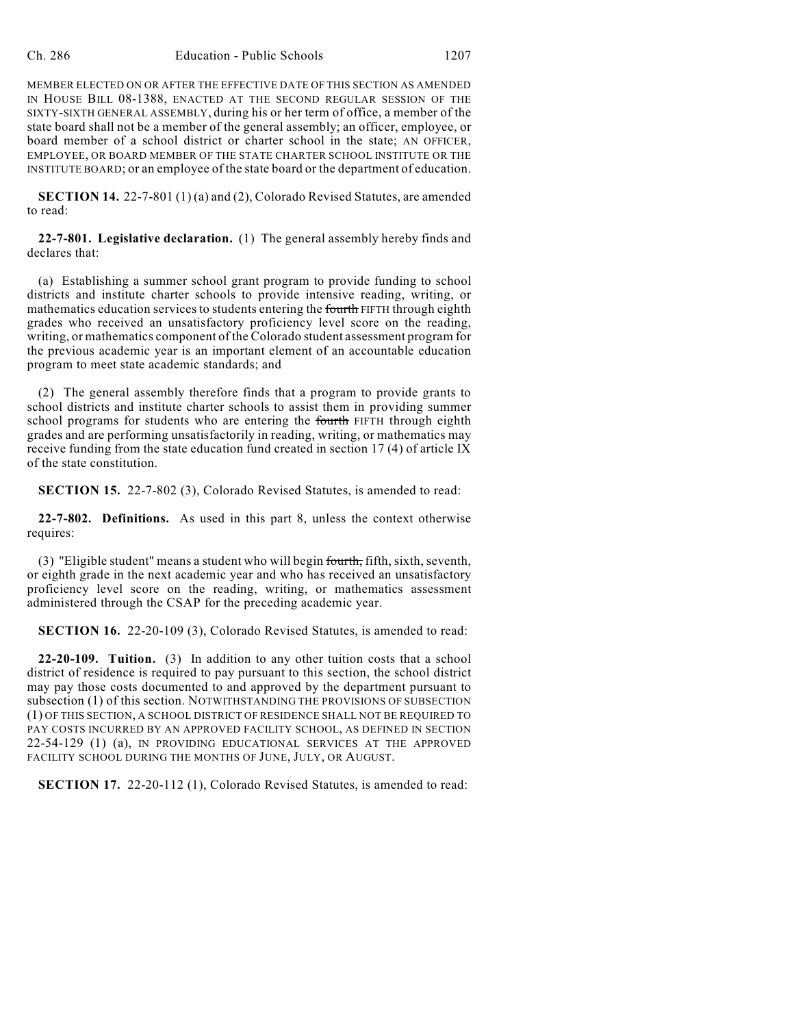MEMBER ELECTED ON OR AFTER THE EFFECTIVE DATE OF THIS SECTION AS AMENDED IN HOUSE BILL 08-1388, ENACTED AT THE SECOND REGULAR SESSION OF THE SIXTY-SIXTH GENERAL ASSEMBLY, during his or her term of office, a member of the state board shall not be a member of the general assembly; an officer, employee, or board member of a school district or charter school in the state; AN OFFICER, EMPLOYEE, OR BOARD MEMBER OF THE STATE CHARTER SCHOOL INSTITUTE OR THE INSTITUTE BOARD; or an employee of the state board or the department of education.

**SECTION 14.** 22-7-801 (1) (a) and (2), Colorado Revised Statutes, are amended to read:

**22-7-801. Legislative declaration.** (1) The general assembly hereby finds and declares that:

(a) Establishing a summer school grant program to provide funding to school districts and institute charter schools to provide intensive reading, writing, or mathematics education services to students entering the ~~fourth~~ FIFTH through eighth grades who received an unsatisfactory proficiency level score on the reading, writing, or mathematics component of the Colorado student assessment program for the previous academic year is an important element of an accountable education program to meet state academic standards; and

(2) The general assembly therefore finds that a program to provide grants to school districts and institute charter schools to assist them in providing summer school programs for students who are entering the ~~fourth~~ FIFTH through eighth grades and are performing unsatisfactorily in reading, writing, or mathematics may receive funding from the state education fund created in section 17 (4) of article IX of the state constitution.

**SECTION 15.** 22-7-802 (3), Colorado Revised Statutes, is amended to read:

**22-7-802. Definitions.** As used in this part 8, unless the context otherwise requires:

(3) "Eligible student" means a student who will begin ~~fourth,~~ fifth, sixth, seventh, or eighth grade in the next academic year and who has received an unsatisfactory proficiency level score on the reading, writing, or mathematics assessment administered through the CSAP for the preceding academic year.

**SECTION 16.** 22-20-109 (3), Colorado Revised Statutes, is amended to read:

**22-20-109. Tuition.** (3) In addition to any other tuition costs that a school district of residence is required to pay pursuant to this section, the school district may pay those costs documented to and approved by the department pursuant to subsection (1) of this section. NOTWITHSTANDING THE PROVISIONS OF SUBSECTION (1) OF THIS SECTION, A SCHOOL DISTRICT OF RESIDENCE SHALL NOT BE REQUIRED TO PAY COSTS INCURRED BY AN APPROVED FACILITY SCHOOL, AS DEFINED IN SECTION 22-54-129 (1) (a), IN PROVIDING EDUCATIONAL SERVICES AT THE APPROVED FACILITY SCHOOL DURING THE MONTHS OF JUNE, JULY, OR AUGUST.

**SECTION 17.** 22-20-112 (1), Colorado Revised Statutes, is amended to read: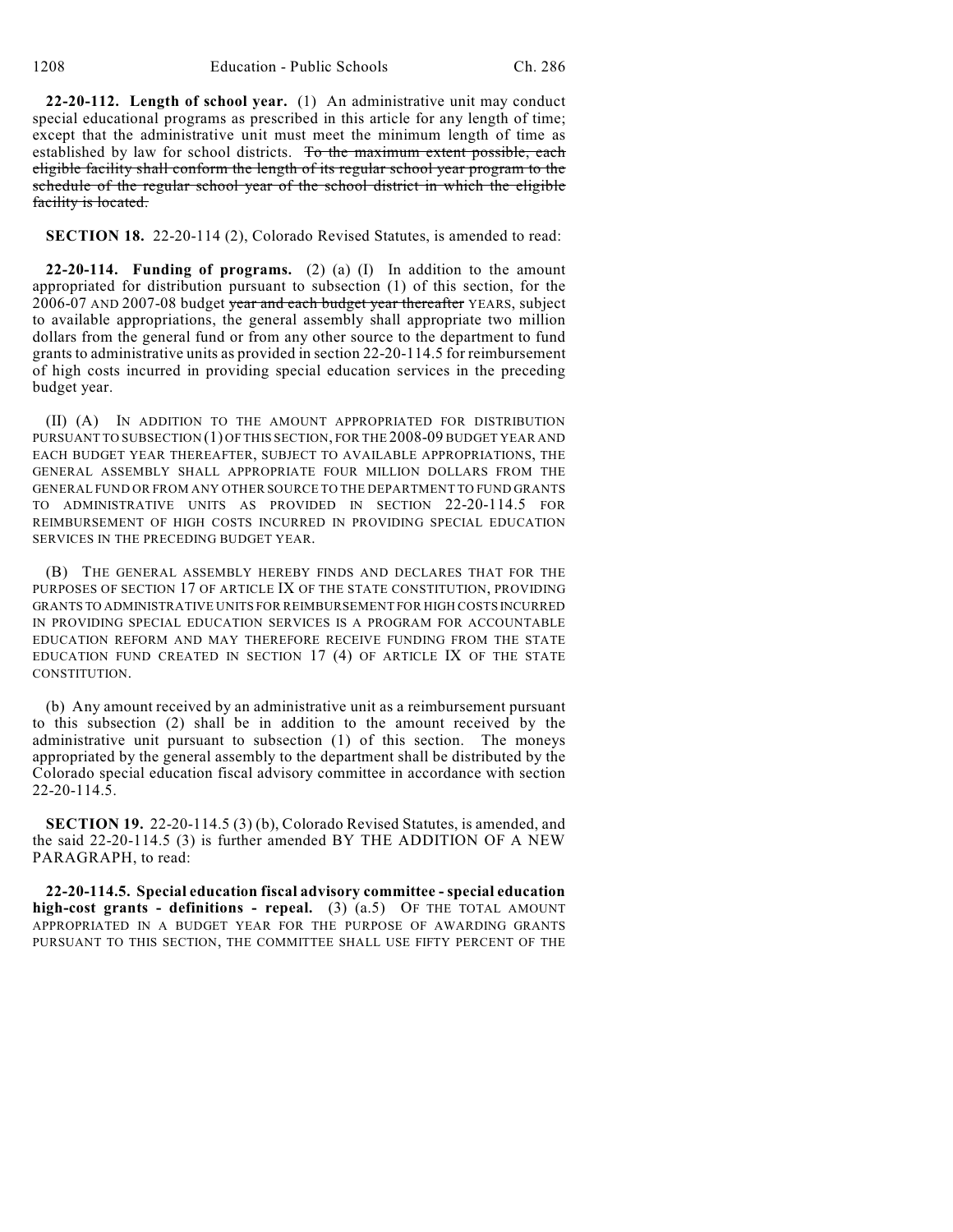**22-20-112. Length of school year.** (1) An administrative unit may conduct special educational programs as prescribed in this article for any length of time; except that the administrative unit must meet the minimum length of time as established by law for school districts. ~~To the maximum extent possible, each eligible facility shall conform the length of its regular school year program to the schedule of the regular school year of the school district in which the eligible facility is located.~~

**SECTION 18.** 22-20-114 (2), Colorado Revised Statutes, is amended to read:

**22-20-114. Funding of programs.** (2) (a) (I) In addition to the amount appropriated for distribution pursuant to subsection (1) of this section, for the 2006-07 AND 2007-08 budget ~~year and each budget year thereafter~~ YEARS, subject to available appropriations, the general assembly shall appropriate two million dollars from the general fund or from any other source to the department to fund grants to administrative units as provided in section 22-20-114.5 for reimbursement of high costs incurred in providing special education services in the preceding budget year.

(II) (A) IN ADDITION TO THE AMOUNT APPROPRIATED FOR DISTRIBUTION PURSUANT TO SUBSECTION (1) OF THIS SECTION, FOR THE 2008-09 BUDGET YEAR AND EACH BUDGET YEAR THEREAFTER, SUBJECT TO AVAILABLE APPROPRIATIONS, THE GENERAL ASSEMBLY SHALL APPROPRIATE FOUR MILLION DOLLARS FROM THE GENERAL FUND OR FROM ANY OTHER SOURCE TO THE DEPARTMENT TO FUND GRANTS TO ADMINISTRATIVE UNITS AS PROVIDED IN SECTION 22-20-114.5 FOR REIMBURSEMENT OF HIGH COSTS INCURRED IN PROVIDING SPECIAL EDUCATION SERVICES IN THE PRECEDING BUDGET YEAR.

(B) THE GENERAL ASSEMBLY HEREBY FINDS AND DECLARES THAT FOR THE PURPOSES OF SECTION 17 OF ARTICLE IX OF THE STATE CONSTITUTION, PROVIDING GRANTS TO ADMINISTRATIVE UNITS FOR REIMBURSEMENT FOR HIGH COSTS INCURRED IN PROVIDING SPECIAL EDUCATION SERVICES IS A PROGRAM FOR ACCOUNTABLE EDUCATION REFORM AND MAY THEREFORE RECEIVE FUNDING FROM THE STATE EDUCATION FUND CREATED IN SECTION 17 (4) OF ARTICLE IX OF THE STATE CONSTITUTION.

(b) Any amount received by an administrative unit as a reimbursement pursuant to this subsection (2) shall be in addition to the amount received by the administrative unit pursuant to subsection (1) of this section. The moneys appropriated by the general assembly to the department shall be distributed by the Colorado special education fiscal advisory committee in accordance with section 22-20-114.5.

**SECTION 19.** 22-20-114.5 (3) (b), Colorado Revised Statutes, is amended, and the said 22-20-114.5 (3) is further amended BY THE ADDITION OF A NEW PARAGRAPH, to read:

**22-20-114.5. Special education fiscal advisory committee - special education high-cost grants - definitions - repeal.** (3) (a.5) OF THE TOTAL AMOUNT APPROPRIATED IN A BUDGET YEAR FOR THE PURPOSE OF AWARDING GRANTS PURSUANT TO THIS SECTION, THE COMMITTEE SHALL USE FIFTY PERCENT OF THE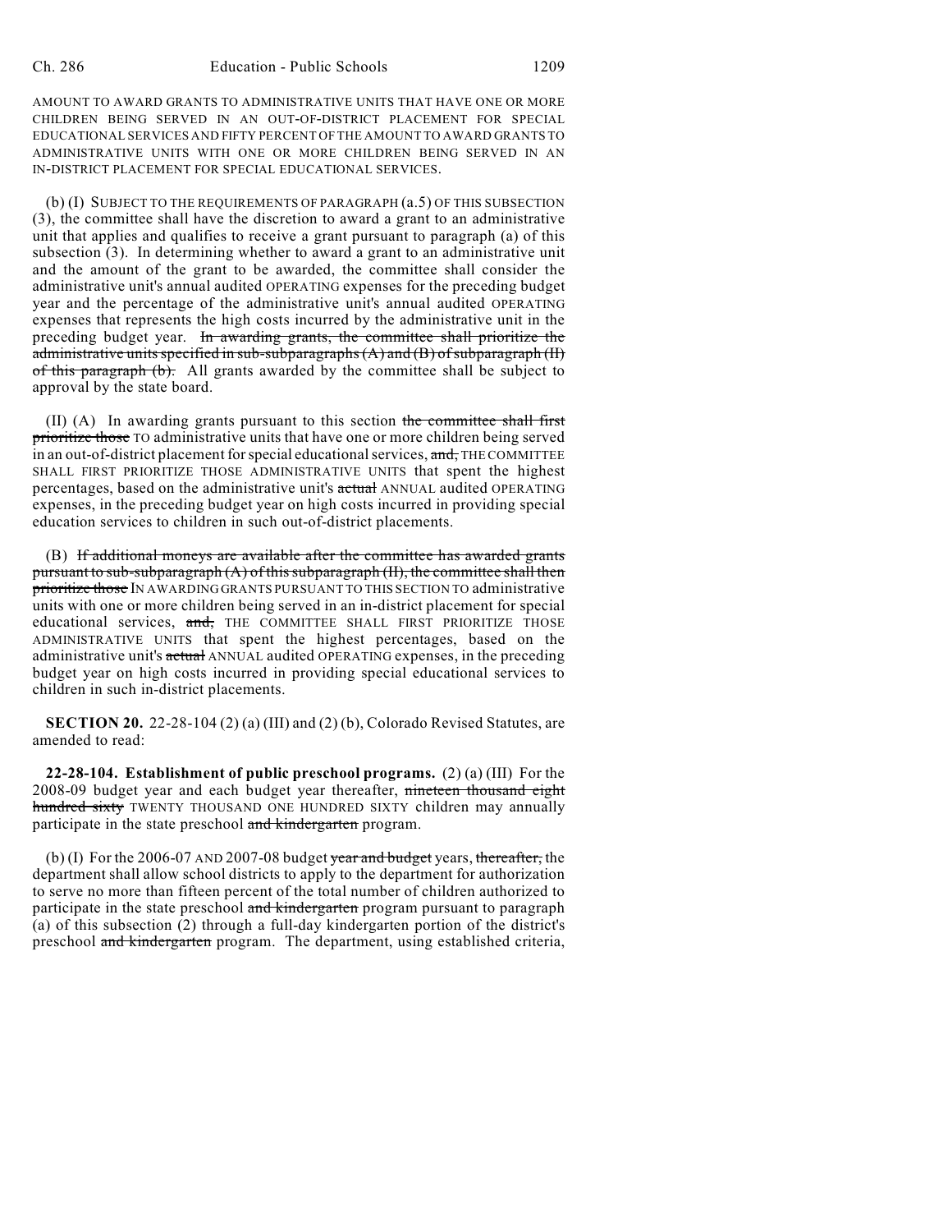AMOUNT TO AWARD GRANTS TO ADMINISTRATIVE UNITS THAT HAVE ONE OR MORE CHILDREN BEING SERVED IN AN OUT-OF-DISTRICT PLACEMENT FOR SPECIAL EDUCATIONAL SERVICES AND FIFTY PERCENT OF THE AMOUNT TO AWARD GRANTS TO ADMINISTRATIVE UNITS WITH ONE OR MORE CHILDREN BEING SERVED IN AN IN-DISTRICT PLACEMENT FOR SPECIAL EDUCATIONAL SERVICES.

(b) (I) SUBJECT TO THE REQUIREMENTS OF PARAGRAPH (a.5) OF THIS SUBSECTION (3), the committee shall have the discretion to award a grant to an administrative unit that applies and qualifies to receive a grant pursuant to paragraph (a) of this subsection (3). In determining whether to award a grant to an administrative unit and the amount of the grant to be awarded, the committee shall consider the administrative unit's annual audited OPERATING expenses for the preceding budget year and the percentage of the administrative unit's annual audited OPERATING expenses that represents the high costs incurred by the administrative unit in the preceding budget year. ~~In awarding grants, the committee shall prioritize the administrative units specified in sub-subparagraphs (A) and (B) of subparagraph (II) of this paragraph (b).~~ All grants awarded by the committee shall be subject to approval by the state board.

(II) (A) In awarding grants pursuant to this section ~~the committee shall first prioritize those~~ TO administrative units that have one or more children being served in an out-of-district placement for special educational services, ~~and,~~ THE COMMITTEE SHALL FIRST PRIORITIZE THOSE ADMINISTRATIVE UNITS that spent the highest percentages, based on the administrative unit's ~~actual~~ ANNUAL audited OPERATING expenses, in the preceding budget year on high costs incurred in providing special education services to children in such out-of-district placements.

(B) ~~If additional moneys are available after the committee has awarded grants pursuant to sub-subparagraph (A) of this subparagraph (II), the committee shall then prioritize those~~ IN AWARDING GRANTS PURSUANT TO THIS SECTION TO administrative units with one or more children being served in an in-district placement for special educational services, ~~and,~~ THE COMMITTEE SHALL FIRST PRIORITIZE THOSE ADMINISTRATIVE UNITS that spent the highest percentages, based on the administrative unit's ~~actual~~ ANNUAL audited OPERATING expenses, in the preceding budget year on high costs incurred in providing special educational services to children in such in-district placements.

**SECTION 20.** 22-28-104 (2) (a) (III) and (2) (b), Colorado Revised Statutes, are amended to read:

**22-28-104. Establishment of public preschool programs.** (2) (a) (III) For the 2008-09 budget year and each budget year thereafter, ~~nineteen thousand eight hundred sixty~~ TWENTY THOUSAND ONE HUNDRED SIXTY children may annually participate in the state preschool ~~and kindergarten~~ program.

(b) (I) For the 2006-07 AND 2007-08 budget ~~year and budget~~ years, ~~thereafter,~~ the department shall allow school districts to apply to the department for authorization to serve no more than fifteen percent of the total number of children authorized to participate in the state preschool ~~and kindergarten~~ program pursuant to paragraph (a) of this subsection (2) through a full-day kindergarten portion of the district's preschool ~~and kindergarten~~ program. The department, using established criteria,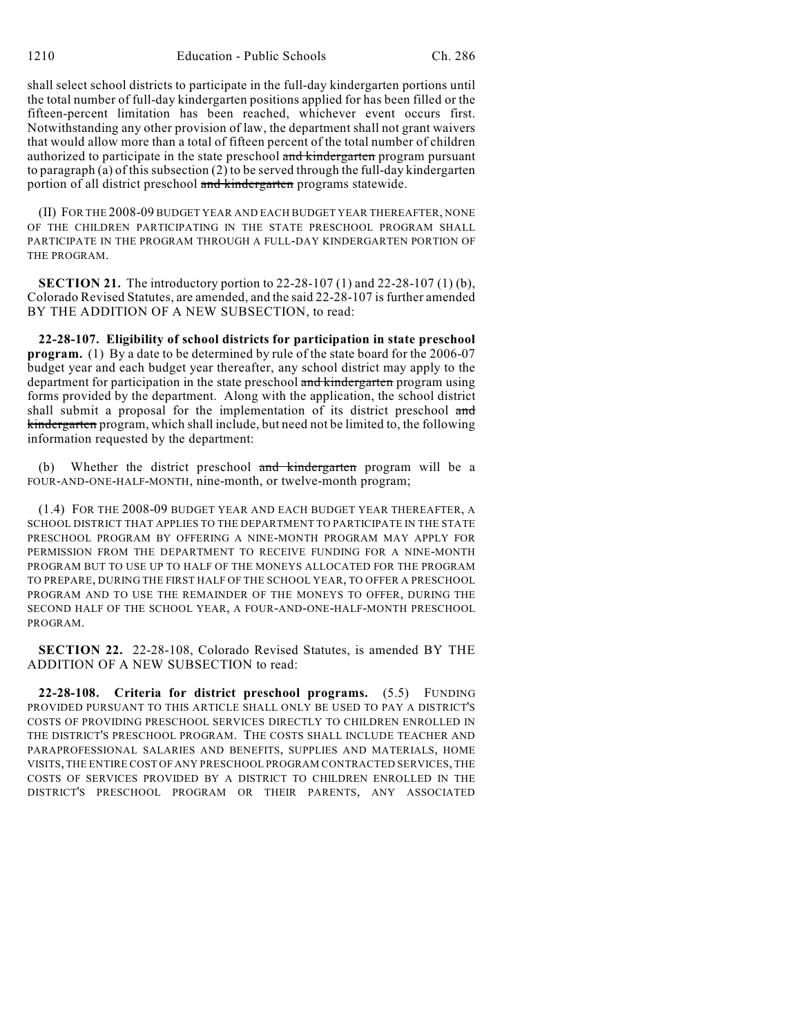shall select school districts to participate in the full-day kindergarten portions until the total number of full-day kindergarten positions applied for has been filled or the fifteen-percent limitation has been reached, whichever event occurs first. Notwithstanding any other provision of law, the department shall not grant waivers that would allow more than a total of fifteen percent of the total number of children authorized to participate in the state preschool ~~and kindergarten~~ program pursuant to paragraph (a) of this subsection (2) to be served through the full-day kindergarten portion of all district preschool ~~and kindergarten~~ programs statewide.

(II) FOR THE 2008-09 BUDGET YEAR AND EACH BUDGET YEAR THEREAFTER, NONE OF THE CHILDREN PARTICIPATING IN THE STATE PRESCHOOL PROGRAM SHALL PARTICIPATE IN THE PROGRAM THROUGH A FULL-DAY KINDERGARTEN PORTION OF THE PROGRAM.

**SECTION 21.** The introductory portion to 22-28-107 (1) and 22-28-107 (1) (b), Colorado Revised Statutes, are amended, and the said 22-28-107 is further amended BY THE ADDITION OF A NEW SUBSECTION, to read:

**22-28-107. Eligibility of school districts for participation in state preschool program.** (1) By a date to be determined by rule of the state board for the 2006-07 budget year and each budget year thereafter, any school district may apply to the department for participation in the state preschool ~~and kindergarten~~ program using forms provided by the department. Along with the application, the school district shall submit a proposal for the implementation of its district preschool ~~and kindergarten~~ program, which shall include, but need not be limited to, the following information requested by the department:

(b) Whether the district preschool ~~and kindergarten~~ program will be a FOUR-AND-ONE-HALF-MONTH, nine-month, or twelve-month program;

(1.4) FOR THE 2008-09 BUDGET YEAR AND EACH BUDGET YEAR THEREAFTER, A SCHOOL DISTRICT THAT APPLIES TO THE DEPARTMENT TO PARTICIPATE IN THE STATE PRESCHOOL PROGRAM BY OFFERING A NINE-MONTH PROGRAM MAY APPLY FOR PERMISSION FROM THE DEPARTMENT TO RECEIVE FUNDING FOR A NINE-MONTH PROGRAM BUT TO USE UP TO HALF OF THE MONEYS ALLOCATED FOR THE PROGRAM TO PREPARE, DURING THE FIRST HALF OF THE SCHOOL YEAR, TO OFFER A PRESCHOOL PROGRAM AND TO USE THE REMAINDER OF THE MONEYS TO OFFER, DURING THE SECOND HALF OF THE SCHOOL YEAR, A FOUR-AND-ONE-HALF-MONTH PRESCHOOL PROGRAM.

**SECTION 22.** 22-28-108, Colorado Revised Statutes, is amended BY THE ADDITION OF A NEW SUBSECTION to read:

**22-28-108. Criteria for district preschool programs.** (5.5) FUNDING PROVIDED PURSUANT TO THIS ARTICLE SHALL ONLY BE USED TO PAY A DISTRICT'S COSTS OF PROVIDING PRESCHOOL SERVICES DIRECTLY TO CHILDREN ENROLLED IN THE DISTRICT'S PRESCHOOL PROGRAM. THE COSTS SHALL INCLUDE TEACHER AND PARAPROFESSIONAL SALARIES AND BENEFITS, SUPPLIES AND MATERIALS, HOME VISITS, THE ENTIRE COST OF ANY PRESCHOOL PROGRAM CONTRACTED SERVICES, THE COSTS OF SERVICES PROVIDED BY A DISTRICT TO CHILDREN ENROLLED IN THE DISTRICT'S PRESCHOOL PROGRAM OR THEIR PARENTS, ANY ASSOCIATED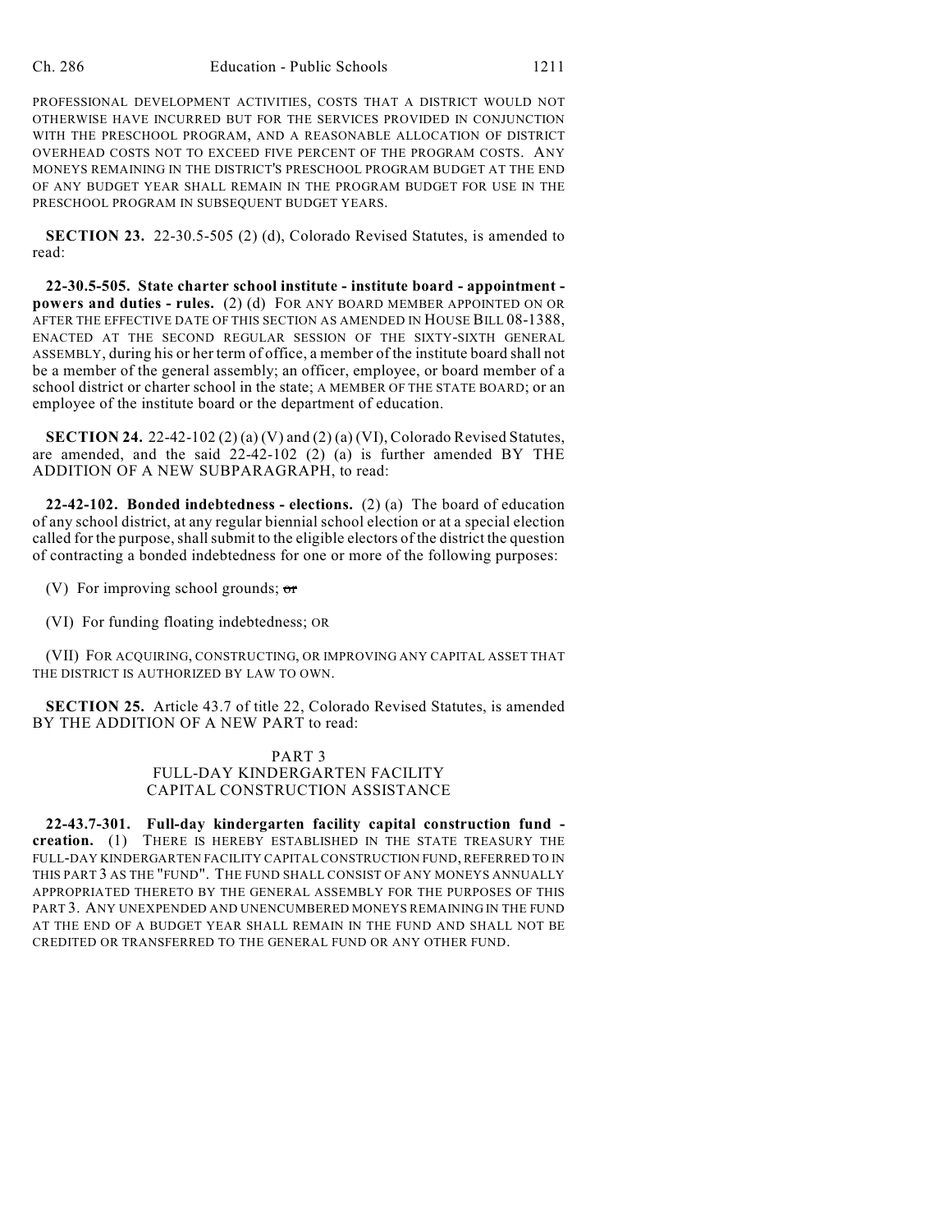PROFESSIONAL DEVELOPMENT ACTIVITIES, COSTS THAT A DISTRICT WOULD NOT OTHERWISE HAVE INCURRED BUT FOR THE SERVICES PROVIDED IN CONJUNCTION WITH THE PRESCHOOL PROGRAM, AND A REASONABLE ALLOCATION OF DISTRICT OVERHEAD COSTS NOT TO EXCEED FIVE PERCENT OF THE PROGRAM COSTS. ANY MONEYS REMAINING IN THE DISTRICT'S PRESCHOOL PROGRAM BUDGET AT THE END OF ANY BUDGET YEAR SHALL REMAIN IN THE PROGRAM BUDGET FOR USE IN THE PRESCHOOL PROGRAM IN SUBSEQUENT BUDGET YEARS.

**SECTION 23.** 22-30.5-505 (2) (d), Colorado Revised Statutes, is amended to read:

**22-30.5-505. State charter school institute - institute board - appointment - powers and duties - rules.** (2) (d) FOR ANY BOARD MEMBER APPOINTED ON OR AFTER THE EFFECTIVE DATE OF THIS SECTION AS AMENDED IN HOUSE BILL 08-1388, ENACTED AT THE SECOND REGULAR SESSION OF THE SIXTY-SIXTH GENERAL ASSEMBLY, during his or her term of office, a member of the institute board shall not be a member of the general assembly; an officer, employee, or board member of a school district or charter school in the state; A MEMBER OF THE STATE BOARD; or an employee of the institute board or the department of education.

**SECTION 24.** 22-42-102 (2) (a) (V) and (2) (a) (VI), Colorado Revised Statutes, are amended, and the said 22-42-102 (2) (a) is further amended BY THE ADDITION OF A NEW SUBPARAGRAPH, to read:

**22-42-102. Bonded indebtedness - elections.** (2) (a) The board of education of any school district, at any regular biennial school election or at a special election called for the purpose, shall submit to the eligible electors of the district the question of contracting a bonded indebtedness for one or more of the following purposes:

(V) For improving school grounds; ~~or~~

(VI) For funding floating indebtedness; OR

(VII) FOR ACQUIRING, CONSTRUCTING, OR IMPROVING ANY CAPITAL ASSET THAT THE DISTRICT IS AUTHORIZED BY LAW TO OWN.

**SECTION 25.** Article 43.7 of title 22, Colorado Revised Statutes, is amended BY THE ADDITION OF A NEW PART to read:

PART 3
FULL-DAY KINDERGARTEN FACILITY
CAPITAL CONSTRUCTION ASSISTANCE

**22-43.7-301. Full-day kindergarten facility capital construction fund - creation.** (1) THERE IS HEREBY ESTABLISHED IN THE STATE TREASURY THE FULL-DAY KINDERGARTEN FACILITY CAPITAL CONSTRUCTION FUND, REFERRED TO IN THIS PART 3 AS THE "FUND". THE FUND SHALL CONSIST OF ANY MONEYS ANNUALLY APPROPRIATED THERETO BY THE GENERAL ASSEMBLY FOR THE PURPOSES OF THIS PART 3. ANY UNEXPENDED AND UNENCUMBERED MONEYS REMAINING IN THE FUND AT THE END OF A BUDGET YEAR SHALL REMAIN IN THE FUND AND SHALL NOT BE CREDITED OR TRANSFERRED TO THE GENERAL FUND OR ANY OTHER FUND.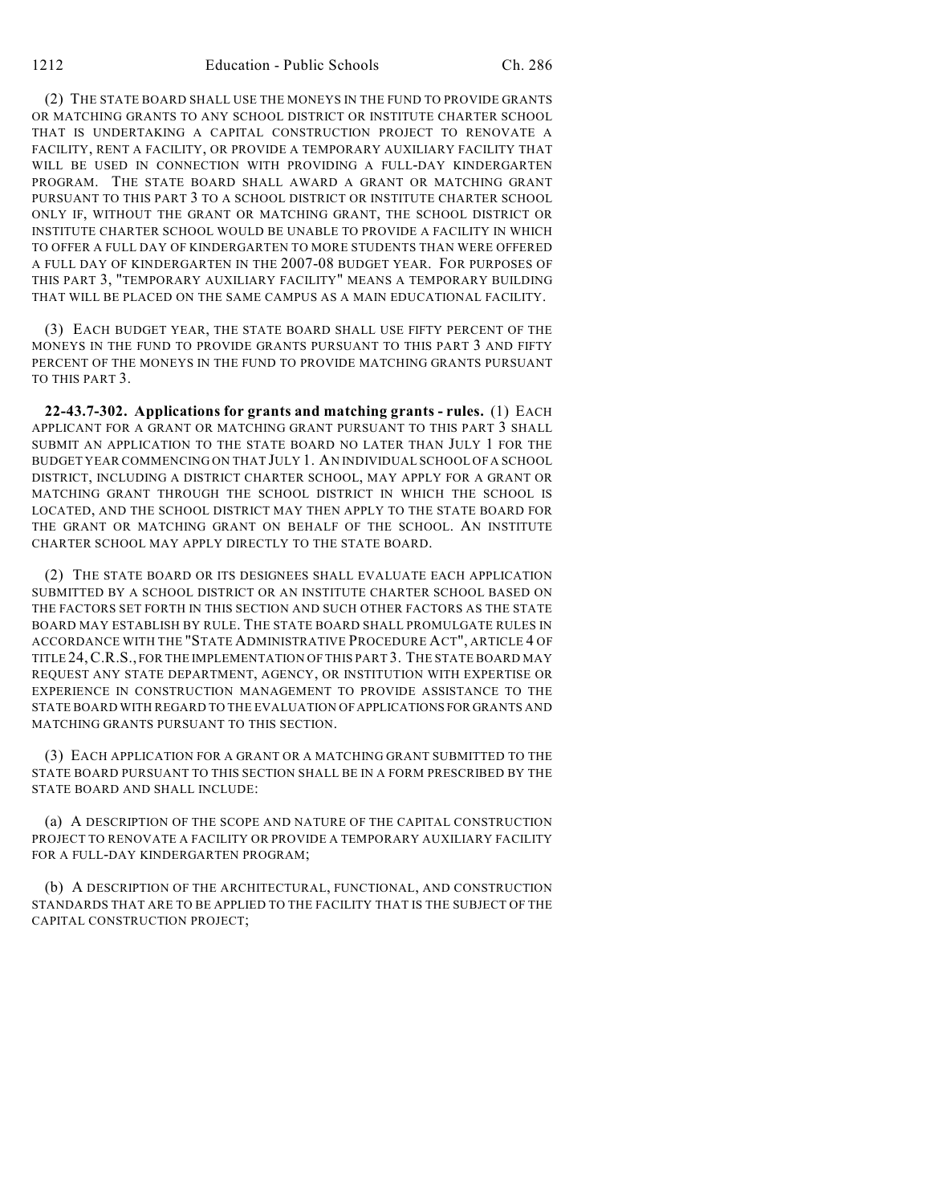(2) THE STATE BOARD SHALL USE THE MONEYS IN THE FUND TO PROVIDE GRANTS OR MATCHING GRANTS TO ANY SCHOOL DISTRICT OR INSTITUTE CHARTER SCHOOL THAT IS UNDERTAKING A CAPITAL CONSTRUCTION PROJECT TO RENOVATE A FACILITY, RENT A FACILITY, OR PROVIDE A TEMPORARY AUXILIARY FACILITY THAT WILL BE USED IN CONNECTION WITH PROVIDING A FULL-DAY KINDERGARTEN PROGRAM. THE STATE BOARD SHALL AWARD A GRANT OR MATCHING GRANT PURSUANT TO THIS PART 3 TO A SCHOOL DISTRICT OR INSTITUTE CHARTER SCHOOL ONLY IF, WITHOUT THE GRANT OR MATCHING GRANT, THE SCHOOL DISTRICT OR INSTITUTE CHARTER SCHOOL WOULD BE UNABLE TO PROVIDE A FACILITY IN WHICH TO OFFER A FULL DAY OF KINDERGARTEN TO MORE STUDENTS THAN WERE OFFERED A FULL DAY OF KINDERGARTEN IN THE 2007-08 BUDGET YEAR. FOR PURPOSES OF THIS PART 3, "TEMPORARY AUXILIARY FACILITY" MEANS A TEMPORARY BUILDING THAT WILL BE PLACED ON THE SAME CAMPUS AS A MAIN EDUCATIONAL FACILITY.

(3) EACH BUDGET YEAR, THE STATE BOARD SHALL USE FIFTY PERCENT OF THE MONEYS IN THE FUND TO PROVIDE GRANTS PURSUANT TO THIS PART 3 AND FIFTY PERCENT OF THE MONEYS IN THE FUND TO PROVIDE MATCHING GRANTS PURSUANT TO THIS PART 3.

**22-43.7-302. Applications for grants and matching grants - rules.** (1) EACH APPLICANT FOR A GRANT OR MATCHING GRANT PURSUANT TO THIS PART 3 SHALL SUBMIT AN APPLICATION TO THE STATE BOARD NO LATER THAN JULY 1 FOR THE BUDGET YEAR COMMENCING ON THAT JULY 1. AN INDIVIDUAL SCHOOL OF A SCHOOL DISTRICT, INCLUDING A DISTRICT CHARTER SCHOOL, MAY APPLY FOR A GRANT OR MATCHING GRANT THROUGH THE SCHOOL DISTRICT IN WHICH THE SCHOOL IS LOCATED, AND THE SCHOOL DISTRICT MAY THEN APPLY TO THE STATE BOARD FOR THE GRANT OR MATCHING GRANT ON BEHALF OF THE SCHOOL. AN INSTITUTE CHARTER SCHOOL MAY APPLY DIRECTLY TO THE STATE BOARD.

(2) THE STATE BOARD OR ITS DESIGNEES SHALL EVALUATE EACH APPLICATION SUBMITTED BY A SCHOOL DISTRICT OR AN INSTITUTE CHARTER SCHOOL BASED ON THE FACTORS SET FORTH IN THIS SECTION AND SUCH OTHER FACTORS AS THE STATE BOARD MAY ESTABLISH BY RULE. THE STATE BOARD SHALL PROMULGATE RULES IN ACCORDANCE WITH THE "STATE ADMINISTRATIVE PROCEDURE ACT", ARTICLE 4 OF TITLE 24, C.R.S., FOR THE IMPLEMENTATION OF THIS PART 3. THE STATE BOARD MAY REQUEST ANY STATE DEPARTMENT, AGENCY, OR INSTITUTION WITH EXPERTISE OR EXPERIENCE IN CONSTRUCTION MANAGEMENT TO PROVIDE ASSISTANCE TO THE STATE BOARD WITH REGARD TO THE EVALUATION OF APPLICATIONS FOR GRANTS AND MATCHING GRANTS PURSUANT TO THIS SECTION.

(3) EACH APPLICATION FOR A GRANT OR A MATCHING GRANT SUBMITTED TO THE STATE BOARD PURSUANT TO THIS SECTION SHALL BE IN A FORM PRESCRIBED BY THE STATE BOARD AND SHALL INCLUDE:

(a) A DESCRIPTION OF THE SCOPE AND NATURE OF THE CAPITAL CONSTRUCTION PROJECT TO RENOVATE A FACILITY OR PROVIDE A TEMPORARY AUXILIARY FACILITY FOR A FULL-DAY KINDERGARTEN PROGRAM;

(b) A DESCRIPTION OF THE ARCHITECTURAL, FUNCTIONAL, AND CONSTRUCTION STANDARDS THAT ARE TO BE APPLIED TO THE FACILITY THAT IS THE SUBJECT OF THE CAPITAL CONSTRUCTION PROJECT;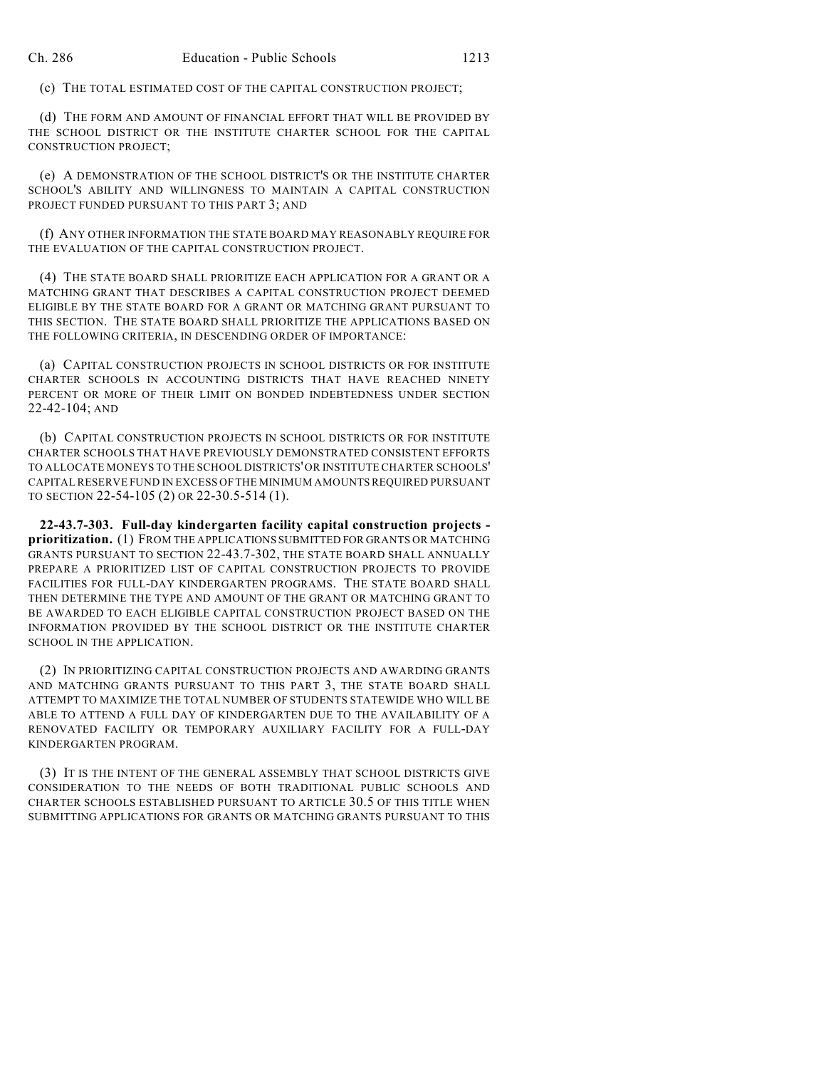(c) THE TOTAL ESTIMATED COST OF THE CAPITAL CONSTRUCTION PROJECT;

(d) THE FORM AND AMOUNT OF FINANCIAL EFFORT THAT WILL BE PROVIDED BY THE SCHOOL DISTRICT OR THE INSTITUTE CHARTER SCHOOL FOR THE CAPITAL CONSTRUCTION PROJECT;

(e) A DEMONSTRATION OF THE SCHOOL DISTRICT'S OR THE INSTITUTE CHARTER SCHOOL'S ABILITY AND WILLINGNESS TO MAINTAIN A CAPITAL CONSTRUCTION PROJECT FUNDED PURSUANT TO THIS PART 3; AND

(f) ANY OTHER INFORMATION THE STATE BOARD MAY REASONABLY REQUIRE FOR THE EVALUATION OF THE CAPITAL CONSTRUCTION PROJECT.

(4) THE STATE BOARD SHALL PRIORITIZE EACH APPLICATION FOR A GRANT OR A MATCHING GRANT THAT DESCRIBES A CAPITAL CONSTRUCTION PROJECT DEEMED ELIGIBLE BY THE STATE BOARD FOR A GRANT OR MATCHING GRANT PURSUANT TO THIS SECTION. THE STATE BOARD SHALL PRIORITIZE THE APPLICATIONS BASED ON THE FOLLOWING CRITERIA, IN DESCENDING ORDER OF IMPORTANCE:

(a) CAPITAL CONSTRUCTION PROJECTS IN SCHOOL DISTRICTS OR FOR INSTITUTE CHARTER SCHOOLS IN ACCOUNTING DISTRICTS THAT HAVE REACHED NINETY PERCENT OR MORE OF THEIR LIMIT ON BONDED INDEBTEDNESS UNDER SECTION 22-42-104; AND

(b) CAPITAL CONSTRUCTION PROJECTS IN SCHOOL DISTRICTS OR FOR INSTITUTE CHARTER SCHOOLS THAT HAVE PREVIOUSLY DEMONSTRATED CONSISTENT EFFORTS TO ALLOCATE MONEYS TO THE SCHOOL DISTRICTS' OR INSTITUTE CHARTER SCHOOLS' CAPITAL RESERVE FUND IN EXCESS OF THE MINIMUM AMOUNTS REQUIRED PURSUANT TO SECTION 22-54-105 (2) OR 22-30.5-514 (1).

**22-43.7-303. Full-day kindergarten facility capital construction projects - prioritization.** (1) FROM THE APPLICATIONS SUBMITTED FOR GRANTS OR MATCHING GRANTS PURSUANT TO SECTION 22-43.7-302, THE STATE BOARD SHALL ANNUALLY PREPARE A PRIORITIZED LIST OF CAPITAL CONSTRUCTION PROJECTS TO PROVIDE FACILITIES FOR FULL-DAY KINDERGARTEN PROGRAMS. THE STATE BOARD SHALL THEN DETERMINE THE TYPE AND AMOUNT OF THE GRANT OR MATCHING GRANT TO BE AWARDED TO EACH ELIGIBLE CAPITAL CONSTRUCTION PROJECT BASED ON THE INFORMATION PROVIDED BY THE SCHOOL DISTRICT OR THE INSTITUTE CHARTER SCHOOL IN THE APPLICATION.

(2) IN PRIORITIZING CAPITAL CONSTRUCTION PROJECTS AND AWARDING GRANTS AND MATCHING GRANTS PURSUANT TO THIS PART 3, THE STATE BOARD SHALL ATTEMPT TO MAXIMIZE THE TOTAL NUMBER OF STUDENTS STATEWIDE WHO WILL BE ABLE TO ATTEND A FULL DAY OF KINDERGARTEN DUE TO THE AVAILABILITY OF A RENOVATED FACILITY OR TEMPORARY AUXILIARY FACILITY FOR A FULL-DAY KINDERGARTEN PROGRAM.

(3) IT IS THE INTENT OF THE GENERAL ASSEMBLY THAT SCHOOL DISTRICTS GIVE CONSIDERATION TO THE NEEDS OF BOTH TRADITIONAL PUBLIC SCHOOLS AND CHARTER SCHOOLS ESTABLISHED PURSUANT TO ARTICLE 30.5 OF THIS TITLE WHEN SUBMITTING APPLICATIONS FOR GRANTS OR MATCHING GRANTS PURSUANT TO THIS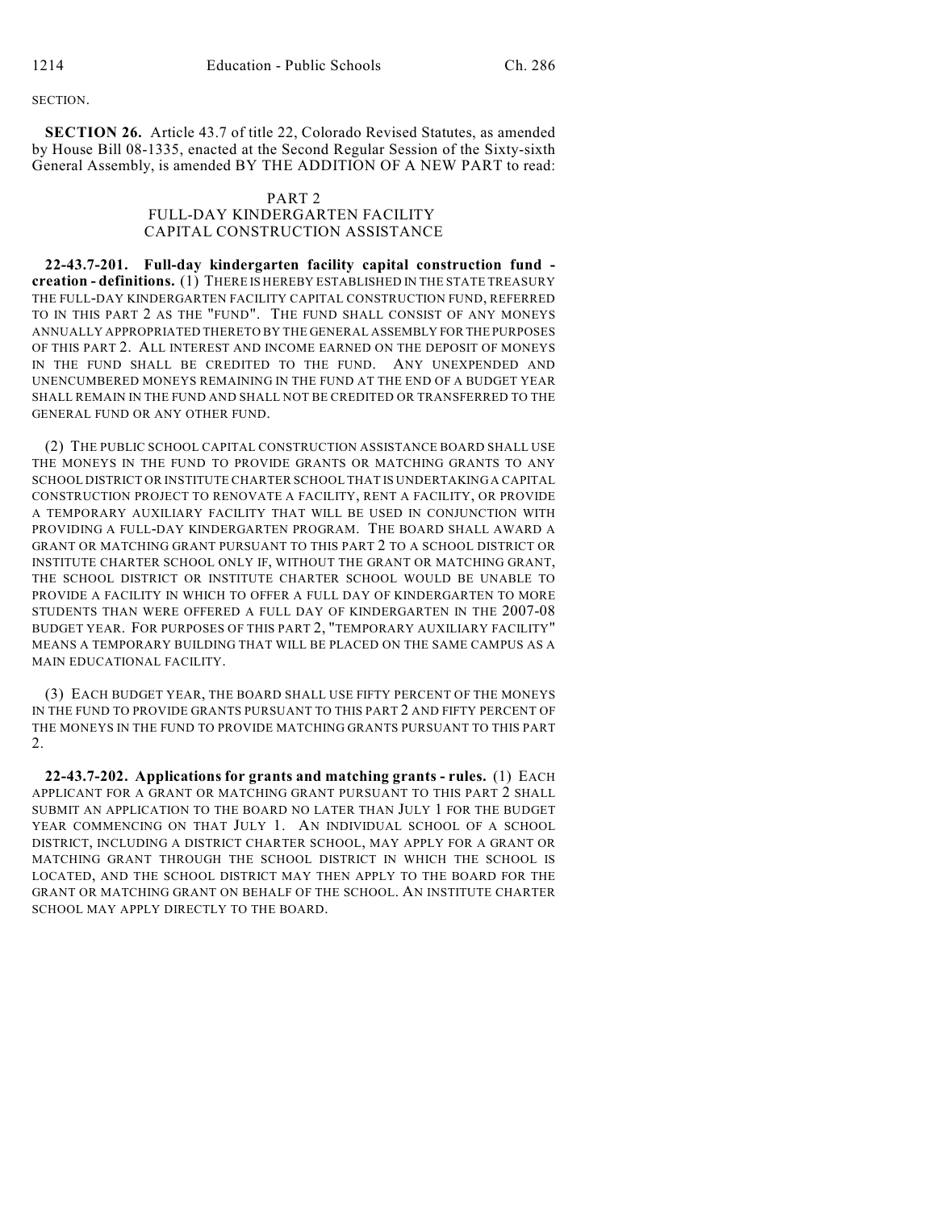SECTION.

**SECTION 26.** Article 43.7 of title 22, Colorado Revised Statutes, as amended by House Bill 08-1335, enacted at the Second Regular Session of the Sixty-sixth General Assembly, is amended BY THE ADDITION OF A NEW PART to read:

PART 2
FULL-DAY KINDERGARTEN FACILITY
CAPITAL CONSTRUCTION ASSISTANCE

**22-43.7-201. Full-day kindergarten facility capital construction fund - creation - definitions.** (1) THERE IS HEREBY ESTABLISHED IN THE STATE TREASURY THE FULL-DAY KINDERGARTEN FACILITY CAPITAL CONSTRUCTION FUND, REFERRED TO IN THIS PART 2 AS THE "FUND". THE FUND SHALL CONSIST OF ANY MONEYS ANNUALLY APPROPRIATED THERETO BY THE GENERAL ASSEMBLY FOR THE PURPOSES OF THIS PART 2. ALL INTEREST AND INCOME EARNED ON THE DEPOSIT OF MONEYS IN THE FUND SHALL BE CREDITED TO THE FUND. ANY UNEXPENDED AND UNENCUMBERED MONEYS REMAINING IN THE FUND AT THE END OF A BUDGET YEAR SHALL REMAIN IN THE FUND AND SHALL NOT BE CREDITED OR TRANSFERRED TO THE GENERAL FUND OR ANY OTHER FUND.

(2) THE PUBLIC SCHOOL CAPITAL CONSTRUCTION ASSISTANCE BOARD SHALL USE THE MONEYS IN THE FUND TO PROVIDE GRANTS OR MATCHING GRANTS TO ANY SCHOOL DISTRICT OR INSTITUTE CHARTER SCHOOL THAT IS UNDERTAKING A CAPITAL CONSTRUCTION PROJECT TO RENOVATE A FACILITY, RENT A FACILITY, OR PROVIDE A TEMPORARY AUXILIARY FACILITY THAT WILL BE USED IN CONJUNCTION WITH PROVIDING A FULL-DAY KINDERGARTEN PROGRAM. THE BOARD SHALL AWARD A GRANT OR MATCHING GRANT PURSUANT TO THIS PART 2 TO A SCHOOL DISTRICT OR INSTITUTE CHARTER SCHOOL ONLY IF, WITHOUT THE GRANT OR MATCHING GRANT, THE SCHOOL DISTRICT OR INSTITUTE CHARTER SCHOOL WOULD BE UNABLE TO PROVIDE A FACILITY IN WHICH TO OFFER A FULL DAY OF KINDERGARTEN TO MORE STUDENTS THAN WERE OFFERED A FULL DAY OF KINDERGARTEN IN THE 2007-08 BUDGET YEAR. FOR PURPOSES OF THIS PART 2, "TEMPORARY AUXILIARY FACILITY" MEANS A TEMPORARY BUILDING THAT WILL BE PLACED ON THE SAME CAMPUS AS A MAIN EDUCATIONAL FACILITY.

(3) EACH BUDGET YEAR, THE BOARD SHALL USE FIFTY PERCENT OF THE MONEYS IN THE FUND TO PROVIDE GRANTS PURSUANT TO THIS PART 2 AND FIFTY PERCENT OF THE MONEYS IN THE FUND TO PROVIDE MATCHING GRANTS PURSUANT TO THIS PART 2.

**22-43.7-202. Applications for grants and matching grants - rules.** (1) EACH APPLICANT FOR A GRANT OR MATCHING GRANT PURSUANT TO THIS PART 2 SHALL SUBMIT AN APPLICATION TO THE BOARD NO LATER THAN JULY 1 FOR THE BUDGET YEAR COMMENCING ON THAT JULY 1. AN INDIVIDUAL SCHOOL OF A SCHOOL DISTRICT, INCLUDING A DISTRICT CHARTER SCHOOL, MAY APPLY FOR A GRANT OR MATCHING GRANT THROUGH THE SCHOOL DISTRICT IN WHICH THE SCHOOL IS LOCATED, AND THE SCHOOL DISTRICT MAY THEN APPLY TO THE BOARD FOR THE GRANT OR MATCHING GRANT ON BEHALF OF THE SCHOOL. AN INSTITUTE CHARTER SCHOOL MAY APPLY DIRECTLY TO THE BOARD.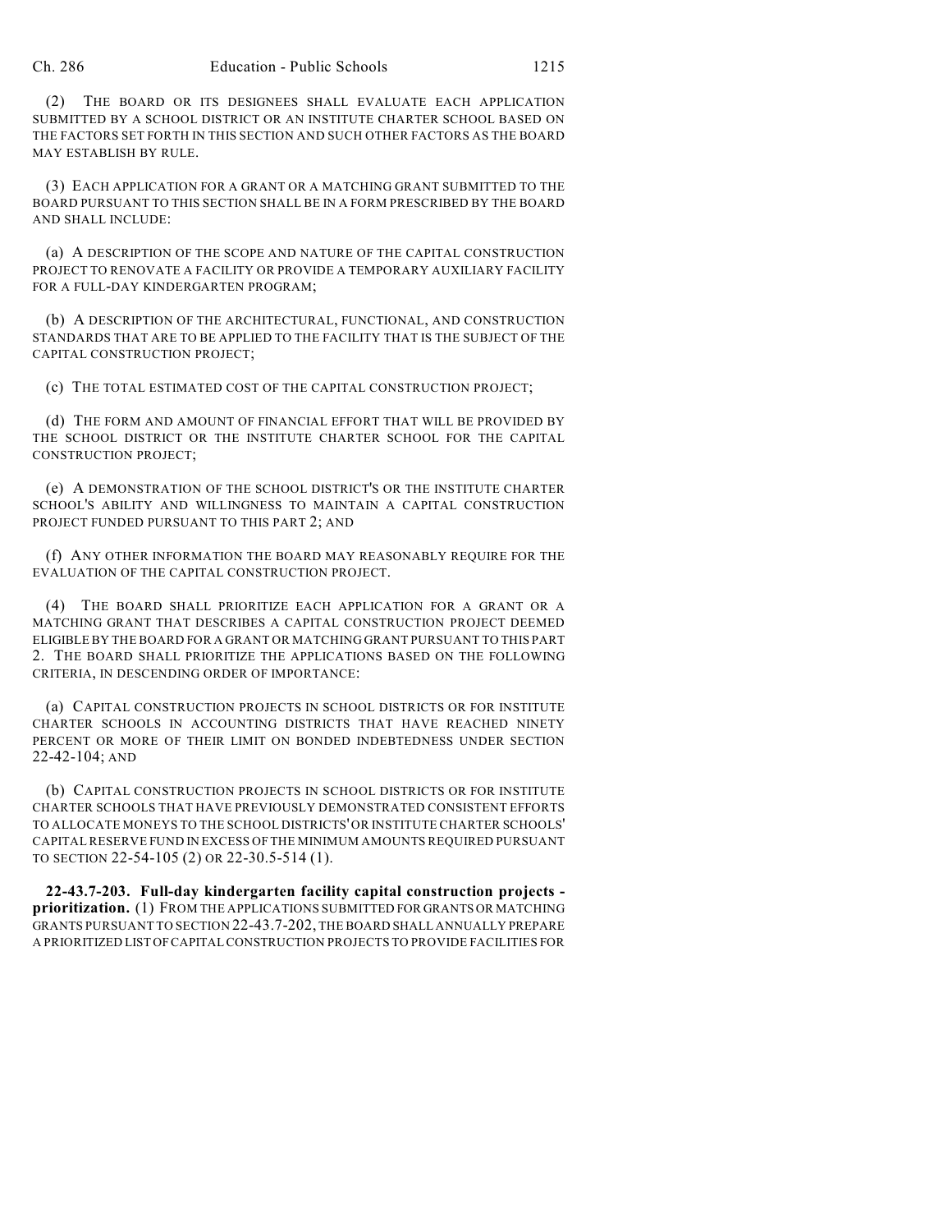(2) THE BOARD OR ITS DESIGNEES SHALL EVALUATE EACH APPLICATION SUBMITTED BY A SCHOOL DISTRICT OR AN INSTITUTE CHARTER SCHOOL BASED ON THE FACTORS SET FORTH IN THIS SECTION AND SUCH OTHER FACTORS AS THE BOARD MAY ESTABLISH BY RULE.

(3) EACH APPLICATION FOR A GRANT OR A MATCHING GRANT SUBMITTED TO THE BOARD PURSUANT TO THIS SECTION SHALL BE IN A FORM PRESCRIBED BY THE BOARD AND SHALL INCLUDE:

(a) A DESCRIPTION OF THE SCOPE AND NATURE OF THE CAPITAL CONSTRUCTION PROJECT TO RENOVATE A FACILITY OR PROVIDE A TEMPORARY AUXILIARY FACILITY FOR A FULL-DAY KINDERGARTEN PROGRAM;

(b) A DESCRIPTION OF THE ARCHITECTURAL, FUNCTIONAL, AND CONSTRUCTION STANDARDS THAT ARE TO BE APPLIED TO THE FACILITY THAT IS THE SUBJECT OF THE CAPITAL CONSTRUCTION PROJECT;

(c) THE TOTAL ESTIMATED COST OF THE CAPITAL CONSTRUCTION PROJECT;

(d) THE FORM AND AMOUNT OF FINANCIAL EFFORT THAT WILL BE PROVIDED BY THE SCHOOL DISTRICT OR THE INSTITUTE CHARTER SCHOOL FOR THE CAPITAL CONSTRUCTION PROJECT;

(e) A DEMONSTRATION OF THE SCHOOL DISTRICT'S OR THE INSTITUTE CHARTER SCHOOL'S ABILITY AND WILLINGNESS TO MAINTAIN A CAPITAL CONSTRUCTION PROJECT FUNDED PURSUANT TO THIS PART 2; AND

(f) ANY OTHER INFORMATION THE BOARD MAY REASONABLY REQUIRE FOR THE EVALUATION OF THE CAPITAL CONSTRUCTION PROJECT.

(4) THE BOARD SHALL PRIORITIZE EACH APPLICATION FOR A GRANT OR A MATCHING GRANT THAT DESCRIBES A CAPITAL CONSTRUCTION PROJECT DEEMED ELIGIBLE BY THE BOARD FOR A GRANT OR MATCHING GRANT PURSUANT TO THIS PART 2. THE BOARD SHALL PRIORITIZE THE APPLICATIONS BASED ON THE FOLLOWING CRITERIA, IN DESCENDING ORDER OF IMPORTANCE:

(a) CAPITAL CONSTRUCTION PROJECTS IN SCHOOL DISTRICTS OR FOR INSTITUTE CHARTER SCHOOLS IN ACCOUNTING DISTRICTS THAT HAVE REACHED NINETY PERCENT OR MORE OF THEIR LIMIT ON BONDED INDEBTEDNESS UNDER SECTION 22-42-104; AND

(b) CAPITAL CONSTRUCTION PROJECTS IN SCHOOL DISTRICTS OR FOR INSTITUTE CHARTER SCHOOLS THAT HAVE PREVIOUSLY DEMONSTRATED CONSISTENT EFFORTS TO ALLOCATE MONEYS TO THE SCHOOL DISTRICTS' OR INSTITUTE CHARTER SCHOOLS' CAPITAL RESERVE FUND IN EXCESS OF THE MINIMUM AMOUNTS REQUIRED PURSUANT TO SECTION 22-54-105 (2) OR 22-30.5-514 (1).

**22-43.7-203. Full-day kindergarten facility capital construction projects - prioritization.** (1) FROM THE APPLICATIONS SUBMITTED FOR GRANTS OR MATCHING GRANTS PURSUANT TO SECTION 22-43.7-202, THE BOARD SHALL ANNUALLY PREPARE A PRIORITIZED LIST OF CAPITAL CONSTRUCTION PROJECTS TO PROVIDE FACILITIES FOR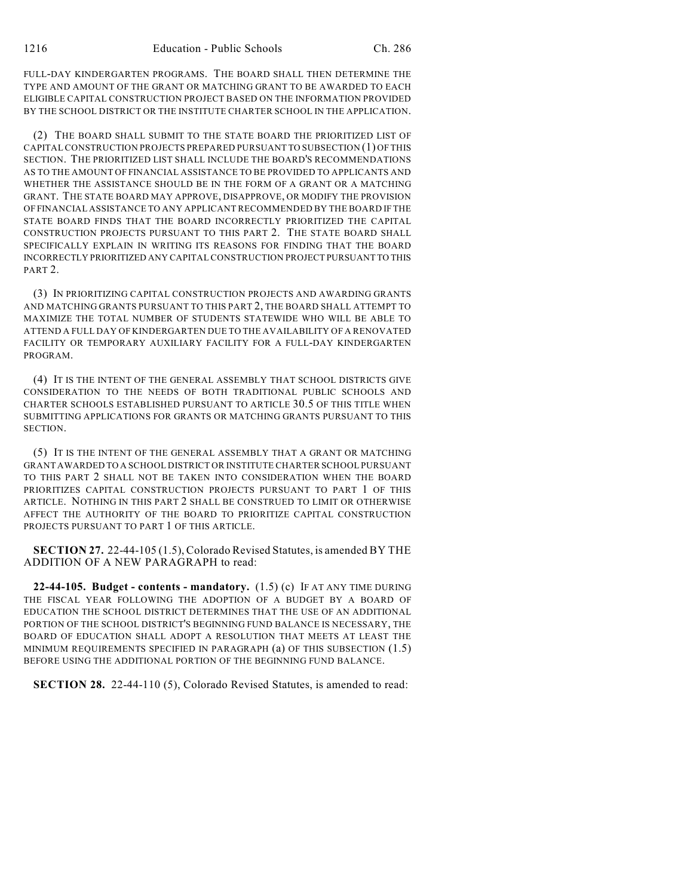FULL-DAY KINDERGARTEN PROGRAMS. THE BOARD SHALL THEN DETERMINE THE TYPE AND AMOUNT OF THE GRANT OR MATCHING GRANT TO BE AWARDED TO EACH ELIGIBLE CAPITAL CONSTRUCTION PROJECT BASED ON THE INFORMATION PROVIDED BY THE SCHOOL DISTRICT OR THE INSTITUTE CHARTER SCHOOL IN THE APPLICATION.

(2) THE BOARD SHALL SUBMIT TO THE STATE BOARD THE PRIORITIZED LIST OF CAPITAL CONSTRUCTION PROJECTS PREPARED PURSUANT TO SUBSECTION (1) OF THIS SECTION. THE PRIORITIZED LIST SHALL INCLUDE THE BOARD'S RECOMMENDATIONS AS TO THE AMOUNT OF FINANCIAL ASSISTANCE TO BE PROVIDED TO APPLICANTS AND WHETHER THE ASSISTANCE SHOULD BE IN THE FORM OF A GRANT OR A MATCHING GRANT. THE STATE BOARD MAY APPROVE, DISAPPROVE, OR MODIFY THE PROVISION OF FINANCIAL ASSISTANCE TO ANY APPLICANT RECOMMENDED BY THE BOARD IF THE STATE BOARD FINDS THAT THE BOARD INCORRECTLY PRIORITIZED THE CAPITAL CONSTRUCTION PROJECTS PURSUANT TO THIS PART 2. THE STATE BOARD SHALL SPECIFICALLY EXPLAIN IN WRITING ITS REASONS FOR FINDING THAT THE BOARD INCORRECTLY PRIORITIZED ANY CAPITAL CONSTRUCTION PROJECT PURSUANT TO THIS PART 2.

(3) IN PRIORITIZING CAPITAL CONSTRUCTION PROJECTS AND AWARDING GRANTS AND MATCHING GRANTS PURSUANT TO THIS PART 2, THE BOARD SHALL ATTEMPT TO MAXIMIZE THE TOTAL NUMBER OF STUDENTS STATEWIDE WHO WILL BE ABLE TO ATTEND A FULL DAY OF KINDERGARTEN DUE TO THE AVAILABILITY OF A RENOVATED FACILITY OR TEMPORARY AUXILIARY FACILITY FOR A FULL-DAY KINDERGARTEN PROGRAM.

(4) IT IS THE INTENT OF THE GENERAL ASSEMBLY THAT SCHOOL DISTRICTS GIVE CONSIDERATION TO THE NEEDS OF BOTH TRADITIONAL PUBLIC SCHOOLS AND CHARTER SCHOOLS ESTABLISHED PURSUANT TO ARTICLE 30.5 OF THIS TITLE WHEN SUBMITTING APPLICATIONS FOR GRANTS OR MATCHING GRANTS PURSUANT TO THIS SECTION.

(5) IT IS THE INTENT OF THE GENERAL ASSEMBLY THAT A GRANT OR MATCHING GRANT AWARDED TO A SCHOOL DISTRICT OR INSTITUTE CHARTER SCHOOL PURSUANT TO THIS PART 2 SHALL NOT BE TAKEN INTO CONSIDERATION WHEN THE BOARD PRIORITIZES CAPITAL CONSTRUCTION PROJECTS PURSUANT TO PART 1 OF THIS ARTICLE. NOTHING IN THIS PART 2 SHALL BE CONSTRUED TO LIMIT OR OTHERWISE AFFECT THE AUTHORITY OF THE BOARD TO PRIORITIZE CAPITAL CONSTRUCTION PROJECTS PURSUANT TO PART 1 OF THIS ARTICLE.

**SECTION 27.** 22-44-105 (1.5), Colorado Revised Statutes, is amended BY THE ADDITION OF A NEW PARAGRAPH to read:

**22-44-105. Budget - contents - mandatory.** (1.5) (c) IF AT ANY TIME DURING THE FISCAL YEAR FOLLOWING THE ADOPTION OF A BUDGET BY A BOARD OF EDUCATION THE SCHOOL DISTRICT DETERMINES THAT THE USE OF AN ADDITIONAL PORTION OF THE SCHOOL DISTRICT'S BEGINNING FUND BALANCE IS NECESSARY, THE BOARD OF EDUCATION SHALL ADOPT A RESOLUTION THAT MEETS AT LEAST THE MINIMUM REQUIREMENTS SPECIFIED IN PARAGRAPH (a) OF THIS SUBSECTION (1.5) BEFORE USING THE ADDITIONAL PORTION OF THE BEGINNING FUND BALANCE.

**SECTION 28.** 22-44-110 (5), Colorado Revised Statutes, is amended to read: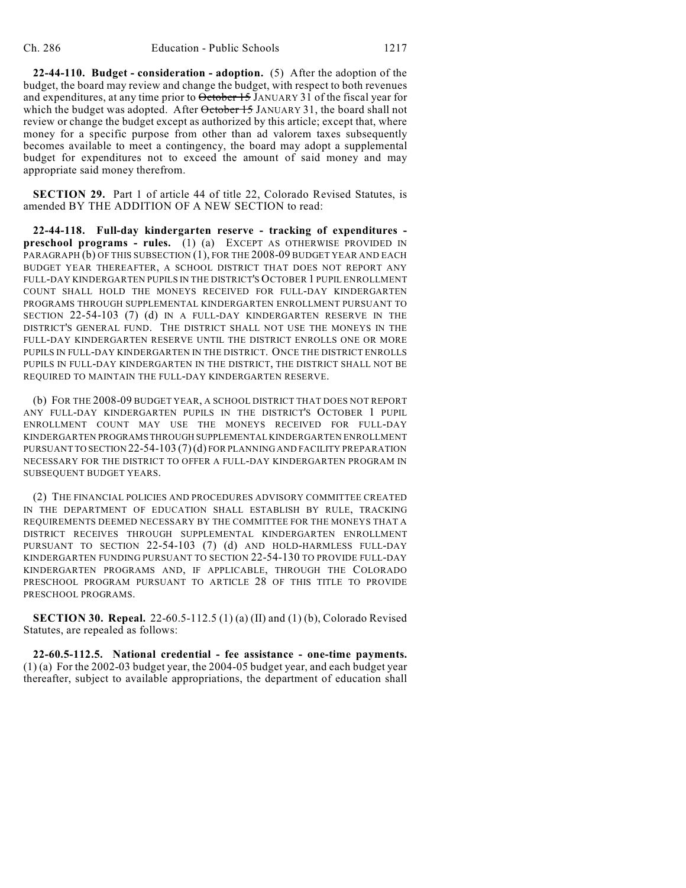**22-44-110. Budget - consideration - adoption.** (5) After the adoption of the budget, the board may review and change the budget, with respect to both revenues and expenditures, at any time prior to ~~October 15~~ JANUARY 31 of the fiscal year for which the budget was adopted. After ~~October 15~~ JANUARY 31, the board shall not review or change the budget except as authorized by this article; except that, where money for a specific purpose from other than ad valorem taxes subsequently becomes available to meet a contingency, the board may adopt a supplemental budget for expenditures not to exceed the amount of said money and may appropriate said money therefrom.

**SECTION 29.** Part 1 of article 44 of title 22, Colorado Revised Statutes, is amended BY THE ADDITION OF A NEW SECTION to read:

**22-44-118. Full-day kindergarten reserve - tracking of expenditures - preschool programs - rules.** (1) (a) EXCEPT AS OTHERWISE PROVIDED IN PARAGRAPH (b) OF THIS SUBSECTION (1), FOR THE 2008-09 BUDGET YEAR AND EACH BUDGET YEAR THEREAFTER, A SCHOOL DISTRICT THAT DOES NOT REPORT ANY FULL-DAY KINDERGARTEN PUPILS IN THE DISTRICT'S OCTOBER 1 PUPIL ENROLLMENT COUNT SHALL HOLD THE MONEYS RECEIVED FOR FULL-DAY KINDERGARTEN PROGRAMS THROUGH SUPPLEMENTAL KINDERGARTEN ENROLLMENT PURSUANT TO SECTION 22-54-103 (7) (d) IN A FULL-DAY KINDERGARTEN RESERVE IN THE DISTRICT'S GENERAL FUND. THE DISTRICT SHALL NOT USE THE MONEYS IN THE FULL-DAY KINDERGARTEN RESERVE UNTIL THE DISTRICT ENROLLS ONE OR MORE PUPILS IN FULL-DAY KINDERGARTEN IN THE DISTRICT. ONCE THE DISTRICT ENROLLS PUPILS IN FULL-DAY KINDERGARTEN IN THE DISTRICT, THE DISTRICT SHALL NOT BE REQUIRED TO MAINTAIN THE FULL-DAY KINDERGARTEN RESERVE.

(b) FOR THE 2008-09 BUDGET YEAR, A SCHOOL DISTRICT THAT DOES NOT REPORT ANY FULL-DAY KINDERGARTEN PUPILS IN THE DISTRICT'S OCTOBER 1 PUPIL ENROLLMENT COUNT MAY USE THE MONEYS RECEIVED FOR FULL-DAY KINDERGARTEN PROGRAMS THROUGH SUPPLEMENTAL KINDERGARTEN ENROLLMENT PURSUANT TO SECTION 22-54-103 (7) (d) FOR PLANNING AND FACILITY PREPARATION NECESSARY FOR THE DISTRICT TO OFFER A FULL-DAY KINDERGARTEN PROGRAM IN SUBSEQUENT BUDGET YEARS.

(2) THE FINANCIAL POLICIES AND PROCEDURES ADVISORY COMMITTEE CREATED IN THE DEPARTMENT OF EDUCATION SHALL ESTABLISH BY RULE, TRACKING REQUIREMENTS DEEMED NECESSARY BY THE COMMITTEE FOR THE MONEYS THAT A DISTRICT RECEIVES THROUGH SUPPLEMENTAL KINDERGARTEN ENROLLMENT PURSUANT TO SECTION 22-54-103 (7) (d) AND HOLD-HARMLESS FULL-DAY KINDERGARTEN FUNDING PURSUANT TO SECTION 22-54-130 TO PROVIDE FULL-DAY KINDERGARTEN PROGRAMS AND, IF APPLICABLE, THROUGH THE COLORADO PRESCHOOL PROGRAM PURSUANT TO ARTICLE 28 OF THIS TITLE TO PROVIDE PRESCHOOL PROGRAMS.

**SECTION 30. Repeal.** 22-60.5-112.5 (1) (a) (II) and (1) (b), Colorado Revised Statutes, are repealed as follows:

**22-60.5-112.5. National credential - fee assistance - one-time payments.** (1) (a) For the 2002-03 budget year, the 2004-05 budget year, and each budget year thereafter, subject to available appropriations, the department of education shall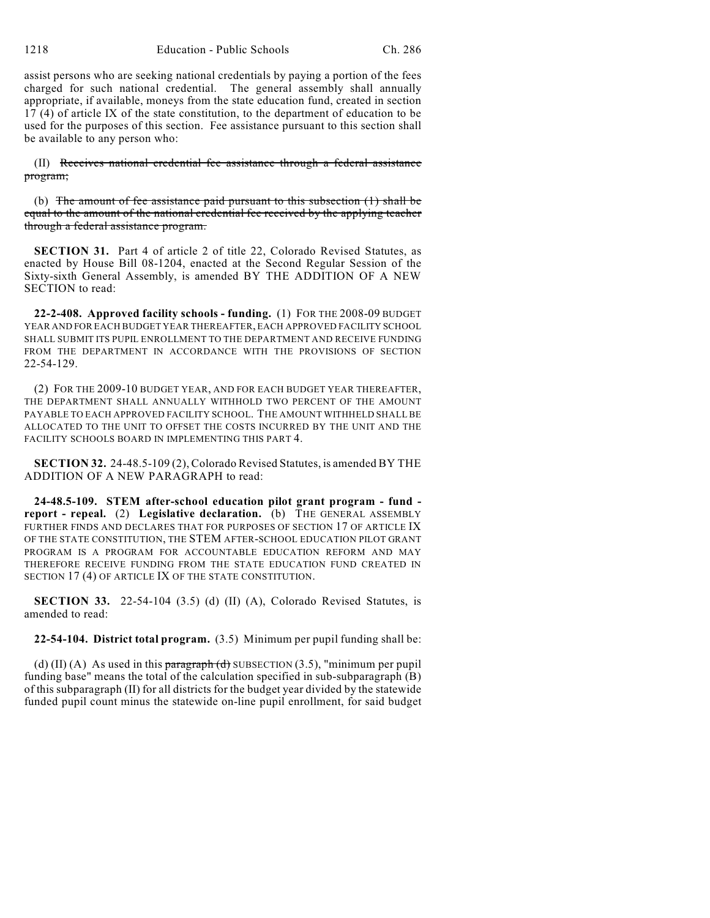assist persons who are seeking national credentials by paying a portion of the fees charged for such national credential. The general assembly shall annually appropriate, if available, moneys from the state education fund, created in section 17 (4) of article IX of the state constitution, to the department of education to be used for the purposes of this section. Fee assistance pursuant to this section shall be available to any person who:

(II) ~~Receives national credential fee assistance through a federal assistance program;~~

(b) ~~The amount of fee assistance paid pursuant to this subsection (1) shall be equal to the amount of the national credential fee received by the applying teacher through a federal assistance program.~~

**SECTION 31.** Part 4 of article 2 of title 22, Colorado Revised Statutes, as enacted by House Bill 08-1204, enacted at the Second Regular Session of the Sixty-sixth General Assembly, is amended BY THE ADDITION OF A NEW SECTION to read:

**22-2-408. Approved facility schools - funding.** (1) FOR THE 2008-09 BUDGET YEAR AND FOR EACH BUDGET YEAR THEREAFTER, EACH APPROVED FACILITY SCHOOL SHALL SUBMIT ITS PUPIL ENROLLMENT TO THE DEPARTMENT AND RECEIVE FUNDING FROM THE DEPARTMENT IN ACCORDANCE WITH THE PROVISIONS OF SECTION 22-54-129.

(2) FOR THE 2009-10 BUDGET YEAR, AND FOR EACH BUDGET YEAR THEREAFTER, THE DEPARTMENT SHALL ANNUALLY WITHHOLD TWO PERCENT OF THE AMOUNT PAYABLE TO EACH APPROVED FACILITY SCHOOL. THE AMOUNT WITHHELD SHALL BE ALLOCATED TO THE UNIT TO OFFSET THE COSTS INCURRED BY THE UNIT AND THE FACILITY SCHOOLS BOARD IN IMPLEMENTING THIS PART 4.

**SECTION 32.** 24-48.5-109 (2), Colorado Revised Statutes, is amended BY THE ADDITION OF A NEW PARAGRAPH to read:

**24-48.5-109. STEM after-school education pilot grant program - fund - report - repeal.** (2) **Legislative declaration.** (b) THE GENERAL ASSEMBLY FURTHER FINDS AND DECLARES THAT FOR PURPOSES OF SECTION 17 OF ARTICLE IX OF THE STATE CONSTITUTION, THE STEM AFTER-SCHOOL EDUCATION PILOT GRANT PROGRAM IS A PROGRAM FOR ACCOUNTABLE EDUCATION REFORM AND MAY THEREFORE RECEIVE FUNDING FROM THE STATE EDUCATION FUND CREATED IN SECTION 17 (4) OF ARTICLE IX OF THE STATE CONSTITUTION.

**SECTION 33.** 22-54-104 (3.5) (d) (II) (A), Colorado Revised Statutes, is amended to read:

**22-54-104. District total program.** (3.5) Minimum per pupil funding shall be:

(d) (II) (A) As used in this ~~paragraph (d)~~ SUBSECTION (3.5), "minimum per pupil funding base" means the total of the calculation specified in sub-subparagraph (B) of this subparagraph (II) for all districts for the budget year divided by the statewide funded pupil count minus the statewide on-line pupil enrollment, for said budget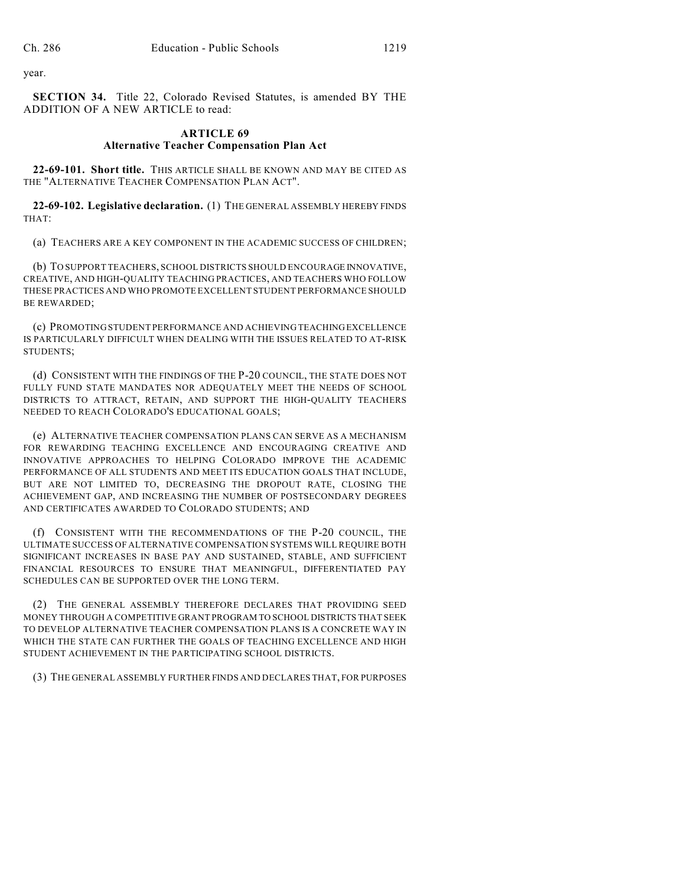year.

**SECTION 34.** Title 22, Colorado Revised Statutes, is amended BY THE ADDITION OF A NEW ARTICLE to read:

## ARTICLE 69
## Alternative Teacher Compensation Plan Act

**22-69-101. Short title.** THIS ARTICLE SHALL BE KNOWN AND MAY BE CITED AS THE "ALTERNATIVE TEACHER COMPENSATION PLAN ACT".

**22-69-102. Legislative declaration.** (1) THE GENERAL ASSEMBLY HEREBY FINDS THAT:

(a) TEACHERS ARE A KEY COMPONENT IN THE ACADEMIC SUCCESS OF CHILDREN;

(b) TO SUPPORT TEACHERS, SCHOOL DISTRICTS SHOULD ENCOURAGE INNOVATIVE, CREATIVE, AND HIGH-QUALITY TEACHING PRACTICES, AND TEACHERS WHO FOLLOW THESE PRACTICES AND WHO PROMOTE EXCELLENT STUDENT PERFORMANCE SHOULD BE REWARDED;

(c) PROMOTING STUDENT PERFORMANCE AND ACHIEVING TEACHING EXCELLENCE IS PARTICULARLY DIFFICULT WHEN DEALING WITH THE ISSUES RELATED TO AT-RISK STUDENTS;

(d) CONSISTENT WITH THE FINDINGS OF THE P-20 COUNCIL, THE STATE DOES NOT FULLY FUND STATE MANDATES NOR ADEQUATELY MEET THE NEEDS OF SCHOOL DISTRICTS TO ATTRACT, RETAIN, AND SUPPORT THE HIGH-QUALITY TEACHERS NEEDED TO REACH COLORADO'S EDUCATIONAL GOALS;

(e) ALTERNATIVE TEACHER COMPENSATION PLANS CAN SERVE AS A MECHANISM FOR REWARDING TEACHING EXCELLENCE AND ENCOURAGING CREATIVE AND INNOVATIVE APPROACHES TO HELPING COLORADO IMPROVE THE ACADEMIC PERFORMANCE OF ALL STUDENTS AND MEET ITS EDUCATION GOALS THAT INCLUDE, BUT ARE NOT LIMITED TO, DECREASING THE DROPOUT RATE, CLOSING THE ACHIEVEMENT GAP, AND INCREASING THE NUMBER OF POSTSECONDARY DEGREES AND CERTIFICATES AWARDED TO COLORADO STUDENTS; AND

(f) CONSISTENT WITH THE RECOMMENDATIONS OF THE P-20 COUNCIL, THE ULTIMATE SUCCESS OF ALTERNATIVE COMPENSATION SYSTEMS WILL REQUIRE BOTH SIGNIFICANT INCREASES IN BASE PAY AND SUSTAINED, STABLE, AND SUFFICIENT FINANCIAL RESOURCES TO ENSURE THAT MEANINGFUL, DIFFERENTIATED PAY SCHEDULES CAN BE SUPPORTED OVER THE LONG TERM.

(2) THE GENERAL ASSEMBLY THEREFORE DECLARES THAT PROVIDING SEED MONEY THROUGH A COMPETITIVE GRANT PROGRAM TO SCHOOL DISTRICTS THAT SEEK TO DEVELOP ALTERNATIVE TEACHER COMPENSATION PLANS IS A CONCRETE WAY IN WHICH THE STATE CAN FURTHER THE GOALS OF TEACHING EXCELLENCE AND HIGH STUDENT ACHIEVEMENT IN THE PARTICIPATING SCHOOL DISTRICTS.

(3) THE GENERAL ASSEMBLY FURTHER FINDS AND DECLARES THAT, FOR PURPOSES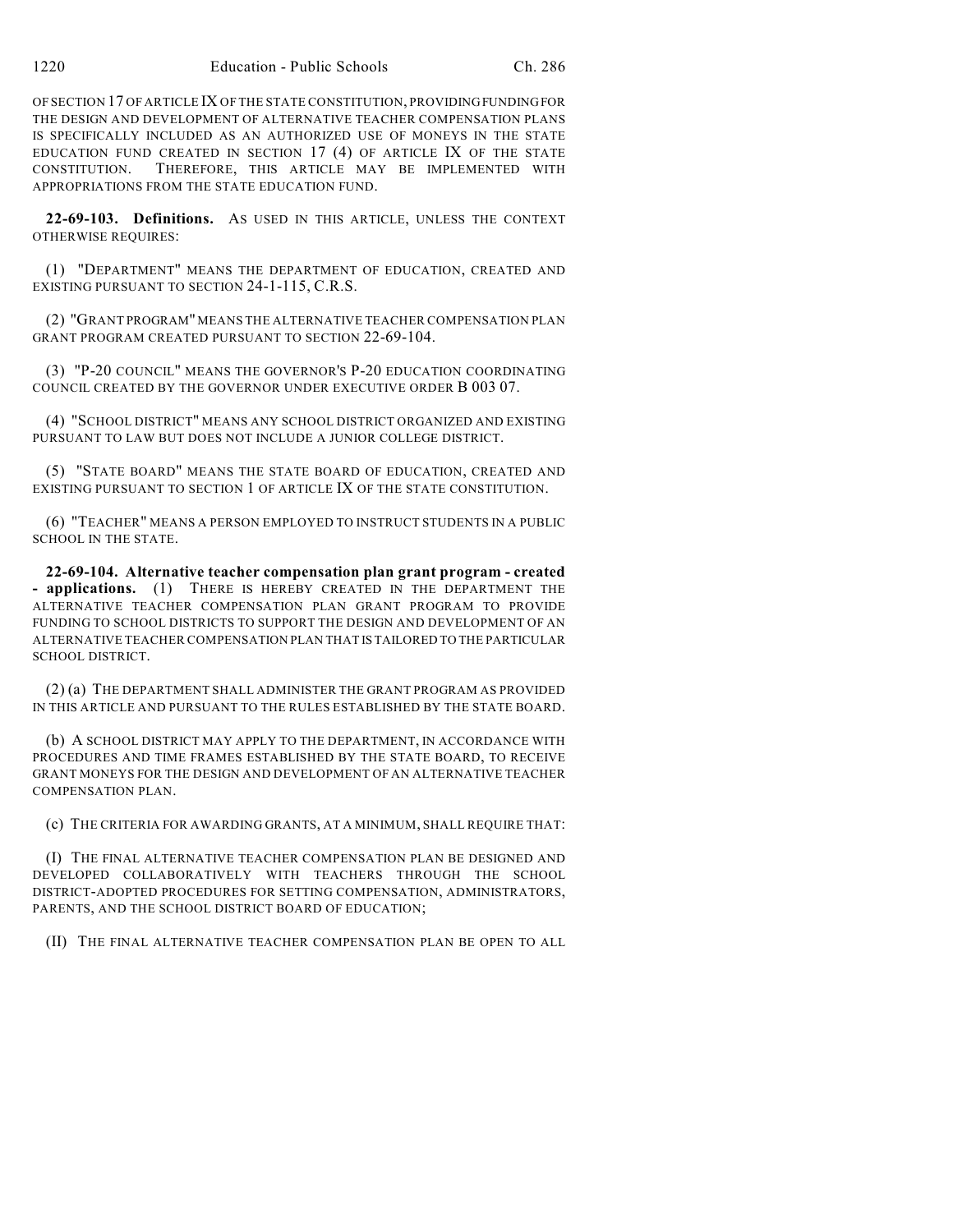OF SECTION 17 OF ARTICLE IX OF THE STATE CONSTITUTION, PROVIDING FUNDING FOR THE DESIGN AND DEVELOPMENT OF ALTERNATIVE TEACHER COMPENSATION PLANS IS SPECIFICALLY INCLUDED AS AN AUTHORIZED USE OF MONEYS IN THE STATE EDUCATION FUND CREATED IN SECTION 17 (4) OF ARTICLE IX OF THE STATE CONSTITUTION. THEREFORE, THIS ARTICLE MAY BE IMPLEMENTED WITH APPROPRIATIONS FROM THE STATE EDUCATION FUND.

**22-69-103. Definitions.** AS USED IN THIS ARTICLE, UNLESS THE CONTEXT OTHERWISE REQUIRES:

(1) "DEPARTMENT" MEANS THE DEPARTMENT OF EDUCATION, CREATED AND EXISTING PURSUANT TO SECTION 24-1-115, C.R.S.

(2) "GRANT PROGRAM" MEANS THE ALTERNATIVE TEACHER COMPENSATION PLAN GRANT PROGRAM CREATED PURSUANT TO SECTION 22-69-104.

(3) "P-20 COUNCIL" MEANS THE GOVERNOR'S P-20 EDUCATION COORDINATING COUNCIL CREATED BY THE GOVERNOR UNDER EXECUTIVE ORDER B 003 07.

(4) "SCHOOL DISTRICT" MEANS ANY SCHOOL DISTRICT ORGANIZED AND EXISTING PURSUANT TO LAW BUT DOES NOT INCLUDE A JUNIOR COLLEGE DISTRICT.

(5) "STATE BOARD" MEANS THE STATE BOARD OF EDUCATION, CREATED AND EXISTING PURSUANT TO SECTION 1 OF ARTICLE IX OF THE STATE CONSTITUTION.

(6) "TEACHER" MEANS A PERSON EMPLOYED TO INSTRUCT STUDENTS IN A PUBLIC SCHOOL IN THE STATE.

**22-69-104. Alternative teacher compensation plan grant program - created - applications.** (1) THERE IS HEREBY CREATED IN THE DEPARTMENT THE ALTERNATIVE TEACHER COMPENSATION PLAN GRANT PROGRAM TO PROVIDE FUNDING TO SCHOOL DISTRICTS TO SUPPORT THE DESIGN AND DEVELOPMENT OF AN ALTERNATIVE TEACHER COMPENSATION PLAN THAT IS TAILORED TO THE PARTICULAR SCHOOL DISTRICT.

(2) (a) THE DEPARTMENT SHALL ADMINISTER THE GRANT PROGRAM AS PROVIDED IN THIS ARTICLE AND PURSUANT TO THE RULES ESTABLISHED BY THE STATE BOARD.

(b) A SCHOOL DISTRICT MAY APPLY TO THE DEPARTMENT, IN ACCORDANCE WITH PROCEDURES AND TIME FRAMES ESTABLISHED BY THE STATE BOARD, TO RECEIVE GRANT MONEYS FOR THE DESIGN AND DEVELOPMENT OF AN ALTERNATIVE TEACHER COMPENSATION PLAN.

(c) THE CRITERIA FOR AWARDING GRANTS, AT A MINIMUM, SHALL REQUIRE THAT:

(I) THE FINAL ALTERNATIVE TEACHER COMPENSATION PLAN BE DESIGNED AND DEVELOPED COLLABORATIVELY WITH TEACHERS THROUGH THE SCHOOL DISTRICT-ADOPTED PROCEDURES FOR SETTING COMPENSATION, ADMINISTRATORS, PARENTS, AND THE SCHOOL DISTRICT BOARD OF EDUCATION;

(II) THE FINAL ALTERNATIVE TEACHER COMPENSATION PLAN BE OPEN TO ALL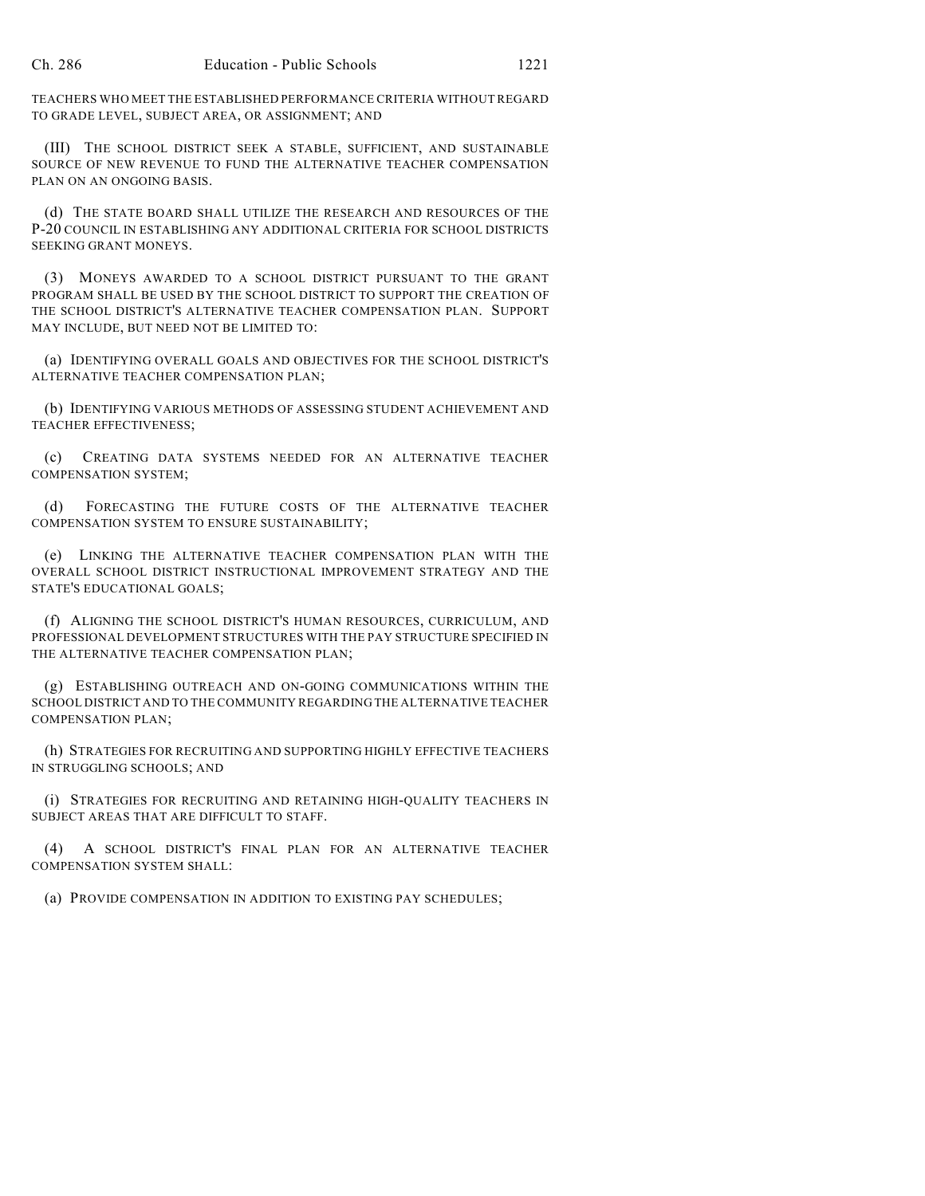TEACHERS WHO MEET THE ESTABLISHED PERFORMANCE CRITERIA WITHOUT REGARD TO GRADE LEVEL, SUBJECT AREA, OR ASSIGNMENT; AND

(III) THE SCHOOL DISTRICT SEEK A STABLE, SUFFICIENT, AND SUSTAINABLE SOURCE OF NEW REVENUE TO FUND THE ALTERNATIVE TEACHER COMPENSATION PLAN ON AN ONGOING BASIS.

(d) THE STATE BOARD SHALL UTILIZE THE RESEARCH AND RESOURCES OF THE P-20 COUNCIL IN ESTABLISHING ANY ADDITIONAL CRITERIA FOR SCHOOL DISTRICTS SEEKING GRANT MONEYS.

(3) MONEYS AWARDED TO A SCHOOL DISTRICT PURSUANT TO THE GRANT PROGRAM SHALL BE USED BY THE SCHOOL DISTRICT TO SUPPORT THE CREATION OF THE SCHOOL DISTRICT'S ALTERNATIVE TEACHER COMPENSATION PLAN. SUPPORT MAY INCLUDE, BUT NEED NOT BE LIMITED TO:

(a) IDENTIFYING OVERALL GOALS AND OBJECTIVES FOR THE SCHOOL DISTRICT'S ALTERNATIVE TEACHER COMPENSATION PLAN;

(b) IDENTIFYING VARIOUS METHODS OF ASSESSING STUDENT ACHIEVEMENT AND TEACHER EFFECTIVENESS;

(c) CREATING DATA SYSTEMS NEEDED FOR AN ALTERNATIVE TEACHER COMPENSATION SYSTEM;

(d) FORECASTING THE FUTURE COSTS OF THE ALTERNATIVE TEACHER COMPENSATION SYSTEM TO ENSURE SUSTAINABILITY;

(e) LINKING THE ALTERNATIVE TEACHER COMPENSATION PLAN WITH THE OVERALL SCHOOL DISTRICT INSTRUCTIONAL IMPROVEMENT STRATEGY AND THE STATE'S EDUCATIONAL GOALS;

(f) ALIGNING THE SCHOOL DISTRICT'S HUMAN RESOURCES, CURRICULUM, AND PROFESSIONAL DEVELOPMENT STRUCTURES WITH THE PAY STRUCTURE SPECIFIED IN THE ALTERNATIVE TEACHER COMPENSATION PLAN;

(g) ESTABLISHING OUTREACH AND ON-GOING COMMUNICATIONS WITHIN THE SCHOOL DISTRICT AND TO THE COMMUNITY REGARDING THE ALTERNATIVE TEACHER COMPENSATION PLAN;

(h) STRATEGIES FOR RECRUITING AND SUPPORTING HIGHLY EFFECTIVE TEACHERS IN STRUGGLING SCHOOLS; AND

(i) STRATEGIES FOR RECRUITING AND RETAINING HIGH-QUALITY TEACHERS IN SUBJECT AREAS THAT ARE DIFFICULT TO STAFF.

(4) A SCHOOL DISTRICT'S FINAL PLAN FOR AN ALTERNATIVE TEACHER COMPENSATION SYSTEM SHALL:

(a) PROVIDE COMPENSATION IN ADDITION TO EXISTING PAY SCHEDULES;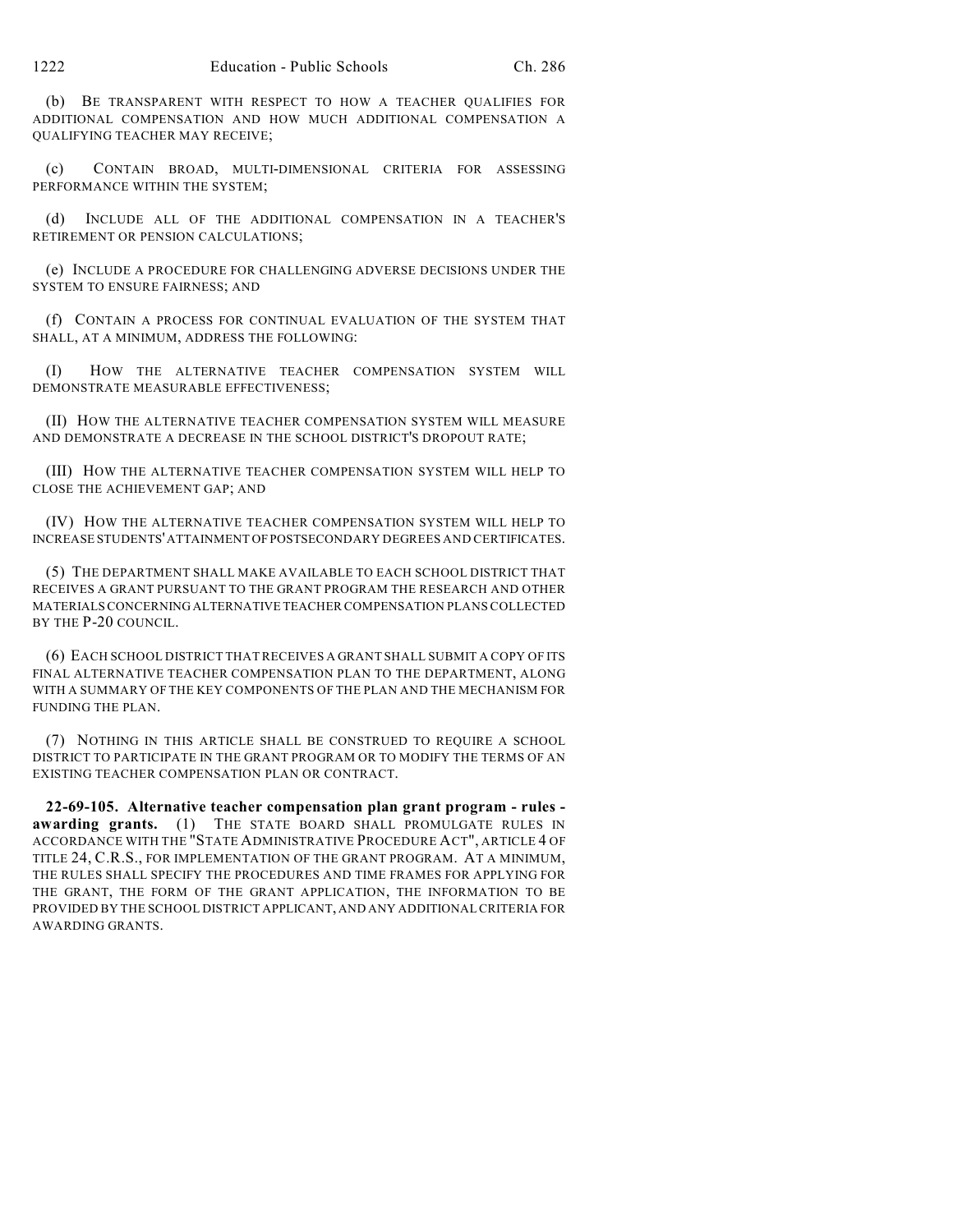(b) BE TRANSPARENT WITH RESPECT TO HOW A TEACHER QUALIFIES FOR ADDITIONAL COMPENSATION AND HOW MUCH ADDITIONAL COMPENSATION A QUALIFYING TEACHER MAY RECEIVE;

(c) CONTAIN BROAD, MULTI-DIMENSIONAL CRITERIA FOR ASSESSING PERFORMANCE WITHIN THE SYSTEM;

(d) INCLUDE ALL OF THE ADDITIONAL COMPENSATION IN A TEACHER'S RETIREMENT OR PENSION CALCULATIONS;

(e) INCLUDE A PROCEDURE FOR CHALLENGING ADVERSE DECISIONS UNDER THE SYSTEM TO ENSURE FAIRNESS; AND

(f) CONTAIN A PROCESS FOR CONTINUAL EVALUATION OF THE SYSTEM THAT SHALL, AT A MINIMUM, ADDRESS THE FOLLOWING:

(I) HOW THE ALTERNATIVE TEACHER COMPENSATION SYSTEM WILL DEMONSTRATE MEASURABLE EFFECTIVENESS;

(II) HOW THE ALTERNATIVE TEACHER COMPENSATION SYSTEM WILL MEASURE AND DEMONSTRATE A DECREASE IN THE SCHOOL DISTRICT'S DROPOUT RATE;

(III) HOW THE ALTERNATIVE TEACHER COMPENSATION SYSTEM WILL HELP TO CLOSE THE ACHIEVEMENT GAP; AND

(IV) HOW THE ALTERNATIVE TEACHER COMPENSATION SYSTEM WILL HELP TO INCREASE STUDENTS' ATTAINMENT OF POSTSECONDARY DEGREES AND CERTIFICATES.

(5) THE DEPARTMENT SHALL MAKE AVAILABLE TO EACH SCHOOL DISTRICT THAT RECEIVES A GRANT PURSUANT TO THE GRANT PROGRAM THE RESEARCH AND OTHER MATERIALS CONCERNING ALTERNATIVE TEACHER COMPENSATION PLANS COLLECTED BY THE P-20 COUNCIL.

(6) EACH SCHOOL DISTRICT THAT RECEIVES A GRANT SHALL SUBMIT A COPY OF ITS FINAL ALTERNATIVE TEACHER COMPENSATION PLAN TO THE DEPARTMENT, ALONG WITH A SUMMARY OF THE KEY COMPONENTS OF THE PLAN AND THE MECHANISM FOR FUNDING THE PLAN.

(7) NOTHING IN THIS ARTICLE SHALL BE CONSTRUED TO REQUIRE A SCHOOL DISTRICT TO PARTICIPATE IN THE GRANT PROGRAM OR TO MODIFY THE TERMS OF AN EXISTING TEACHER COMPENSATION PLAN OR CONTRACT.

**22-69-105. Alternative teacher compensation plan grant program - rules - awarding grants.** (1) THE STATE BOARD SHALL PROMULGATE RULES IN ACCORDANCE WITH THE "STATE ADMINISTRATIVE PROCEDURE ACT", ARTICLE 4 OF TITLE 24, C.R.S., FOR IMPLEMENTATION OF THE GRANT PROGRAM. AT A MINIMUM, THE RULES SHALL SPECIFY THE PROCEDURES AND TIME FRAMES FOR APPLYING FOR THE GRANT, THE FORM OF THE GRANT APPLICATION, THE INFORMATION TO BE PROVIDED BY THE SCHOOL DISTRICT APPLICANT, AND ANY ADDITIONAL CRITERIA FOR AWARDING GRANTS.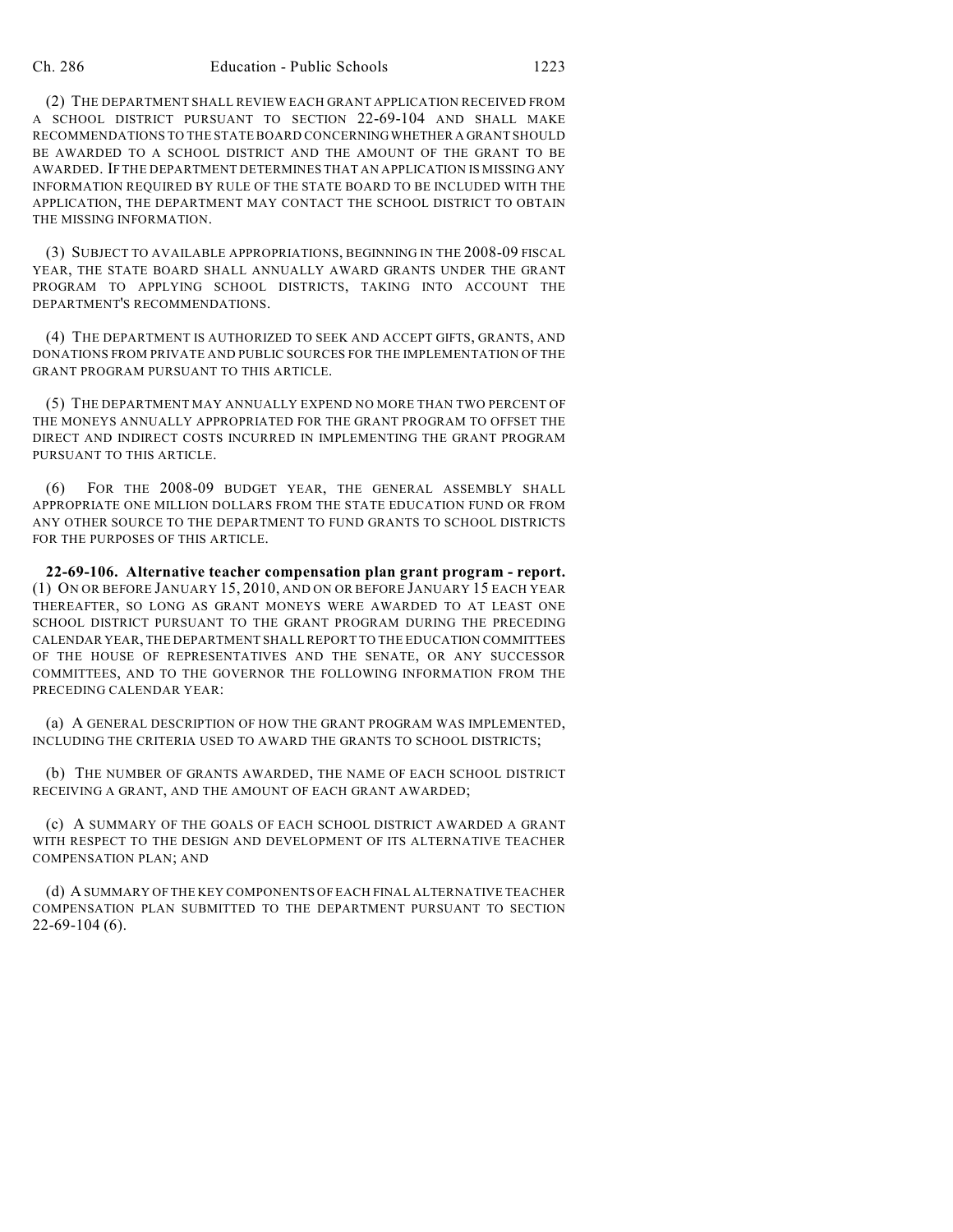(2) THE DEPARTMENT SHALL REVIEW EACH GRANT APPLICATION RECEIVED FROM A SCHOOL DISTRICT PURSUANT TO SECTION 22-69-104 AND SHALL MAKE RECOMMENDATIONS TO THE STATE BOARD CONCERNING WHETHER A GRANT SHOULD BE AWARDED TO A SCHOOL DISTRICT AND THE AMOUNT OF THE GRANT TO BE AWARDED. IF THE DEPARTMENT DETERMINES THAT AN APPLICATION IS MISSING ANY INFORMATION REQUIRED BY RULE OF THE STATE BOARD TO BE INCLUDED WITH THE APPLICATION, THE DEPARTMENT MAY CONTACT THE SCHOOL DISTRICT TO OBTAIN THE MISSING INFORMATION.

(3) SUBJECT TO AVAILABLE APPROPRIATIONS, BEGINNING IN THE 2008-09 FISCAL YEAR, THE STATE BOARD SHALL ANNUALLY AWARD GRANTS UNDER THE GRANT PROGRAM TO APPLYING SCHOOL DISTRICTS, TAKING INTO ACCOUNT THE DEPARTMENT'S RECOMMENDATIONS.

(4) THE DEPARTMENT IS AUTHORIZED TO SEEK AND ACCEPT GIFTS, GRANTS, AND DONATIONS FROM PRIVATE AND PUBLIC SOURCES FOR THE IMPLEMENTATION OF THE GRANT PROGRAM PURSUANT TO THIS ARTICLE.

(5) THE DEPARTMENT MAY ANNUALLY EXPEND NO MORE THAN TWO PERCENT OF THE MONEYS ANNUALLY APPROPRIATED FOR THE GRANT PROGRAM TO OFFSET THE DIRECT AND INDIRECT COSTS INCURRED IN IMPLEMENTING THE GRANT PROGRAM PURSUANT TO THIS ARTICLE.

(6) FOR THE 2008-09 BUDGET YEAR, THE GENERAL ASSEMBLY SHALL APPROPRIATE ONE MILLION DOLLARS FROM THE STATE EDUCATION FUND OR FROM ANY OTHER SOURCE TO THE DEPARTMENT TO FUND GRANTS TO SCHOOL DISTRICTS FOR THE PURPOSES OF THIS ARTICLE.

**22-69-106. Alternative teacher compensation plan grant program - report.** (1) ON OR BEFORE JANUARY 15, 2010, AND ON OR BEFORE JANUARY 15 EACH YEAR THEREAFTER, SO LONG AS GRANT MONEYS WERE AWARDED TO AT LEAST ONE SCHOOL DISTRICT PURSUANT TO THE GRANT PROGRAM DURING THE PRECEDING CALENDAR YEAR, THE DEPARTMENT SHALL REPORT TO THE EDUCATION COMMITTEES OF THE HOUSE OF REPRESENTATIVES AND THE SENATE, OR ANY SUCCESSOR COMMITTEES, AND TO THE GOVERNOR THE FOLLOWING INFORMATION FROM THE PRECEDING CALENDAR YEAR:

(a) A GENERAL DESCRIPTION OF HOW THE GRANT PROGRAM WAS IMPLEMENTED, INCLUDING THE CRITERIA USED TO AWARD THE GRANTS TO SCHOOL DISTRICTS;

(b) THE NUMBER OF GRANTS AWARDED, THE NAME OF EACH SCHOOL DISTRICT RECEIVING A GRANT, AND THE AMOUNT OF EACH GRANT AWARDED;

(c) A SUMMARY OF THE GOALS OF EACH SCHOOL DISTRICT AWARDED A GRANT WITH RESPECT TO THE DESIGN AND DEVELOPMENT OF ITS ALTERNATIVE TEACHER COMPENSATION PLAN; AND

(d) A SUMMARY OF THE KEY COMPONENTS OF EACH FINAL ALTERNATIVE TEACHER COMPENSATION PLAN SUBMITTED TO THE DEPARTMENT PURSUANT TO SECTION 22-69-104 (6).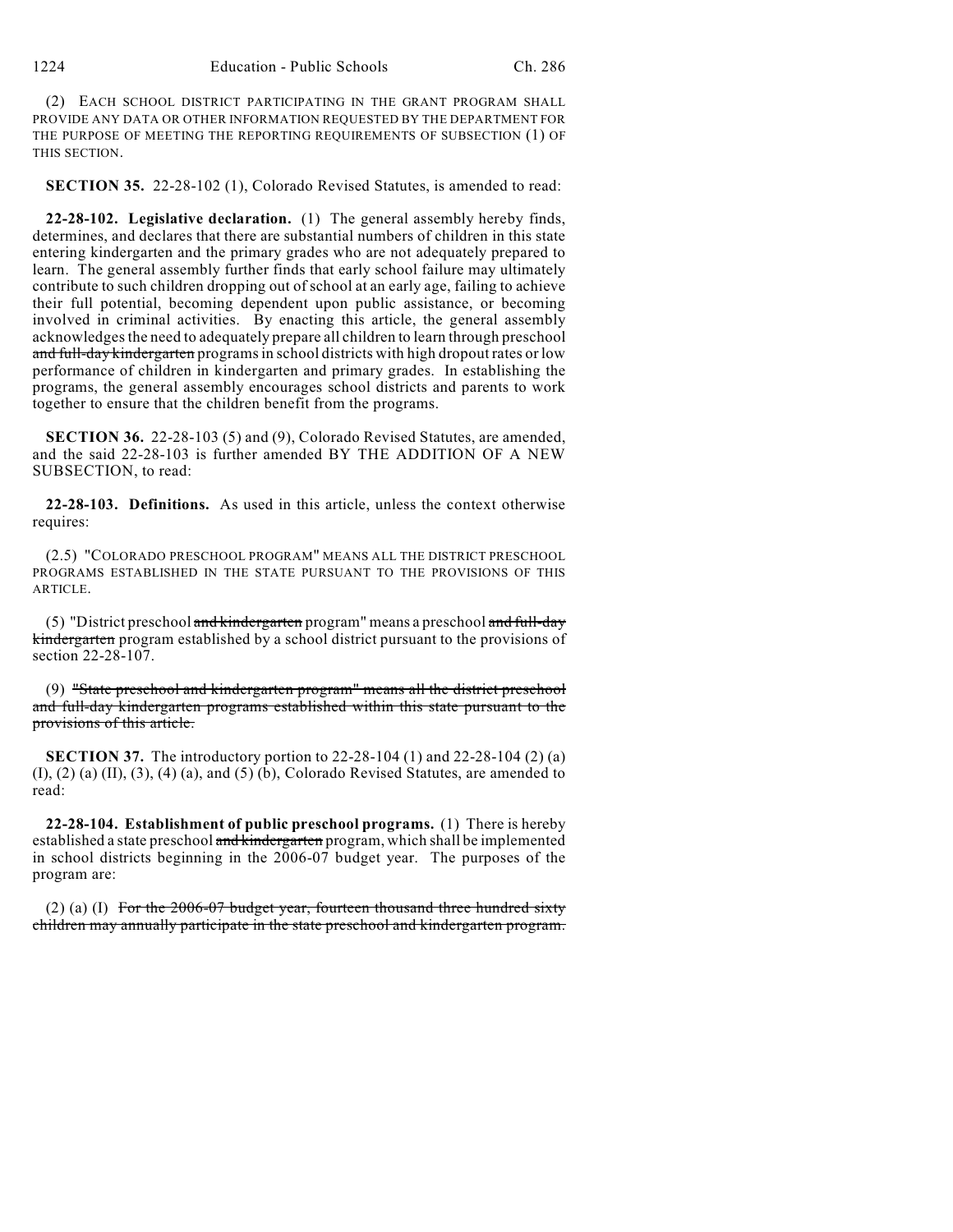(2) EACH SCHOOL DISTRICT PARTICIPATING IN THE GRANT PROGRAM SHALL PROVIDE ANY DATA OR OTHER INFORMATION REQUESTED BY THE DEPARTMENT FOR THE PURPOSE OF MEETING THE REPORTING REQUIREMENTS OF SUBSECTION (1) OF THIS SECTION.

**SECTION 35.** 22-28-102 (1), Colorado Revised Statutes, is amended to read:

**22-28-102. Legislative declaration.** (1) The general assembly hereby finds, determines, and declares that there are substantial numbers of children in this state entering kindergarten and the primary grades who are not adequately prepared to learn. The general assembly further finds that early school failure may ultimately contribute to such children dropping out of school at an early age, failing to achieve their full potential, becoming dependent upon public assistance, or becoming involved in criminal activities. By enacting this article, the general assembly acknowledges the need to adequately prepare all children to learn through preschool ~~and full-day kindergarten~~ programs in school districts with high dropout rates or low performance of children in kindergarten and primary grades. In establishing the programs, the general assembly encourages school districts and parents to work together to ensure that the children benefit from the programs.

**SECTION 36.** 22-28-103 (5) and (9), Colorado Revised Statutes, are amended, and the said 22-28-103 is further amended BY THE ADDITION OF A NEW SUBSECTION, to read:

**22-28-103. Definitions.** As used in this article, unless the context otherwise requires:

(2.5) "COLORADO PRESCHOOL PROGRAM" MEANS ALL THE DISTRICT PRESCHOOL PROGRAMS ESTABLISHED IN THE STATE PURSUANT TO THE PROVISIONS OF THIS ARTICLE.

(5) "District preschool ~~and kindergarten~~ program" means a preschool ~~and full-day kindergarten~~ program established by a school district pursuant to the provisions of section 22-28-107.

(9) ~~"State preschool and kindergarten program" means all the district preschool and full-day kindergarten programs established within this state pursuant to the provisions of this article.~~

**SECTION 37.** The introductory portion to 22-28-104 (1) and 22-28-104 (2) (a) (I), (2) (a) (II), (3), (4) (a), and (5) (b), Colorado Revised Statutes, are amended to read:

**22-28-104. Establishment of public preschool programs.** (1) There is hereby established a state preschool ~~and kindergarten~~ program, which shall be implemented in school districts beginning in the 2006-07 budget year. The purposes of the program are:

(2) (a) (I) ~~For the 2006-07 budget year, fourteen thousand three hundred sixty children may annually participate in the state preschool and kindergarten program.~~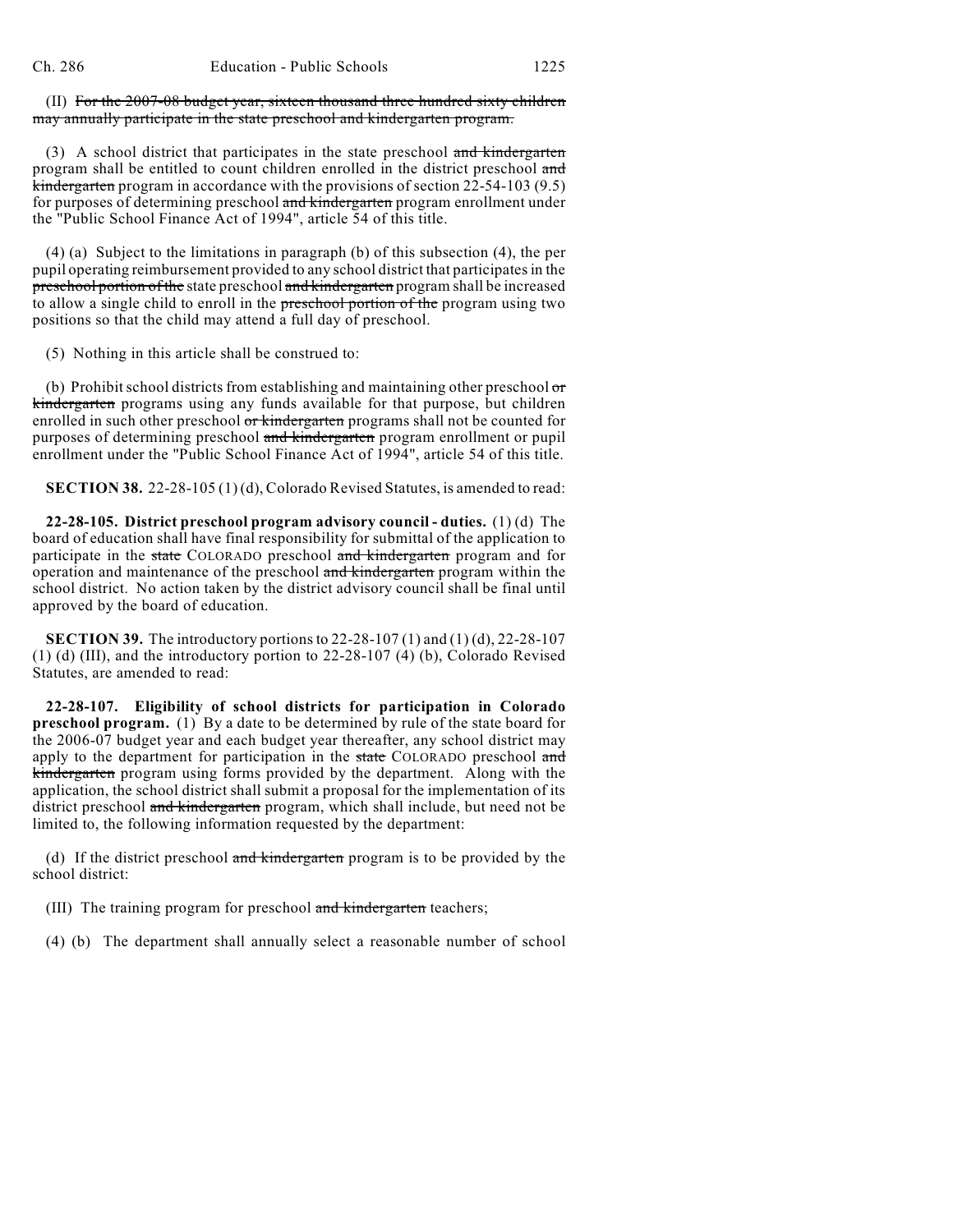(II) ~~For the 2007-08 budget year, sixteen thousand three hundred sixty children may annually participate in the state preschool and kindergarten program.~~

(3) A school district that participates in the state preschool ~~and kindergarten~~ program shall be entitled to count children enrolled in the district preschool ~~and kindergarten~~ program in accordance with the provisions of section 22-54-103 (9.5) for purposes of determining preschool ~~and kindergarten~~ program enrollment under the "Public School Finance Act of 1994", article 54 of this title.

(4) (a) Subject to the limitations in paragraph (b) of this subsection (4), the per pupil operating reimbursement provided to any school district that participates in the ~~preschool portion of the~~ state preschool ~~and kindergarten~~ program shall be increased to allow a single child to enroll in the ~~preschool portion of the~~ program using two positions so that the child may attend a full day of preschool.

(5) Nothing in this article shall be construed to:

(b) Prohibit school districts from establishing and maintaining other preschool ~~or kindergarten~~ programs using any funds available for that purpose, but children enrolled in such other preschool ~~or kindergarten~~ programs shall not be counted for purposes of determining preschool ~~and kindergarten~~ program enrollment or pupil enrollment under the "Public School Finance Act of 1994", article 54 of this title.

**SECTION 38.** 22-28-105 (1) (d), Colorado Revised Statutes, is amended to read:

**22-28-105. District preschool program advisory council - duties.** (1) (d) The board of education shall have final responsibility for submittal of the application to participate in the ~~state~~ COLORADO preschool ~~and kindergarten~~ program and for operation and maintenance of the preschool ~~and kindergarten~~ program within the school district. No action taken by the district advisory council shall be final until approved by the board of education.

**SECTION 39.** The introductory portions to 22-28-107 (1) and (1) (d), 22-28-107 (1) (d) (III), and the introductory portion to 22-28-107 (4) (b), Colorado Revised Statutes, are amended to read:

**22-28-107. Eligibility of school districts for participation in Colorado preschool program.** (1) By a date to be determined by rule of the state board for the 2006-07 budget year and each budget year thereafter, any school district may apply to the department for participation in the ~~state~~ COLORADO preschool ~~and kindergarten~~ program using forms provided by the department. Along with the application, the school district shall submit a proposal for the implementation of its district preschool ~~and kindergarten~~ program, which shall include, but need not be limited to, the following information requested by the department:

(d) If the district preschool ~~and kindergarten~~ program is to be provided by the school district:

(III) The training program for preschool ~~and kindergarten~~ teachers;

(4) (b) The department shall annually select a reasonable number of school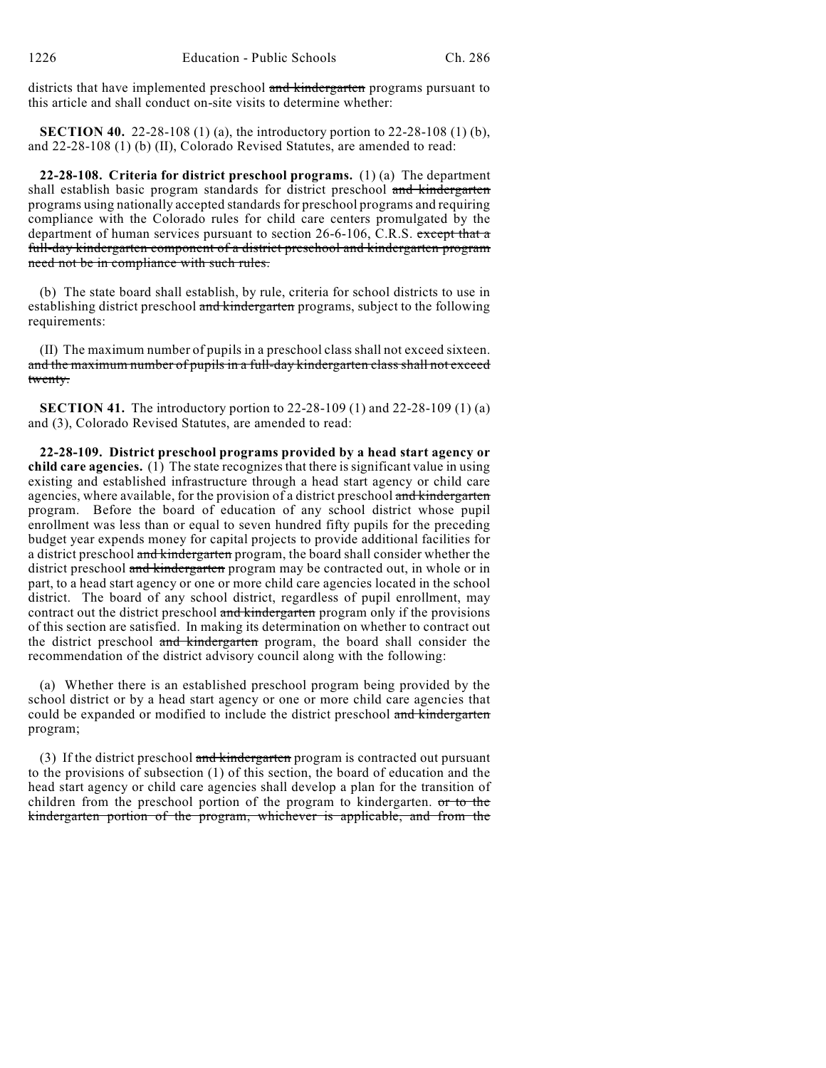districts that have implemented preschool ~~and kindergarten~~ programs pursuant to this article and shall conduct on-site visits to determine whether:

**SECTION 40.** 22-28-108 (1) (a), the introductory portion to 22-28-108 (1) (b), and 22-28-108 (1) (b) (II), Colorado Revised Statutes, are amended to read:

**22-28-108. Criteria for district preschool programs.** (1) (a) The department shall establish basic program standards for district preschool ~~and kindergarten~~ programs using nationally accepted standards for preschool programs and requiring compliance with the Colorado rules for child care centers promulgated by the department of human services pursuant to section 26-6-106, C.R.S. ~~except that a full-day kindergarten component of a district preschool and kindergarten program need not be in compliance with such rules.~~

(b) The state board shall establish, by rule, criteria for school districts to use in establishing district preschool ~~and kindergarten~~ programs, subject to the following requirements:

(II) The maximum number of pupils in a preschool class shall not exceed sixteen. ~~and the maximum number of pupils in a full-day kindergarten class shall not exceed twenty.~~

**SECTION 41.** The introductory portion to 22-28-109 (1) and 22-28-109 (1) (a) and (3), Colorado Revised Statutes, are amended to read:

**22-28-109. District preschool programs provided by a head start agency or child care agencies.** (1) The state recognizes that there is significant value in using existing and established infrastructure through a head start agency or child care agencies, where available, for the provision of a district preschool ~~and kindergarten~~ program. Before the board of education of any school district whose pupil enrollment was less than or equal to seven hundred fifty pupils for the preceding budget year expends money for capital projects to provide additional facilities for a district preschool ~~and kindergarten~~ program, the board shall consider whether the district preschool ~~and kindergarten~~ program may be contracted out, in whole or in part, to a head start agency or one or more child care agencies located in the school district. The board of any school district, regardless of pupil enrollment, may contract out the district preschool ~~and kindergarten~~ program only if the provisions of this section are satisfied. In making its determination on whether to contract out the district preschool ~~and kindergarten~~ program, the board shall consider the recommendation of the district advisory council along with the following:

(a) Whether there is an established preschool program being provided by the school district or by a head start agency or one or more child care agencies that could be expanded or modified to include the district preschool ~~and kindergarten~~ program;

(3) If the district preschool ~~and kindergarten~~ program is contracted out pursuant to the provisions of subsection (1) of this section, the board of education and the head start agency or child care agencies shall develop a plan for the transition of children from the preschool portion of the program to kindergarten. ~~or to the kindergarten portion of the program, whichever is applicable, and from the~~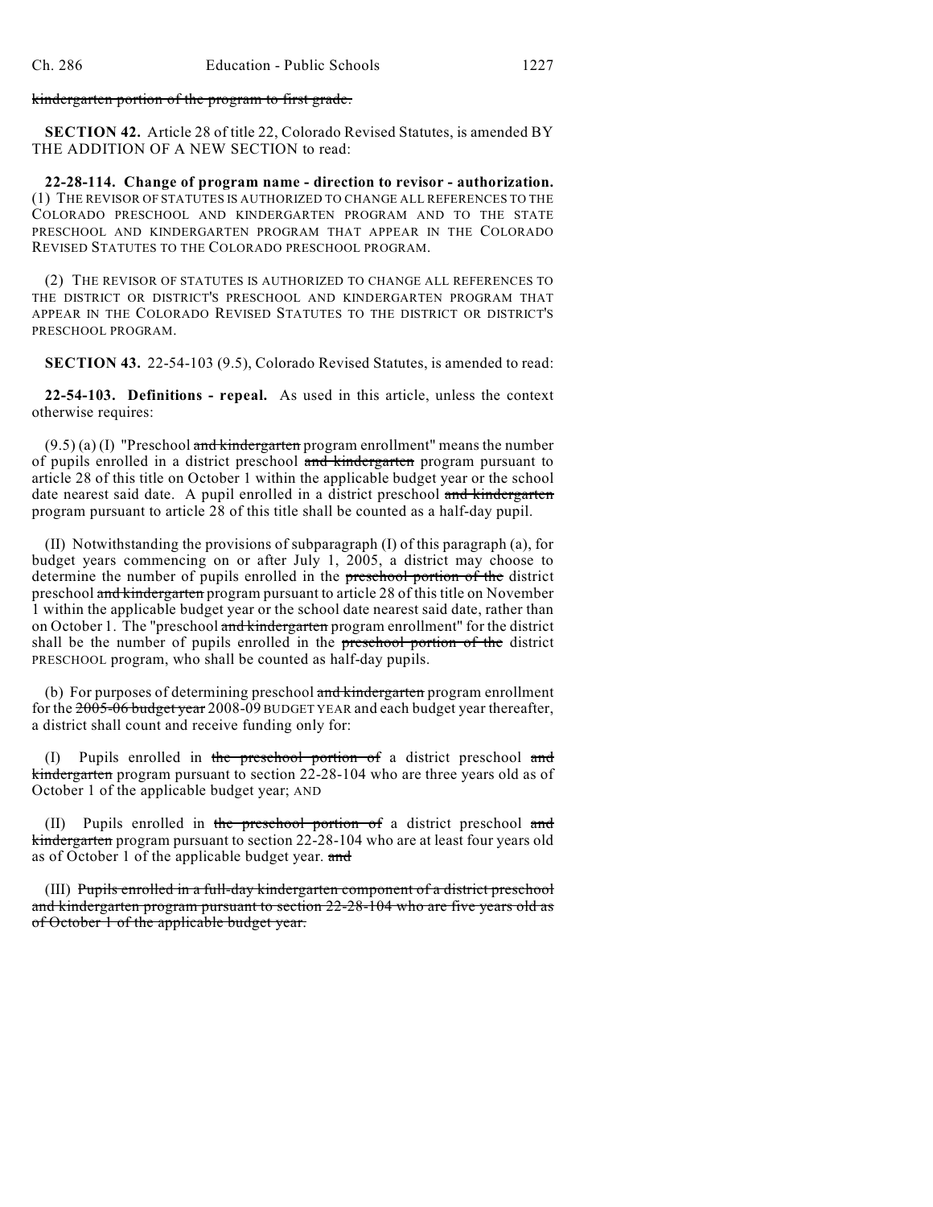~~kindergarten portion of the program to first grade.~~

**SECTION 42.** Article 28 of title 22, Colorado Revised Statutes, is amended BY THE ADDITION OF A NEW SECTION to read:

**22-28-114. Change of program name - direction to revisor - authorization.** (1) THE REVISOR OF STATUTES IS AUTHORIZED TO CHANGE ALL REFERENCES TO THE COLORADO PRESCHOOL AND KINDERGARTEN PROGRAM AND TO THE STATE PRESCHOOL AND KINDERGARTEN PROGRAM THAT APPEAR IN THE COLORADO REVISED STATUTES TO THE COLORADO PRESCHOOL PROGRAM.

(2) THE REVISOR OF STATUTES IS AUTHORIZED TO CHANGE ALL REFERENCES TO THE DISTRICT OR DISTRICT'S PRESCHOOL AND KINDERGARTEN PROGRAM THAT APPEAR IN THE COLORADO REVISED STATUTES TO THE DISTRICT OR DISTRICT'S PRESCHOOL PROGRAM.

**SECTION 43.** 22-54-103 (9.5), Colorado Revised Statutes, is amended to read:

**22-54-103. Definitions - repeal.** As used in this article, unless the context otherwise requires:

(9.5) (a) (I) "Preschool ~~and kindergarten~~ program enrollment" means the number of pupils enrolled in a district preschool ~~and kindergarten~~ program pursuant to article 28 of this title on October 1 within the applicable budget year or the school date nearest said date. A pupil enrolled in a district preschool ~~and kindergarten~~ program pursuant to article 28 of this title shall be counted as a half-day pupil.

(II) Notwithstanding the provisions of subparagraph (I) of this paragraph (a), for budget years commencing on or after July 1, 2005, a district may choose to determine the number of pupils enrolled in the ~~preschool portion of the~~ district preschool ~~and kindergarten~~ program pursuant to article 28 of this title on November 1 within the applicable budget year or the school date nearest said date, rather than on October 1. The "preschool ~~and kindergarten~~ program enrollment" for the district shall be the number of pupils enrolled in the ~~preschool portion of the~~ district PRESCHOOL program, who shall be counted as half-day pupils.

(b) For purposes of determining preschool ~~and kindergarten~~ program enrollment for the ~~2005-06 budget year~~ 2008-09 BUDGET YEAR and each budget year thereafter, a district shall count and receive funding only for:

(I) Pupils enrolled in ~~the preschool portion of~~ a district preschool ~~and kindergarten~~ program pursuant to section 22-28-104 who are three years old as of October 1 of the applicable budget year; AND

(II) Pupils enrolled in ~~the preschool portion of~~ a district preschool ~~and kindergarten~~ program pursuant to section 22-28-104 who are at least four years old as of October 1 of the applicable budget year. ~~and~~

(III) ~~Pupils enrolled in a full-day kindergarten component of a district preschool and kindergarten program pursuant to section 22-28-104 who are five years old as of October 1 of the applicable budget year.~~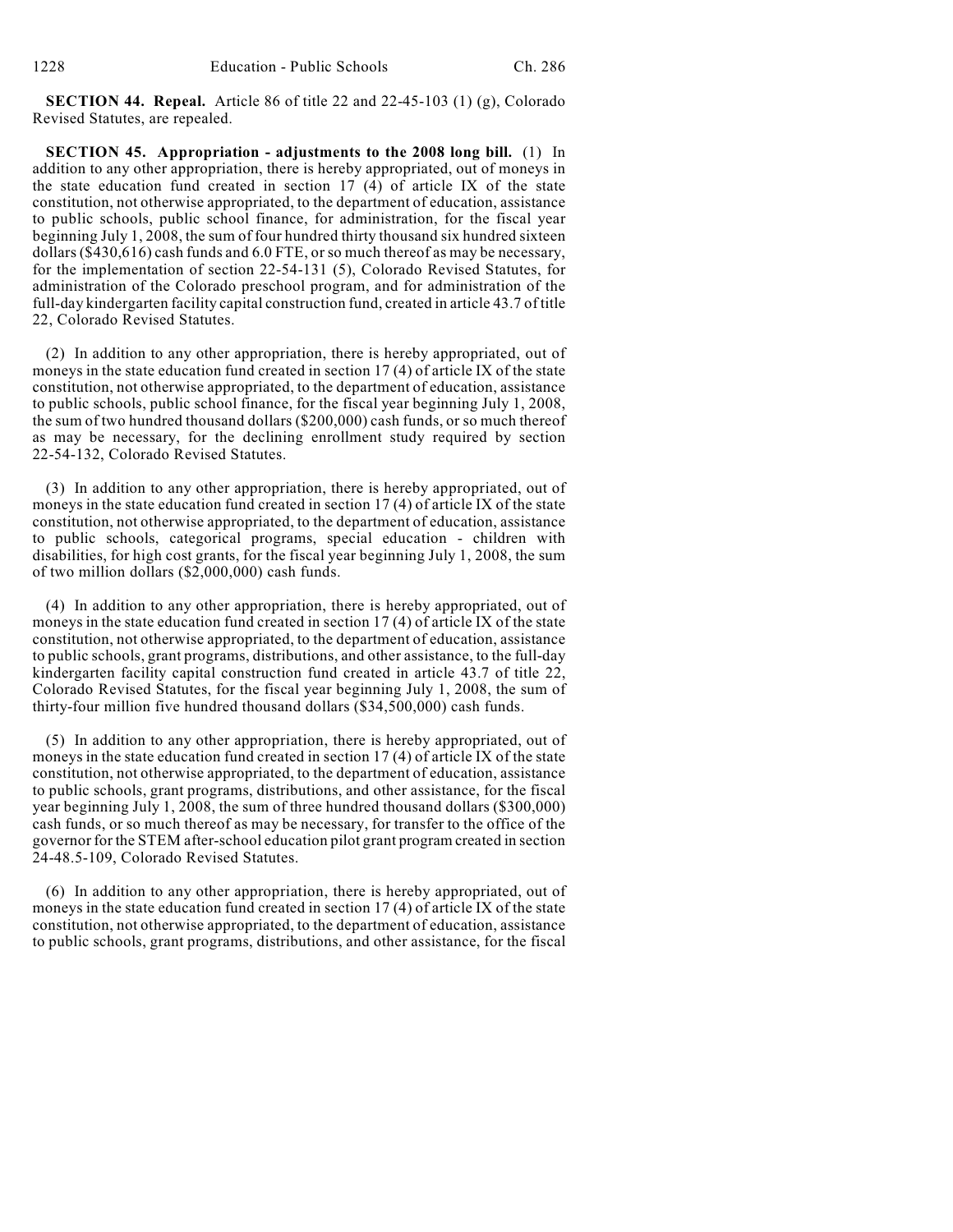**SECTION 44. Repeal.** Article 86 of title 22 and 22-45-103 (1) (g), Colorado Revised Statutes, are repealed.

**SECTION 45. Appropriation - adjustments to the 2008 long bill.** (1) In addition to any other appropriation, there is hereby appropriated, out of moneys in the state education fund created in section 17 (4) of article IX of the state constitution, not otherwise appropriated, to the department of education, assistance to public schools, public school finance, for administration, for the fiscal year beginning July 1, 2008, the sum of four hundred thirty thousand six hundred sixteen dollars ($430,616) cash funds and 6.0 FTE, or so much thereof as may be necessary, for the implementation of section 22-54-131 (5), Colorado Revised Statutes, for administration of the Colorado preschool program, and for administration of the full-day kindergarten facility capital construction fund, created in article 43.7 of title 22, Colorado Revised Statutes.

(2) In addition to any other appropriation, there is hereby appropriated, out of moneys in the state education fund created in section 17 (4) of article IX of the state constitution, not otherwise appropriated, to the department of education, assistance to public schools, public school finance, for the fiscal year beginning July 1, 2008, the sum of two hundred thousand dollars ($200,000) cash funds, or so much thereof as may be necessary, for the declining enrollment study required by section 22-54-132, Colorado Revised Statutes.

(3) In addition to any other appropriation, there is hereby appropriated, out of moneys in the state education fund created in section 17 (4) of article IX of the state constitution, not otherwise appropriated, to the department of education, assistance to public schools, categorical programs, special education - children with disabilities, for high cost grants, for the fiscal year beginning July 1, 2008, the sum of two million dollars ($2,000,000) cash funds.

(4) In addition to any other appropriation, there is hereby appropriated, out of moneys in the state education fund created in section 17 (4) of article IX of the state constitution, not otherwise appropriated, to the department of education, assistance to public schools, grant programs, distributions, and other assistance, to the full-day kindergarten facility capital construction fund created in article 43.7 of title 22, Colorado Revised Statutes, for the fiscal year beginning July 1, 2008, the sum of thirty-four million five hundred thousand dollars ($34,500,000) cash funds.

(5) In addition to any other appropriation, there is hereby appropriated, out of moneys in the state education fund created in section 17 (4) of article IX of the state constitution, not otherwise appropriated, to the department of education, assistance to public schools, grant programs, distributions, and other assistance, for the fiscal year beginning July 1, 2008, the sum of three hundred thousand dollars ($300,000) cash funds, or so much thereof as may be necessary, for transfer to the office of the governor for the STEM after-school education pilot grant program created in section 24-48.5-109, Colorado Revised Statutes.

(6) In addition to any other appropriation, there is hereby appropriated, out of moneys in the state education fund created in section 17 (4) of article IX of the state constitution, not otherwise appropriated, to the department of education, assistance to public schools, grant programs, distributions, and other assistance, for the fiscal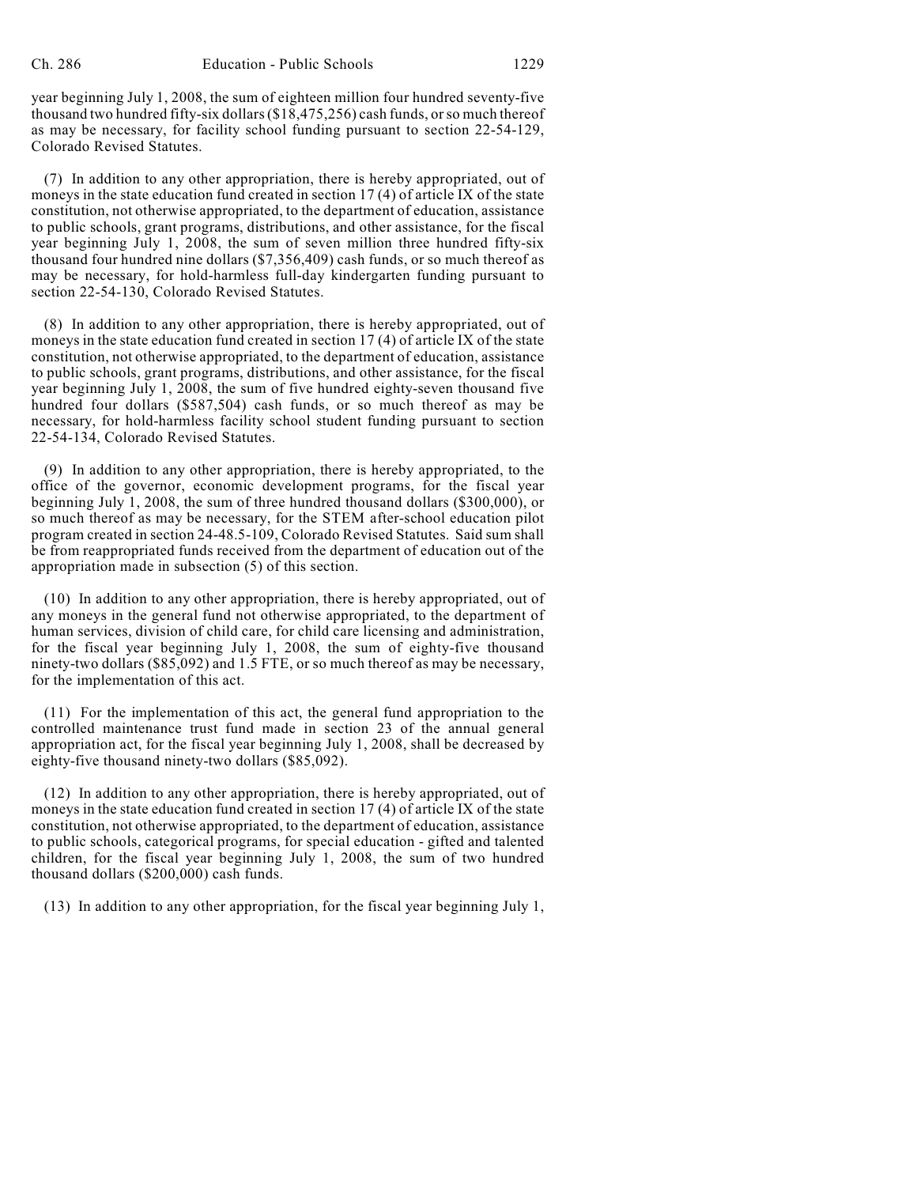year beginning July 1, 2008, the sum of eighteen million four hundred seventy-five thousand two hundred fifty-six dollars ($18,475,256) cash funds, or so much thereof as may be necessary, for facility school funding pursuant to section 22-54-129, Colorado Revised Statutes.

(7) In addition to any other appropriation, there is hereby appropriated, out of moneys in the state education fund created in section 17 (4) of article IX of the state constitution, not otherwise appropriated, to the department of education, assistance to public schools, grant programs, distributions, and other assistance, for the fiscal year beginning July 1, 2008, the sum of seven million three hundred fifty-six thousand four hundred nine dollars ($7,356,409) cash funds, or so much thereof as may be necessary, for hold-harmless full-day kindergarten funding pursuant to section 22-54-130, Colorado Revised Statutes.

(8) In addition to any other appropriation, there is hereby appropriated, out of moneys in the state education fund created in section 17 (4) of article IX of the state constitution, not otherwise appropriated, to the department of education, assistance to public schools, grant programs, distributions, and other assistance, for the fiscal year beginning July 1, 2008, the sum of five hundred eighty-seven thousand five hundred four dollars ($587,504) cash funds, or so much thereof as may be necessary, for hold-harmless facility school student funding pursuant to section 22-54-134, Colorado Revised Statutes.

(9) In addition to any other appropriation, there is hereby appropriated, to the office of the governor, economic development programs, for the fiscal year beginning July 1, 2008, the sum of three hundred thousand dollars ($300,000), or so much thereof as may be necessary, for the STEM after-school education pilot program created in section 24-48.5-109, Colorado Revised Statutes. Said sum shall be from reappropriated funds received from the department of education out of the appropriation made in subsection (5) of this section.

(10) In addition to any other appropriation, there is hereby appropriated, out of any moneys in the general fund not otherwise appropriated, to the department of human services, division of child care, for child care licensing and administration, for the fiscal year beginning July 1, 2008, the sum of eighty-five thousand ninety-two dollars ($85,092) and 1.5 FTE, or so much thereof as may be necessary, for the implementation of this act.

(11) For the implementation of this act, the general fund appropriation to the controlled maintenance trust fund made in section 23 of the annual general appropriation act, for the fiscal year beginning July 1, 2008, shall be decreased by eighty-five thousand ninety-two dollars ($85,092).

(12) In addition to any other appropriation, there is hereby appropriated, out of moneys in the state education fund created in section 17 (4) of article IX of the state constitution, not otherwise appropriated, to the department of education, assistance to public schools, categorical programs, for special education - gifted and talented children, for the fiscal year beginning July 1, 2008, the sum of two hundred thousand dollars ($200,000) cash funds.

(13) In addition to any other appropriation, for the fiscal year beginning July 1,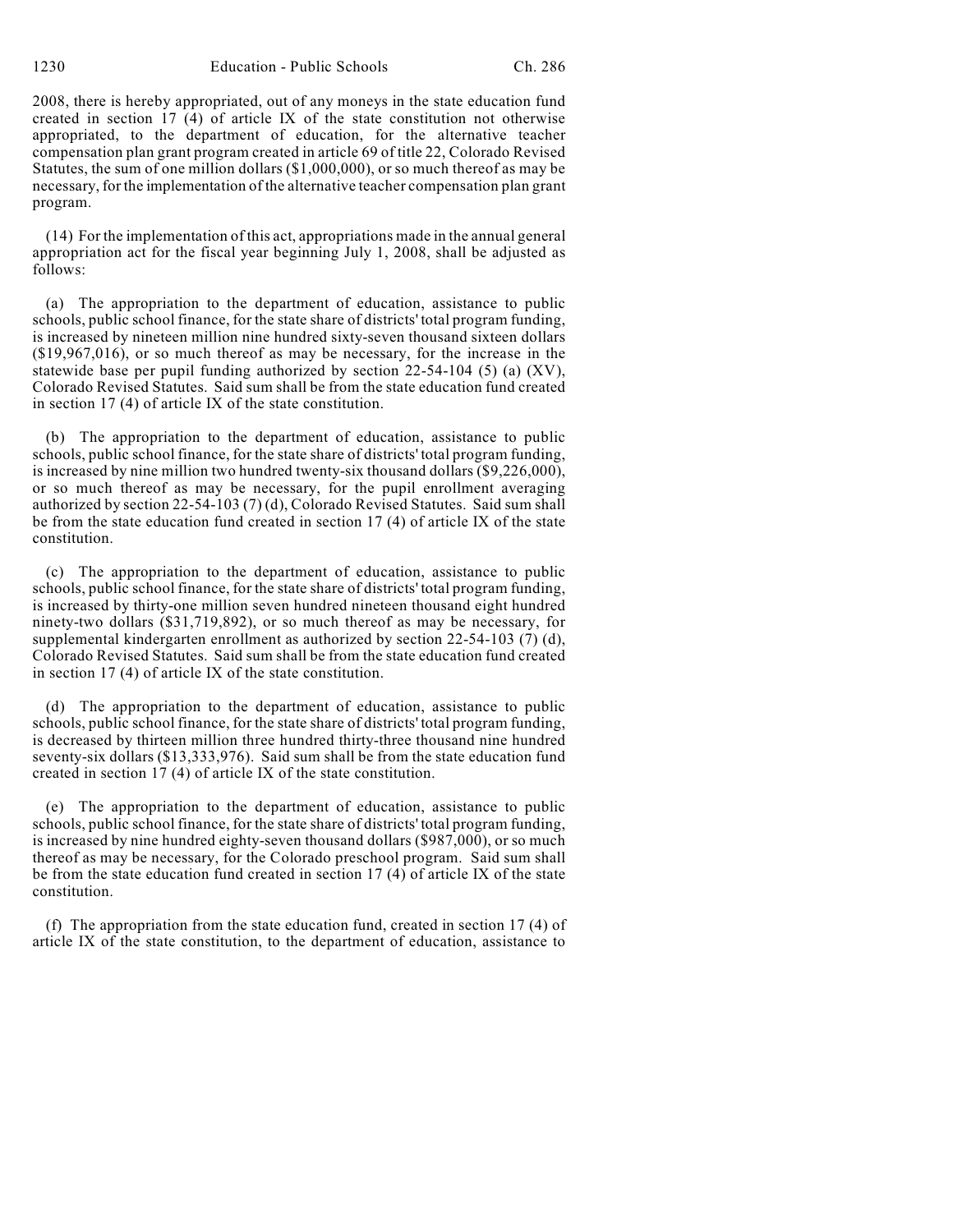2008, there is hereby appropriated, out of any moneys in the state education fund created in section 17 (4) of article IX of the state constitution not otherwise appropriated, to the department of education, for the alternative teacher compensation plan grant program created in article 69 of title 22, Colorado Revised Statutes, the sum of one million dollars ($1,000,000), or so much thereof as may be necessary, for the implementation of the alternative teacher compensation plan grant program.

(14) For the implementation of this act, appropriations made in the annual general appropriation act for the fiscal year beginning July 1, 2008, shall be adjusted as follows:

(a) The appropriation to the department of education, assistance to public schools, public school finance, for the state share of districts' total program funding, is increased by nineteen million nine hundred sixty-seven thousand sixteen dollars ($19,967,016), or so much thereof as may be necessary, for the increase in the statewide base per pupil funding authorized by section 22-54-104 (5) (a) (XV), Colorado Revised Statutes. Said sum shall be from the state education fund created in section 17 (4) of article IX of the state constitution.

(b) The appropriation to the department of education, assistance to public schools, public school finance, for the state share of districts' total program funding, is increased by nine million two hundred twenty-six thousand dollars ($9,226,000), or so much thereof as may be necessary, for the pupil enrollment averaging authorized by section 22-54-103 (7) (d), Colorado Revised Statutes. Said sum shall be from the state education fund created in section 17 (4) of article IX of the state constitution.

(c) The appropriation to the department of education, assistance to public schools, public school finance, for the state share of districts' total program funding, is increased by thirty-one million seven hundred nineteen thousand eight hundred ninety-two dollars ($31,719,892), or so much thereof as may be necessary, for supplemental kindergarten enrollment as authorized by section 22-54-103 (7) (d), Colorado Revised Statutes. Said sum shall be from the state education fund created in section 17 (4) of article IX of the state constitution.

(d) The appropriation to the department of education, assistance to public schools, public school finance, for the state share of districts' total program funding, is decreased by thirteen million three hundred thirty-three thousand nine hundred seventy-six dollars ($13,333,976). Said sum shall be from the state education fund created in section 17 (4) of article IX of the state constitution.

(e) The appropriation to the department of education, assistance to public schools, public school finance, for the state share of districts' total program funding, is increased by nine hundred eighty-seven thousand dollars ($987,000), or so much thereof as may be necessary, for the Colorado preschool program. Said sum shall be from the state education fund created in section 17 (4) of article IX of the state constitution.

(f) The appropriation from the state education fund, created in section 17 (4) of article IX of the state constitution, to the department of education, assistance to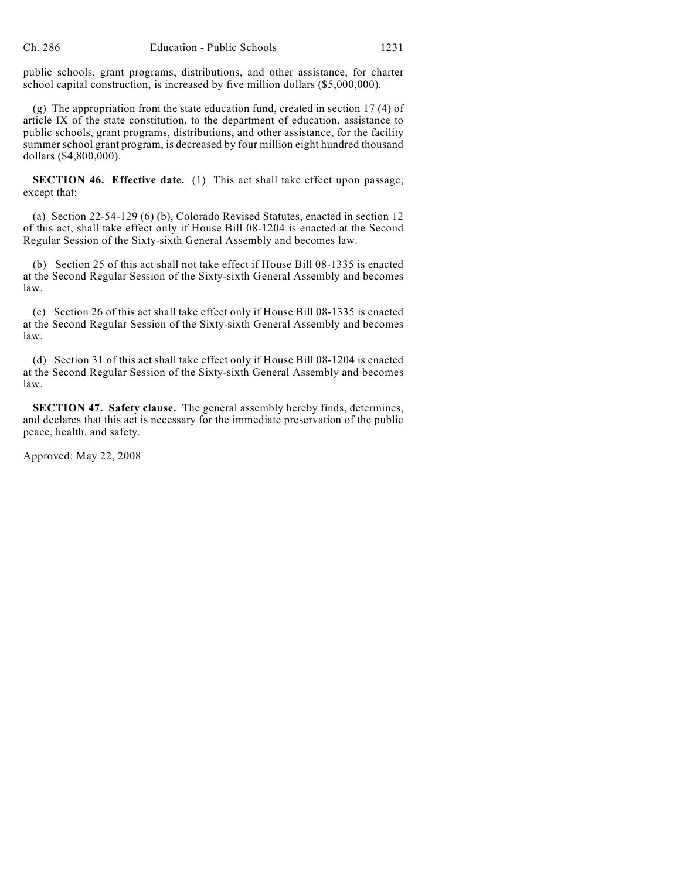public schools, grant programs, distributions, and other assistance, for charter school capital construction, is increased by five million dollars ($5,000,000).

(g) The appropriation from the state education fund, created in section 17 (4) of article IX of the state constitution, to the department of education, assistance to public schools, grant programs, distributions, and other assistance, for the facility summer school grant program, is decreased by four million eight hundred thousand dollars ($4,800,000).

**SECTION 46. Effective date.** (1) This act shall take effect upon passage; except that:

(a) Section 22-54-129 (6) (b), Colorado Revised Statutes, enacted in section 12 of this act, shall take effect only if House Bill 08-1204 is enacted at the Second Regular Session of the Sixty-sixth General Assembly and becomes law.

(b) Section 25 of this act shall not take effect if House Bill 08-1335 is enacted at the Second Regular Session of the Sixty-sixth General Assembly and becomes law.

(c) Section 26 of this act shall take effect only if House Bill 08-1335 is enacted at the Second Regular Session of the Sixty-sixth General Assembly and becomes law.

(d) Section 31 of this act shall take effect only if House Bill 08-1204 is enacted at the Second Regular Session of the Sixty-sixth General Assembly and becomes law.

**SECTION 47. Safety clause.** The general assembly hereby finds, determines, and declares that this act is necessary for the immediate preservation of the public peace, health, and safety.

Approved: May 22, 2008